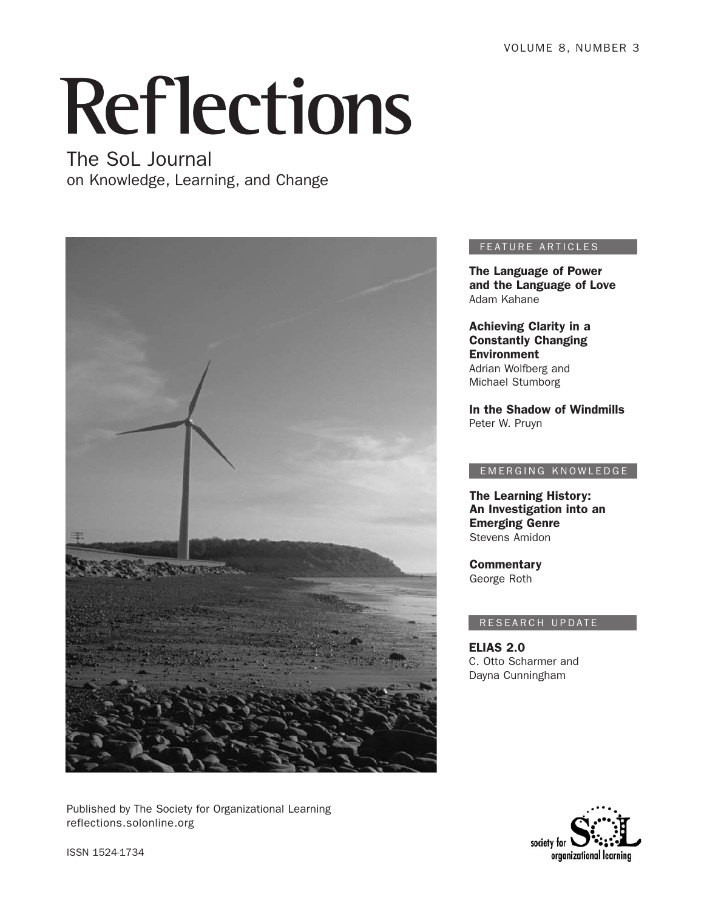VOLUME 8, NUMBER 3

# Reflections

The SoL Journal
on Knowledge, Learning, and Change

## FEATURE ARTICLES

**The Language of Power and the Language of Love**
Adam Kahane

**Achieving Clarity in a Constantly Changing Environment**
Adrian Wolfberg and Michael Stumborg

**In the Shadow of Windmills**
Peter W. Pruyn

## EMERGING KNOWLEDGE

**The Learning History: An Investigation into an Emerging Genre**
Stevens Amidon

**Commentary**
George Roth

## RESEARCH UPDATE

**ELIAS 2.0**
C. Otto Scharmer and Dayna Cunningham

Published by The Society for Organizational Learning
reflections.solonline.org

ISSN 1524-1734

society for SoL organizational learning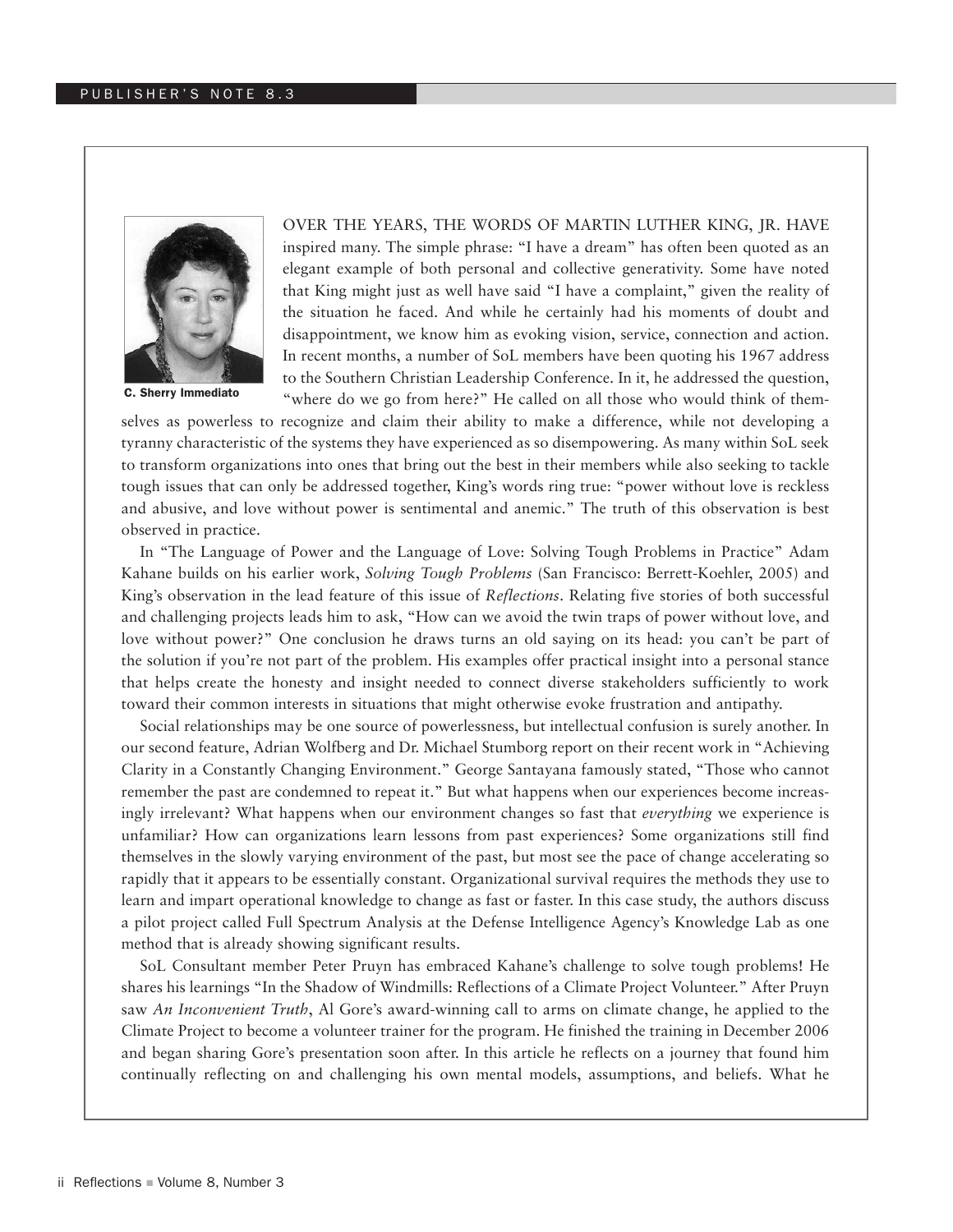C. Sherry Immediato

OVER THE YEARS, THE WORDS OF MARTIN LUTHER KING, JR. HAVE inspired many. The simple phrase: "I have a dream" has often been quoted as an elegant example of both personal and collective generativity. Some have noted that King might just as well have said "I have a complaint," given the reality of the situation he faced. And while he certainly had his moments of doubt and disappointment, we know him as evoking vision, service, connection and action. In recent months, a number of SoL members have been quoting his 1967 address to the Southern Christian Leadership Conference. In it, he addressed the question, "where do we go from here?" He called on all those who would think of themselves as powerless to recognize and claim their ability to make a difference, while not developing a tyranny characteristic of the systems they have experienced as so disempowering. As many within SoL seek to transform organizations into ones that bring out the best in their members while also seeking to tackle tough issues that can only be addressed together, King's words ring true: "power without love is reckless and abusive, and love without power is sentimental and anemic." The truth of this observation is best observed in practice.

In "The Language of Power and the Language of Love: Solving Tough Problems in Practice" Adam Kahane builds on his earlier work, *Solving Tough Problems* (San Francisco: Berrett-Koehler, 2005) and King's observation in the lead feature of this issue of *Reflections*. Relating five stories of both successful and challenging projects leads him to ask, "How can we avoid the twin traps of power without love, and love without power?" One conclusion he draws turns an old saying on its head: you can't be part of the solution if you're not part of the problem. His examples offer practical insight into a personal stance that helps create the honesty and insight needed to connect diverse stakeholders sufficiently to work toward their common interests in situations that might otherwise evoke frustration and antipathy.

Social relationships may be one source of powerlessness, but intellectual confusion is surely another. In our second feature, Adrian Wolfberg and Dr. Michael Stumborg report on their recent work in "Achieving Clarity in a Constantly Changing Environment." George Santayana famously stated, "Those who cannot remember the past are condemned to repeat it." But what happens when our experiences become increasingly irrelevant? What happens when our environment changes so fast that *everything* we experience is unfamiliar? How can organizations learn lessons from past experiences? Some organizations still find themselves in the slowly varying environment of the past, but most see the pace of change accelerating so rapidly that it appears to be essentially constant. Organizational survival requires the methods they use to learn and impart operational knowledge to change as fast or faster. In this case study, the authors discuss a pilot project called Full Spectrum Analysis at the Defense Intelligence Agency's Knowledge Lab as one method that is already showing significant results.

SoL Consultant member Peter Pruyn has embraced Kahane's challenge to solve tough problems! He shares his learnings "In the Shadow of Windmills: Reflections of a Climate Project Volunteer." After Pruyn saw *An Inconvenient Truth*, Al Gore's award-winning call to arms on climate change, he applied to the Climate Project to become a volunteer trainer for the program. He finished the training in December 2006 and began sharing Gore's presentation soon after. In this article he reflects on a journey that found him continually reflecting on and challenging his own mental models, assumptions, and beliefs. What he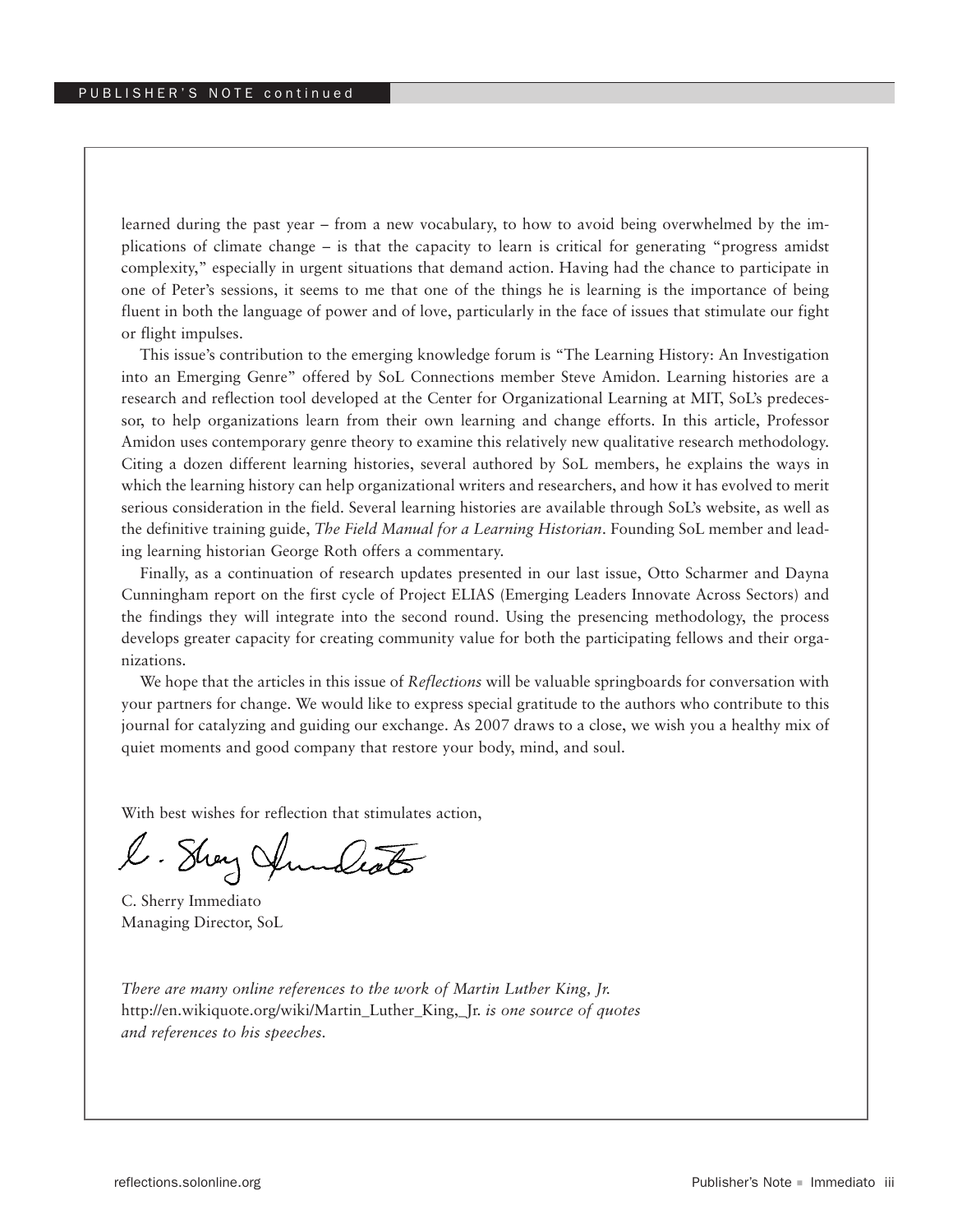learned during the past year – from a new vocabulary, to how to avoid being overwhelmed by the implications of climate change – is that the capacity to learn is critical for generating "progress amidst complexity," especially in urgent situations that demand action. Having had the chance to participate in one of Peter's sessions, it seems to me that one of the things he is learning is the importance of being fluent in both the language of power and of love, particularly in the face of issues that stimulate our fight or flight impulses.

This issue's contribution to the emerging knowledge forum is "The Learning History: An Investigation into an Emerging Genre" offered by SoL Connections member Steve Amidon. Learning histories are a research and reflection tool developed at the Center for Organizational Learning at MIT, SoL's predecessor, to help organizations learn from their own learning and change efforts. In this article, Professor Amidon uses contemporary genre theory to examine this relatively new qualitative research methodology. Citing a dozen different learning histories, several authored by SoL members, he explains the ways in which the learning history can help organizational writers and researchers, and how it has evolved to merit serious consideration in the field. Several learning histories are available through SoL's website, as well as the definitive training guide, *The Field Manual for a Learning Historian*. Founding SoL member and leading learning historian George Roth offers a commentary.

Finally, as a continuation of research updates presented in our last issue, Otto Scharmer and Dayna Cunningham report on the first cycle of Project ELIAS (Emerging Leaders Innovate Across Sectors) and the findings they will integrate into the second round. Using the presencing methodology, the process develops greater capacity for creating community value for both the participating fellows and their organizations.

We hope that the articles in this issue of *Reflections* will be valuable springboards for conversation with your partners for change. We would like to express special gratitude to the authors who contribute to this journal for catalyzing and guiding our exchange. As 2007 draws to a close, we wish you a healthy mix of quiet moments and good company that restore your body, mind, and soul.

With best wishes for reflection that stimulates action,

C. Sherry Immediato
Managing Director, SoL

*There are many online references to the work of Martin Luther King, Jr.* http://en.wikiquote.org/wiki/Martin_Luther_King,_Jr. *is one source of quotes and references to his speeches.*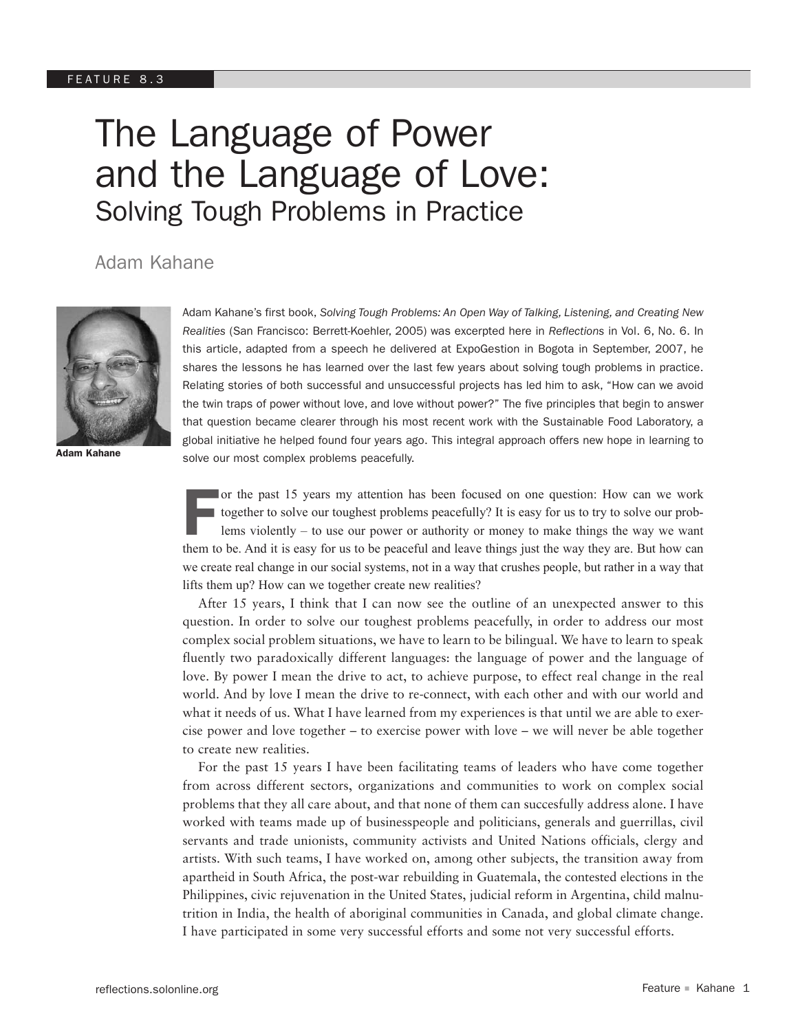FEATURE 8.3

# The Language of Power and the Language of Love:
## Solving Tough Problems in Practice

Adam Kahane

Adam Kahane

*Adam Kahane's first book, Solving Tough Problems: An Open Way of Talking, Listening, and Creating New Realities (San Francisco: Berrett-Koehler, 2005) was excerpted here in Reflections in Vol. 6, No. 6. In this article, adapted from a speech he delivered at ExpoGestion in Bogota in September, 2007, he shares the lessons he has learned over the last few years about solving tough problems in practice. Relating stories of both successful and unsuccessful projects has led him to ask, "How can we avoid the twin traps of power without love, and love without power?" The five principles that begin to answer that question became clearer through his most recent work with the Sustainable Food Laboratory, a global initiative he helped found four years ago. This integral approach offers new hope in learning to solve our most complex problems peacefully.*

For the past 15 years my attention has been focused on one question: How can we work together to solve our toughest problems peacefully? It is easy for us to try to solve our problems violently – to use our power or authority or money to make things the way we want them to be. And it is easy for us to be peaceful and leave things just the way they are. But how can we create real change in our social systems, not in a way that crushes people, but rather in a way that lifts them up? How can we together create new realities?

After 15 years, I think that I can now see the outline of an unexpected answer to this question. In order to solve our toughest problems peacefully, in order to address our most complex social problem situations, we have to learn to be bilingual. We have to learn to speak fluently two paradoxically different languages: the language of power and the language of love. By power I mean the drive to act, to achieve purpose, to effect real change in the real world. And by love I mean the drive to re-connect, with each other and with our world and what it needs of us. What I have learned from my experiences is that until we are able to exercise power and love together – to exercise power with love – we will never be able together to create new realities.

For the past 15 years I have been facilitating teams of leaders who have come together from across different sectors, organizations and communities to work on complex social problems that they all care about, and that none of them can succesfully address alone. I have worked with teams made up of businesspeople and politicians, generals and guerrillas, civil servants and trade unionists, community activists and United Nations officials, clergy and artists. With such teams, I have worked on, among other subjects, the transition away from apartheid in South Africa, the post-war rebuilding in Guatemala, the contested elections in the Philippines, civic rejuvenation in the United States, judicial reform in Argentina, child malnutrition in India, the health of aboriginal communities in Canada, and global climate change. I have participated in some very successful efforts and some not very successful efforts.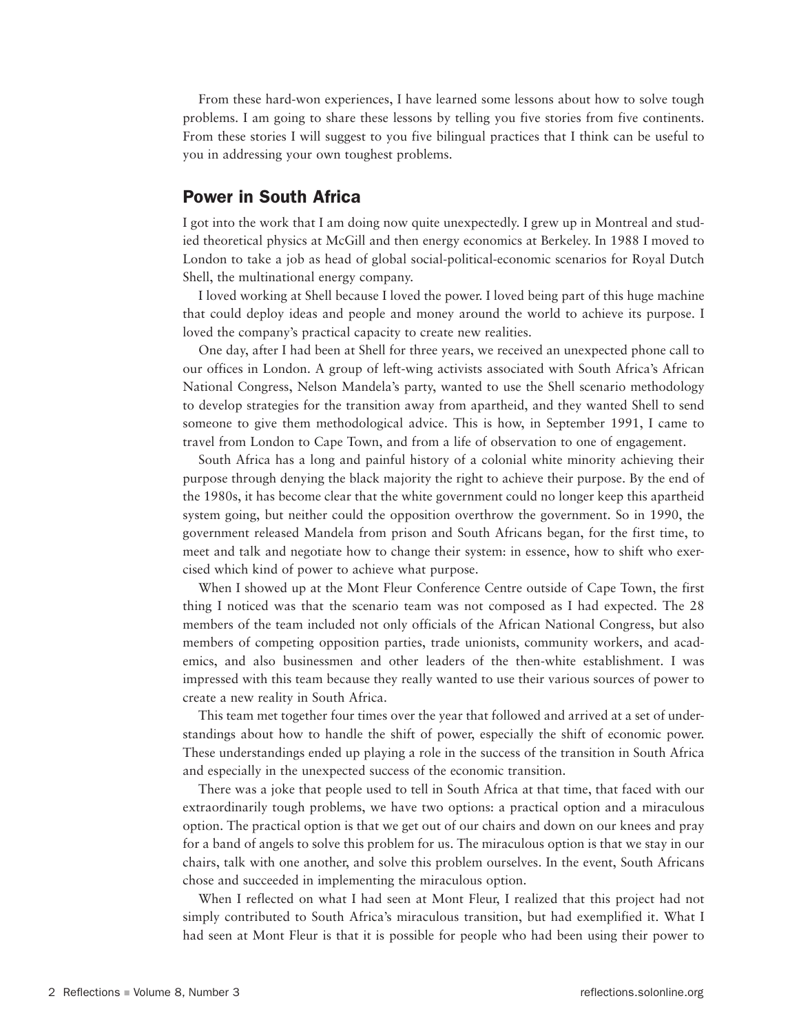From these hard-won experiences, I have learned some lessons about how to solve tough problems. I am going to share these lessons by telling you five stories from five continents. From these stories I will suggest to you five bilingual practices that I think can be useful to you in addressing your own toughest problems.

## Power in South Africa

I got into the work that I am doing now quite unexpectedly. I grew up in Montreal and studied theoretical physics at McGill and then energy economics at Berkeley. In 1988 I moved to London to take a job as head of global social-political-economic scenarios for Royal Dutch Shell, the multinational energy company.

I loved working at Shell because I loved the power. I loved being part of this huge machine that could deploy ideas and people and money around the world to achieve its purpose. I loved the company's practical capacity to create new realities.

One day, after I had been at Shell for three years, we received an unexpected phone call to our offices in London. A group of left-wing activists associated with South Africa's African National Congress, Nelson Mandela's party, wanted to use the Shell scenario methodology to develop strategies for the transition away from apartheid, and they wanted Shell to send someone to give them methodological advice. This is how, in September 1991, I came to travel from London to Cape Town, and from a life of observation to one of engagement.

South Africa has a long and painful history of a colonial white minority achieving their purpose through denying the black majority the right to achieve their purpose. By the end of the 1980s, it has become clear that the white government could no longer keep this apartheid system going, but neither could the opposition overthrow the government. So in 1990, the government released Mandela from prison and South Africans began, for the first time, to meet and talk and negotiate how to change their system: in essence, how to shift who exercised which kind of power to achieve what purpose.

When I showed up at the Mont Fleur Conference Centre outside of Cape Town, the first thing I noticed was that the scenario team was not composed as I had expected. The 28 members of the team included not only officials of the African National Congress, but also members of competing opposition parties, trade unionists, community workers, and academics, and also businessmen and other leaders of the then-white establishment. I was impressed with this team because they really wanted to use their various sources of power to create a new reality in South Africa.

This team met together four times over the year that followed and arrived at a set of understandings about how to handle the shift of power, especially the shift of economic power. These understandings ended up playing a role in the success of the transition in South Africa and especially in the unexpected success of the economic transition.

There was a joke that people used to tell in South Africa at that time, that faced with our extraordinarily tough problems, we have two options: a practical option and a miraculous option. The practical option is that we get out of our chairs and down on our knees and pray for a band of angels to solve this problem for us. The miraculous option is that we stay in our chairs, talk with one another, and solve this problem ourselves. In the event, South Africans chose and succeeded in implementing the miraculous option.

When I reflected on what I had seen at Mont Fleur, I realized that this project had not simply contributed to South Africa's miraculous transition, but had exemplified it. What I had seen at Mont Fleur is that it is possible for people who had been using their power to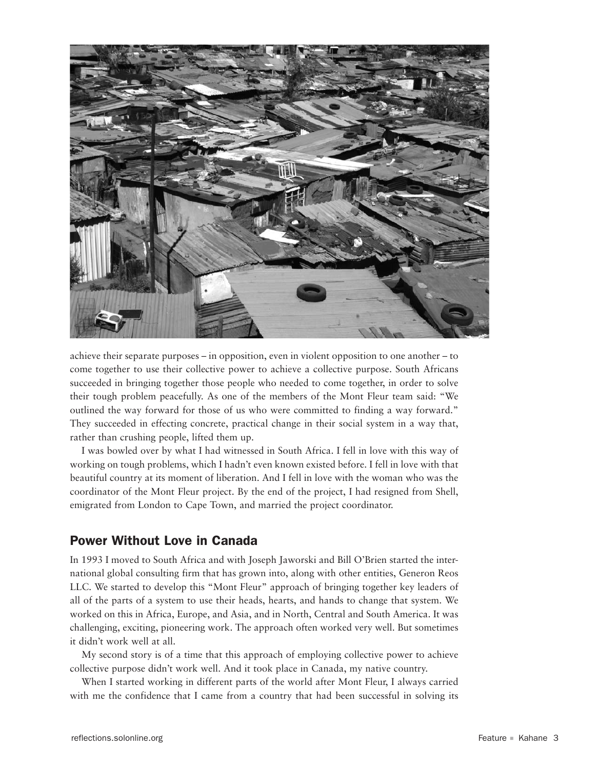achieve their separate purposes – in opposition, even in violent opposition to one another – to come together to use their collective power to achieve a collective purpose. South Africans succeeded in bringing together those people who needed to come together, in order to solve their tough problem peacefully. As one of the members of the Mont Fleur team said: "We outlined the way forward for those of us who were committed to finding a way forward." They succeeded in effecting concrete, practical change in their social system in a way that, rather than crushing people, lifted them up.

I was bowled over by what I had witnessed in South Africa. I fell in love with this way of working on tough problems, which I hadn't even known existed before. I fell in love with that beautiful country at its moment of liberation. And I fell in love with the woman who was the coordinator of the Mont Fleur project. By the end of the project, I had resigned from Shell, emigrated from London to Cape Town, and married the project coordinator.

## Power Without Love in Canada

In 1993 I moved to South Africa and with Joseph Jaworski and Bill O'Brien started the international global consulting firm that has grown into, along with other entities, Generon Reos LLC. We started to develop this "Mont Fleur" approach of bringing together key leaders of all of the parts of a system to use their heads, hearts, and hands to change that system. We worked on this in Africa, Europe, and Asia, and in North, Central and South America. It was challenging, exciting, pioneering work. The approach often worked very well. But sometimes it didn't work well at all.

My second story is of a time that this approach of employing collective power to achieve collective purpose didn't work well. And it took place in Canada, my native country.

When I started working in different parts of the world after Mont Fleur, I always carried with me the confidence that I came from a country that had been successful in solving its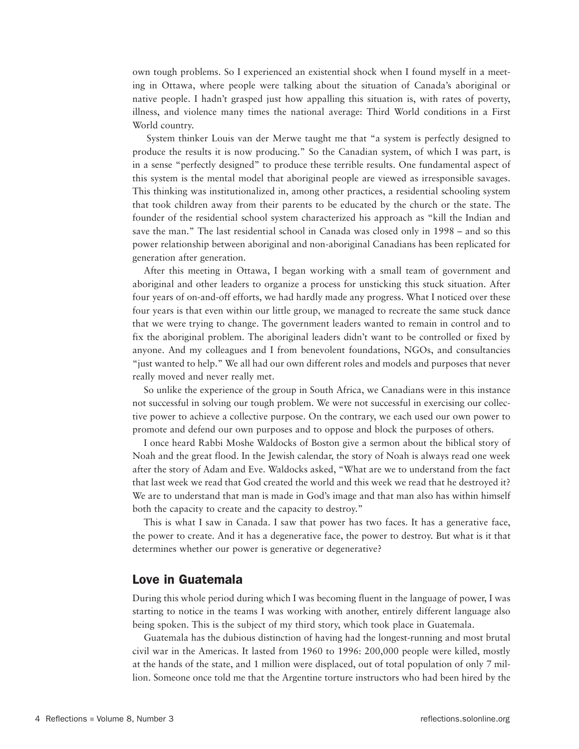own tough problems. So I experienced an existential shock when I found myself in a meeting in Ottawa, where people were talking about the situation of Canada's aboriginal or native people. I hadn't grasped just how appalling this situation is, with rates of poverty, illness, and violence many times the national average: Third World conditions in a First World country.

System thinker Louis van der Merwe taught me that "a system is perfectly designed to produce the results it is now producing." So the Canadian system, of which I was part, is in a sense "perfectly designed" to produce these terrible results. One fundamental aspect of this system is the mental model that aboriginal people are viewed as irresponsible savages. This thinking was institutionalized in, among other practices, a residential schooling system that took children away from their parents to be educated by the church or the state. The founder of the residential school system characterized his approach as "kill the Indian and save the man." The last residential school in Canada was closed only in 1998 – and so this power relationship between aboriginal and non-aboriginal Canadians has been replicated for generation after generation.

After this meeting in Ottawa, I began working with a small team of government and aboriginal and other leaders to organize a process for unsticking this stuck situation. After four years of on-and-off efforts, we had hardly made any progress. What I noticed over these four years is that even within our little group, we managed to recreate the same stuck dance that we were trying to change. The government leaders wanted to remain in control and to fix the aboriginal problem. The aboriginal leaders didn't want to be controlled or fixed by anyone. And my colleagues and I from benevolent foundations, NGOs, and consultancies "just wanted to help." We all had our own different roles and models and purposes that never really moved and never really met.

So unlike the experience of the group in South Africa, we Canadians were in this instance not successful in solving our tough problem. We were not successful in exercising our collective power to achieve a collective purpose. On the contrary, we each used our own power to promote and defend our own purposes and to oppose and block the purposes of others.

I once heard Rabbi Moshe Waldocks of Boston give a sermon about the biblical story of Noah and the great flood. In the Jewish calendar, the story of Noah is always read one week after the story of Adam and Eve. Waldocks asked, "What are we to understand from the fact that last week we read that God created the world and this week we read that he destroyed it? We are to understand that man is made in God's image and that man also has within himself both the capacity to create and the capacity to destroy."

This is what I saw in Canada. I saw that power has two faces. It has a generative face, the power to create. And it has a degenerative face, the power to destroy. But what is it that determines whether our power is generative or degenerative?

## Love in Guatemala

During this whole period during which I was becoming fluent in the language of power, I was starting to notice in the teams I was working with another, entirely different language also being spoken. This is the subject of my third story, which took place in Guatemala.

Guatemala has the dubious distinction of having had the longest-running and most brutal civil war in the Americas. It lasted from 1960 to 1996: 200,000 people were killed, mostly at the hands of the state, and 1 million were displaced, out of total population of only 7 million. Someone once told me that the Argentine torture instructors who had been hired by the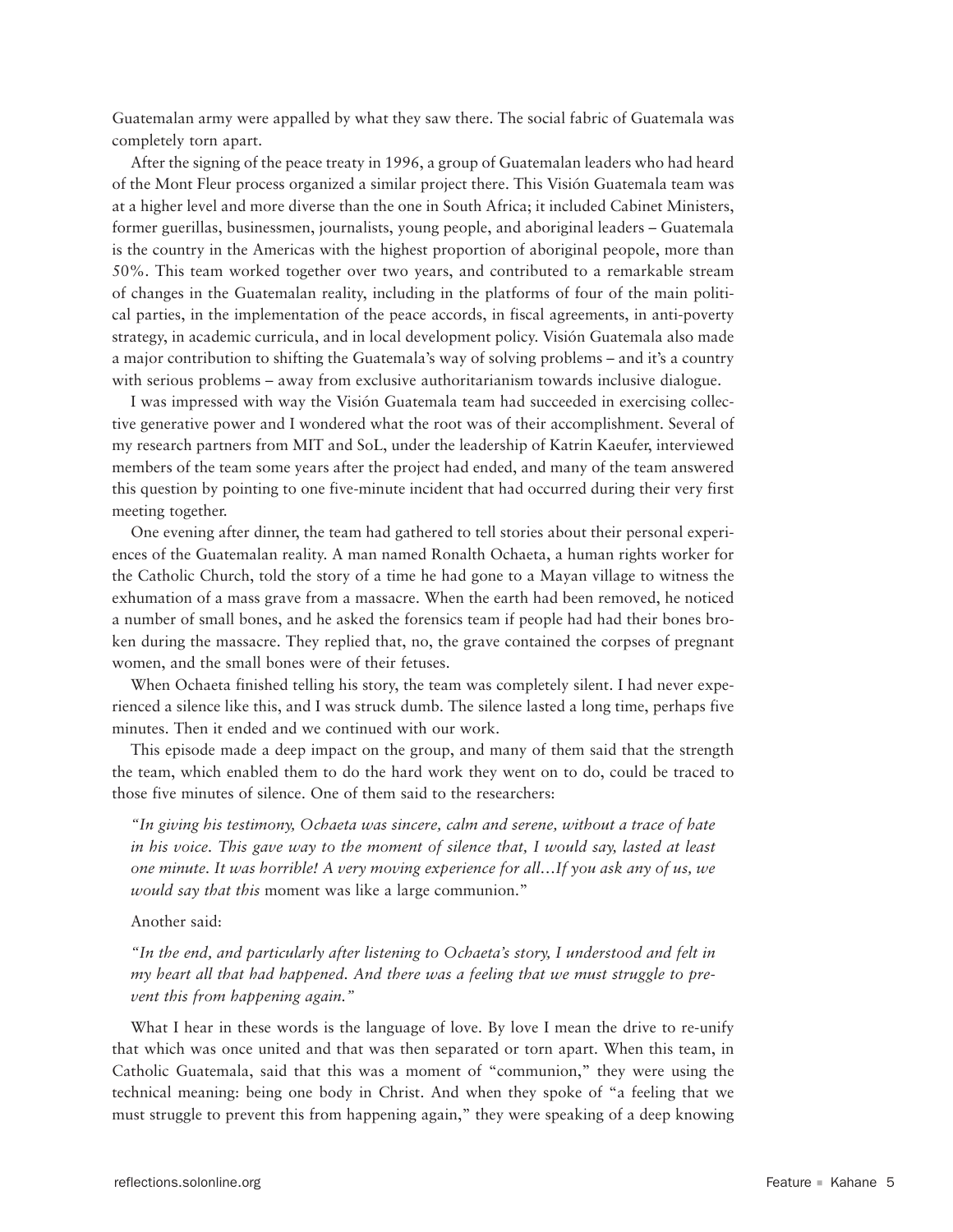Guatemalan army were appalled by what they saw there. The social fabric of Guatemala was completely torn apart.

After the signing of the peace treaty in 1996, a group of Guatemalan leaders who had heard of the Mont Fleur process organized a similar project there. This Visión Guatemala team was at a higher level and more diverse than the one in South Africa; it included Cabinet Ministers, former guerillas, businessmen, journalists, young people, and aboriginal leaders – Guatemala is the country in the Americas with the highest proportion of aboriginal peopole, more than 50%. This team worked together over two years, and contributed to a remarkable stream of changes in the Guatemalan reality, including in the platforms of four of the main political parties, in the implementation of the peace accords, in fiscal agreements, in anti-poverty strategy, in academic curricula, and in local development policy. Visión Guatemala also made a major contribution to shifting the Guatemala's way of solving problems – and it's a country with serious problems – away from exclusive authoritarianism towards inclusive dialogue.

I was impressed with way the Visión Guatemala team had succeeded in exercising collective generative power and I wondered what the root was of their accomplishment. Several of my research partners from MIT and SoL, under the leadership of Katrin Kaeufer, interviewed members of the team some years after the project had ended, and many of the team answered this question by pointing to one five-minute incident that had occurred during their very first meeting together.

One evening after dinner, the team had gathered to tell stories about their personal experiences of the Guatemalan reality. A man named Ronalth Ochaeta, a human rights worker for the Catholic Church, told the story of a time he had gone to a Mayan village to witness the exhumation of a mass grave from a massacre. When the earth had been removed, he noticed a number of small bones, and he asked the forensics team if people had had their bones broken during the massacre. They replied that, no, the grave contained the corpses of pregnant women, and the small bones were of their fetuses.

When Ochaeta finished telling his story, the team was completely silent. I had never experienced a silence like this, and I was struck dumb. The silence lasted a long time, perhaps five minutes. Then it ended and we continued with our work.

This episode made a deep impact on the group, and many of them said that the strength the team, which enabled them to do the hard work they went on to do, could be traced to those five minutes of silence. One of them said to the researchers:

> *"In giving his testimony, Ochaeta was sincere, calm and serene, without a trace of hate in his voice. This gave way to the moment of silence that, I would say, lasted at least one minute. It was horrible! A very moving experience for all…If you ask any of us, we would say that this* moment was like a large communion."

Another said:

> *"In the end, and particularly after listening to Ochaeta's story, I understood and felt in my heart all that had happened. And there was a feeling that we must struggle to prevent this from happening again."*

What I hear in these words is the language of love. By love I mean the drive to re-unify that which was once united and that was then separated or torn apart. When this team, in Catholic Guatemala, said that this was a moment of "communion," they were using the technical meaning: being one body in Christ. And when they spoke of "a feeling that we must struggle to prevent this from happening again," they were speaking of a deep knowing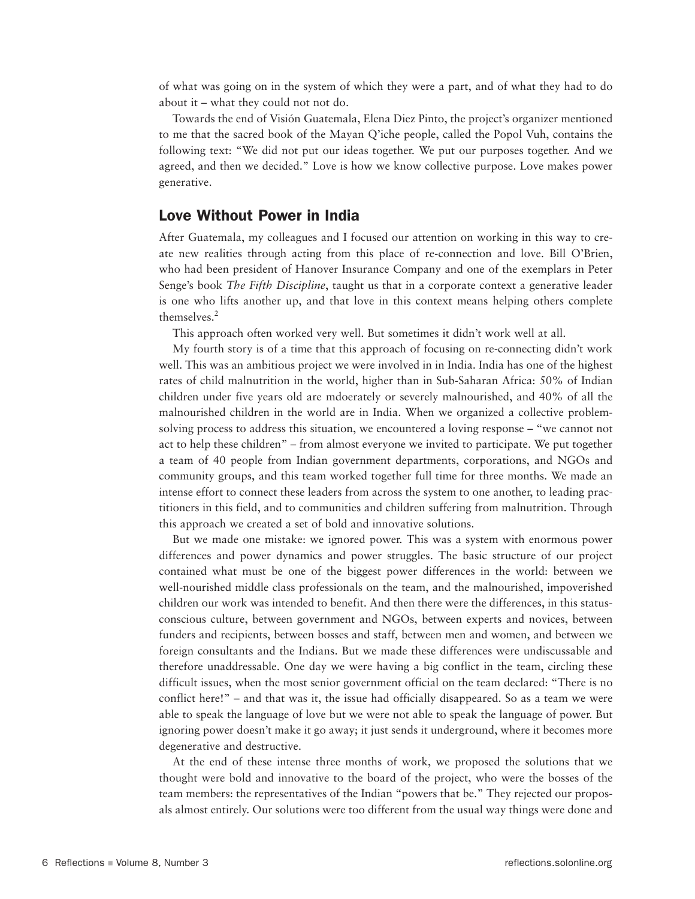of what was going on in the system of which they were a part, and of what they had to do about it – what they could not not do.

Towards the end of Visión Guatemala, Elena Diez Pinto, the project's organizer mentioned to me that the sacred book of the Mayan Q'iche people, called the Popol Vuh, contains the following text: "We did not put our ideas together. We put our purposes together. And we agreed, and then we decided." Love is how we know collective purpose. Love makes power generative.

## Love Without Power in India

After Guatemala, my colleagues and I focused our attention on working in this way to create new realities through acting from this place of re-connection and love. Bill O'Brien, who had been president of Hanover Insurance Company and one of the exemplars in Peter Senge's book *The Fifth Discipline*, taught us that in a corporate context a generative leader is one who lifts another up, and that love in this context means helping others complete themselves.[2]

This approach often worked very well. But sometimes it didn't work well at all.

My fourth story is of a time that this approach of focusing on re-connecting didn't work well. This was an ambitious project we were involved in in India. India has one of the highest rates of child malnutrition in the world, higher than in Sub-Saharan Africa: 50% of Indian children under five years old are mdoerately or severely malnourished, and 40% of all the malnourished children in the world are in India. When we organized a collective problem-solving process to address this situation, we encountered a loving response – "we cannot not act to help these children" – from almost everyone we invited to participate. We put together a team of 40 people from Indian government departments, corporations, and NGOs and community groups, and this team worked together full time for three months. We made an intense effort to connect these leaders from across the system to one another, to leading practitioners in this field, and to communities and children suffering from malnutrition. Through this approach we created a set of bold and innovative solutions.

But we made one mistake: we ignored power. This was a system with enormous power differences and power dynamics and power struggles. The basic structure of our project contained what must be one of the biggest power differences in the world: between we well-nourished middle class professionals on the team, and the malnourished, impoverished children our work was intended to benefit. And then there were the differences, in this status-conscious culture, between government and NGOs, between experts and novices, between funders and recipients, between bosses and staff, between men and women, and between we foreign consultants and the Indians. But we made these differences were undiscussable and therefore unaddressable. One day we were having a big conflict in the team, circling these difficult issues, when the most senior government official on the team declared: "There is no conflict here!" – and that was it, the issue had officially disappeared. So as a team we were able to speak the language of love but we were not able to speak the language of power. But ignoring power doesn't make it go away; it just sends it underground, where it becomes more degenerative and destructive.

At the end of these intense three months of work, we proposed the solutions that we thought were bold and innovative to the board of the project, who were the bosses of the team members: the representatives of the Indian "powers that be." They rejected our proposals almost entirely. Our solutions were too different from the usual way things were done and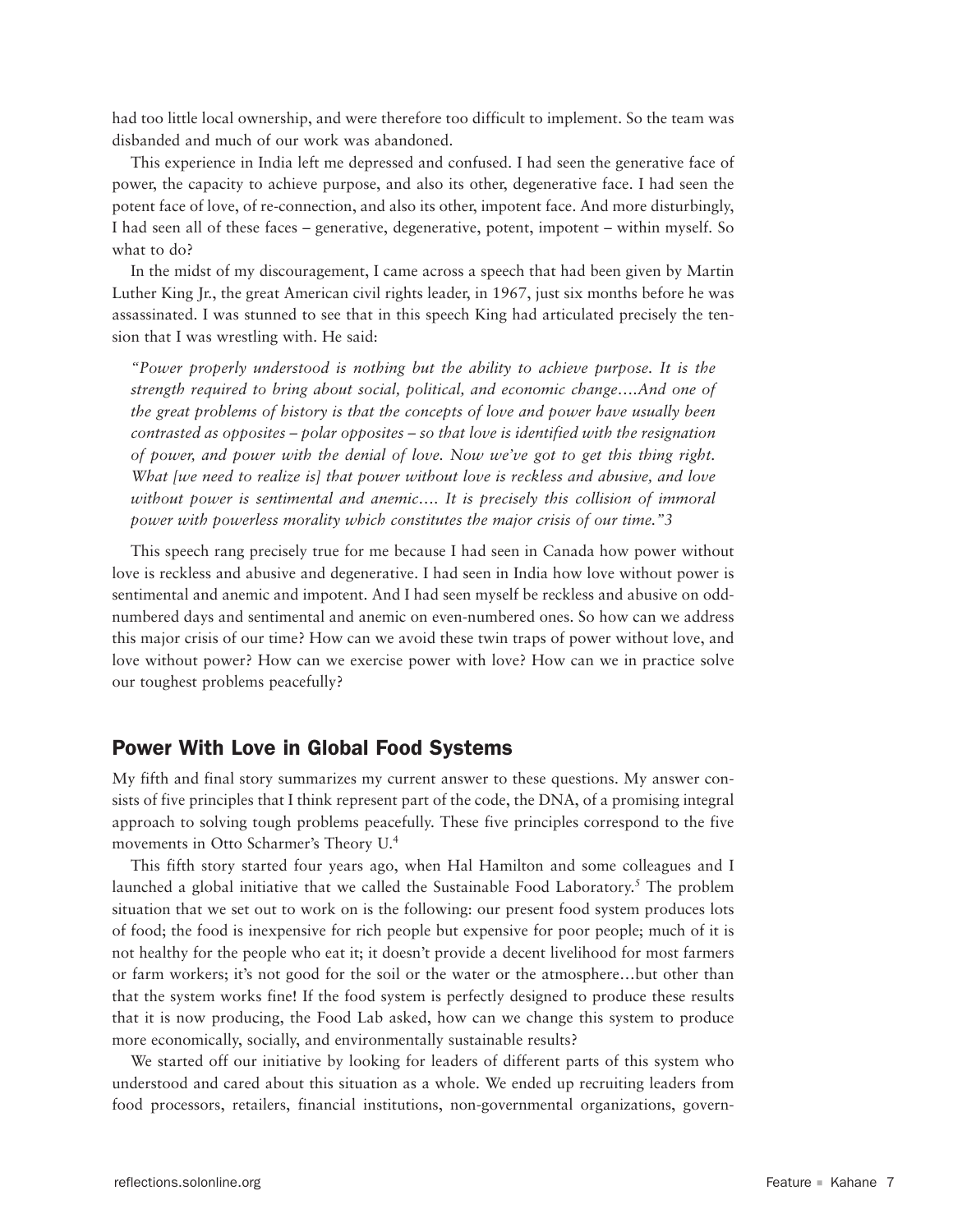had too little local ownership, and were therefore too difficult to implement. So the team was disbanded and much of our work was abandoned.

This experience in India left me depressed and confused. I had seen the generative face of power, the capacity to achieve purpose, and also its other, degenerative face. I had seen the potent face of love, of re-connection, and also its other, impotent face. And more disturbingly, I had seen all of these faces – generative, degenerative, potent, impotent – within myself. So what to do?

In the midst of my discouragement, I came across a speech that had been given by Martin Luther King Jr., the great American civil rights leader, in 1967, just six months before he was assassinated. I was stunned to see that in this speech King had articulated precisely the tension that I was wrestling with. He said:

> *"Power properly understood is nothing but the ability to achieve purpose. It is the strength required to bring about social, political, and economic change….And one of the great problems of history is that the concepts of love and power have usually been contrasted as opposites – polar opposites – so that love is identified with the resignation of power, and power with the denial of love. Now we've got to get this thing right. What [we need to realize is] that power without love is reckless and abusive, and love without power is sentimental and anemic…. It is precisely this collision of immoral power with powerless morality which constitutes the major crisis of our time."3*

This speech rang precisely true for me because I had seen in Canada how power without love is reckless and abusive and degenerative. I had seen in India how love without power is sentimental and anemic and impotent. And I had seen myself be reckless and abusive on odd-numbered days and sentimental and anemic on even-numbered ones. So how can we address this major crisis of our time? How can we avoid these twin traps of power without love, and love without power? How can we exercise power with love? How can we in practice solve our toughest problems peacefully?

## Power With Love in Global Food Systems

My fifth and final story summarizes my current answer to these questions. My answer consists of five principles that I think represent part of the code, the DNA, of a promising integral approach to solving tough problems peacefully. These five principles correspond to the five movements in Otto Scharmer's Theory U.[4]

This fifth story started four years ago, when Hal Hamilton and some colleagues and I launched a global initiative that we called the Sustainable Food Laboratory.[5] The problem situation that we set out to work on is the following: our present food system produces lots of food; the food is inexpensive for rich people but expensive for poor people; much of it is not healthy for the people who eat it; it doesn't provide a decent livelihood for most farmers or farm workers; it's not good for the soil or the water or the atmosphere…but other than that the system works fine! If the food system is perfectly designed to produce these results that it is now producing, the Food Lab asked, how can we change this system to produce more economically, socially, and environmentally sustainable results?

We started off our initiative by looking for leaders of different parts of this system who understood and cared about this situation as a whole. We ended up recruiting leaders from food processors, retailers, financial institutions, non-governmental organizations, govern-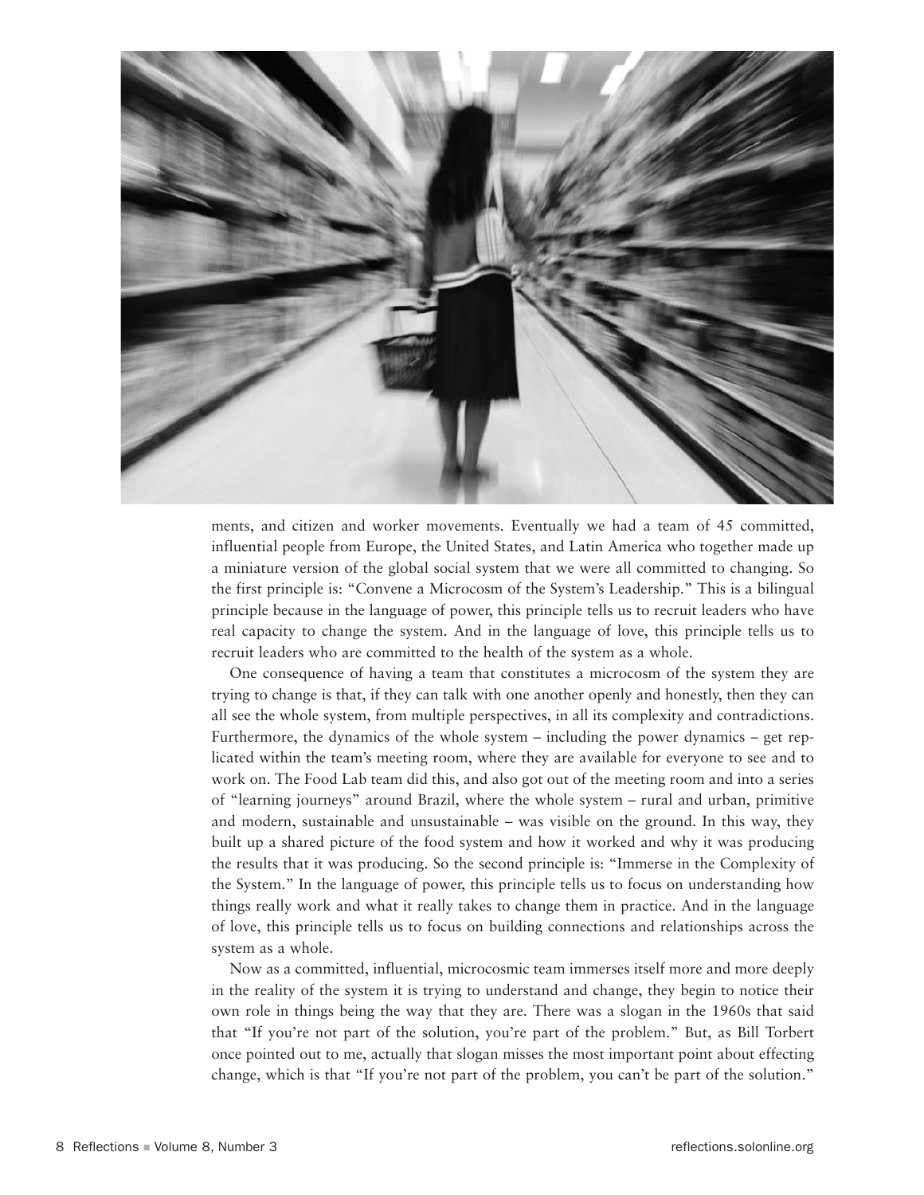ments, and citizen and worker movements. Eventually we had a team of 45 committed, influential people from Europe, the United States, and Latin America who together made up a miniature version of the global social system that we were all committed to changing. So the first principle is: "Convene a Microcosm of the System's Leadership." This is a bilingual principle because in the language of power, this principle tells us to recruit leaders who have real capacity to change the system. And in the language of love, this principle tells us to recruit leaders who are committed to the health of the system as a whole.

One consequence of having a team that constitutes a microcosm of the system they are trying to change is that, if they can talk with one another openly and honestly, then they can all see the whole system, from multiple perspectives, in all its complexity and contradictions. Furthermore, the dynamics of the whole system – including the power dynamics – get replicated within the team's meeting room, where they are available for everyone to see and to work on. The Food Lab team did this, and also got out of the meeting room and into a series of "learning journeys" around Brazil, where the whole system – rural and urban, primitive and modern, sustainable and unsustainable – was visible on the ground. In this way, they built up a shared picture of the food system and how it worked and why it was producing the results that it was producing. So the second principle is: "Immerse in the Complexity of the System." In the language of power, this principle tells us to focus on understanding how things really work and what it really takes to change them in practice. And in the language of love, this principle tells us to focus on building connections and relationships across the system as a whole.

Now as a committed, influential, microcosmic team immerses itself more and more deeply in the reality of the system it is trying to understand and change, they begin to notice their own role in things being the way that they are. There was a slogan in the 1960s that said that "If you're not part of the solution, you're part of the problem." But, as Bill Torbert once pointed out to me, actually that slogan misses the most important point about effecting change, which is that "If you're not part of the problem, you can't be part of the solution."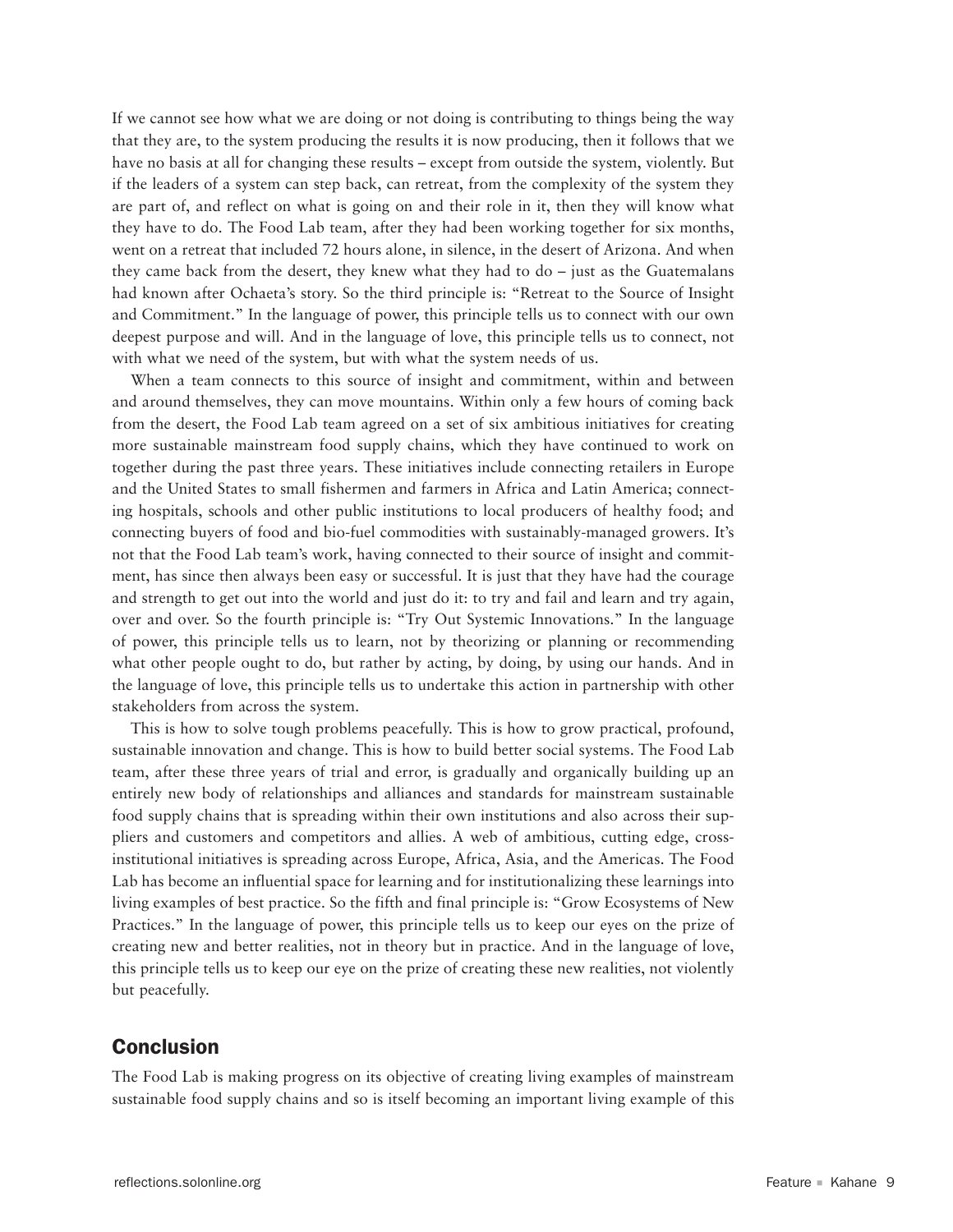If we cannot see how what we are doing or not doing is contributing to things being the way that they are, to the system producing the results it is now producing, then it follows that we have no basis at all for changing these results – except from outside the system, violently. But if the leaders of a system can step back, can retreat, from the complexity of the system they are part of, and reflect on what is going on and their role in it, then they will know what they have to do. The Food Lab team, after they had been working together for six months, went on a retreat that included 72 hours alone, in silence, in the desert of Arizona. And when they came back from the desert, they knew what they had to do – just as the Guatemalans had known after Ochaeta's story. So the third principle is: "Retreat to the Source of Insight and Commitment." In the language of power, this principle tells us to connect with our own deepest purpose and will. And in the language of love, this principle tells us to connect, not with what we need of the system, but with what the system needs of us.

When a team connects to this source of insight and commitment, within and between and around themselves, they can move mountains. Within only a few hours of coming back from the desert, the Food Lab team agreed on a set of six ambitious initiatives for creating more sustainable mainstream food supply chains, which they have continued to work on together during the past three years. These initiatives include connecting retailers in Europe and the United States to small fishermen and farmers in Africa and Latin America; connecting hospitals, schools and other public institutions to local producers of healthy food; and connecting buyers of food and bio-fuel commodities with sustainably-managed growers. It's not that the Food Lab team's work, having connected to their source of insight and commitment, has since then always been easy or successful. It is just that they have had the courage and strength to get out into the world and just do it: to try and fail and learn and try again, over and over. So the fourth principle is: "Try Out Systemic Innovations." In the language of power, this principle tells us to learn, not by theorizing or planning or recommending what other people ought to do, but rather by acting, by doing, by using our hands. And in the language of love, this principle tells us to undertake this action in partnership with other stakeholders from across the system.

This is how to solve tough problems peacefully. This is how to grow practical, profound, sustainable innovation and change. This is how to build better social systems. The Food Lab team, after these three years of trial and error, is gradually and organically building up an entirely new body of relationships and alliances and standards for mainstream sustainable food supply chains that is spreading within their own institutions and also across their suppliers and customers and competitors and allies. A web of ambitious, cutting edge, cross-institutional initiatives is spreading across Europe, Africa, Asia, and the Americas. The Food Lab has become an influential space for learning and for institutionalizing these learnings into living examples of best practice. So the fifth and final principle is: "Grow Ecosystems of New Practices." In the language of power, this principle tells us to keep our eyes on the prize of creating new and better realities, not in theory but in practice. And in the language of love, this principle tells us to keep our eye on the prize of creating these new realities, not violently but peacefully.

## Conclusion

The Food Lab is making progress on its objective of creating living examples of mainstream sustainable food supply chains and so is itself becoming an important living example of this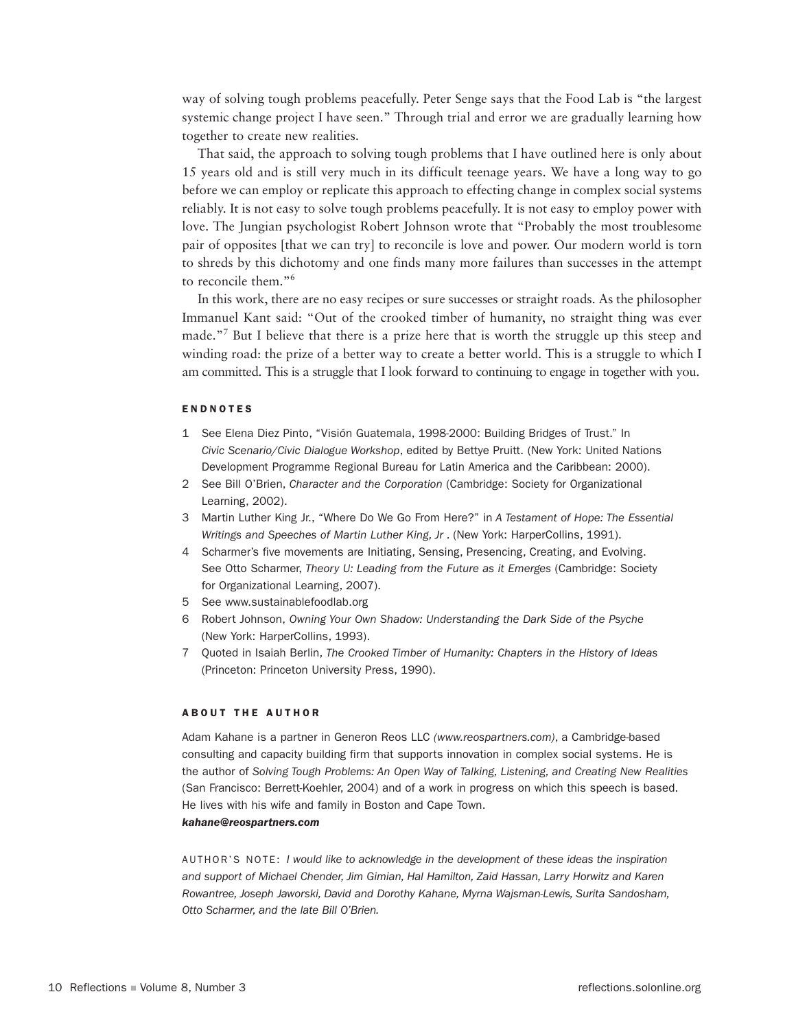way of solving tough problems peacefully. Peter Senge says that the Food Lab is "the largest systemic change project I have seen." Through trial and error we are gradually learning how together to create new realities.

That said, the approach to solving tough problems that I have outlined here is only about 15 years old and is still very much in its difficult teenage years. We have a long way to go before we can employ or replicate this approach to effecting change in complex social systems reliably. It is not easy to solve tough problems peacefully. It is not easy to employ power with love. The Jungian psychologist Robert Johnson wrote that "Probably the most troublesome pair of opposites [that we can try] to reconcile is love and power. Our modern world is torn to shreds by this dichotomy and one finds many more failures than successes in the attempt to reconcile them."[6]

In this work, there are no easy recipes or sure successes or straight roads. As the philosopher Immanuel Kant said: "Out of the crooked timber of humanity, no straight thing was ever made."[7] But I believe that there is a prize here that is worth the struggle up this steep and winding road: the prize of a better way to create a better world. This is a struggle to which I am committed. This is a struggle that I look forward to continuing to engage in together with you.

## ENDNOTES

1. See Elena Diez Pinto, "Visión Guatemala, 1998-2000: Building Bridges of Trust." In *Civic Scenario/Civic Dialogue Workshop*, edited by Bettye Pruitt. (New York: United Nations Development Programme Regional Bureau for Latin America and the Caribbean: 2000).
2. See Bill O'Brien, *Character and the Corporation* (Cambridge: Society for Organizational Learning, 2002).
3. Martin Luther King Jr., "Where Do We Go From Here?" in *A Testament of Hope: The Essential Writings and Speeches of Martin Luther King, Jr* . (New York: HarperCollins, 1991).
4. Scharmer's five movements are Initiating, Sensing, Presencing, Creating, and Evolving. See Otto Scharmer, *Theory U: Leading from the Future as it Emerges* (Cambridge: Society for Organizational Learning, 2007).
5. See www.sustainablefoodlab.org
6. Robert Johnson, *Owning Your Own Shadow: Understanding the Dark Side of the Psyche* (New York: HarperCollins, 1993).
7. Quoted in Isaiah Berlin, *The Crooked Timber of Humanity: Chapters in the History of Ideas* (Princeton: Princeton University Press, 1990).

## ABOUT THE AUTHOR

Adam Kahane is a partner in Generon Reos LLC *(www.reospartners.com)*, a Cambridge-based consulting and capacity building firm that supports innovation in complex social systems. He is the author of *Solving Tough Problems: An Open Way of Talking, Listening, and Creating New Realities* (San Francisco: Berrett-Koehler, 2004) and of a work in progress on which this speech is based. He lives with his wife and family in Boston and Cape Town.
***kahane@reospartners.com***

AUTHOR'S NOTE: *I would like to acknowledge in the development of these ideas the inspiration and support of Michael Chender, Jim Gimian, Hal Hamilton, Zaid Hassan, Larry Horwitz and Karen Rowantree, Joseph Jaworski, David and Dorothy Kahane, Myrna Wajsman-Lewis, Surita Sandosham, Otto Scharmer, and the late Bill O'Brien.*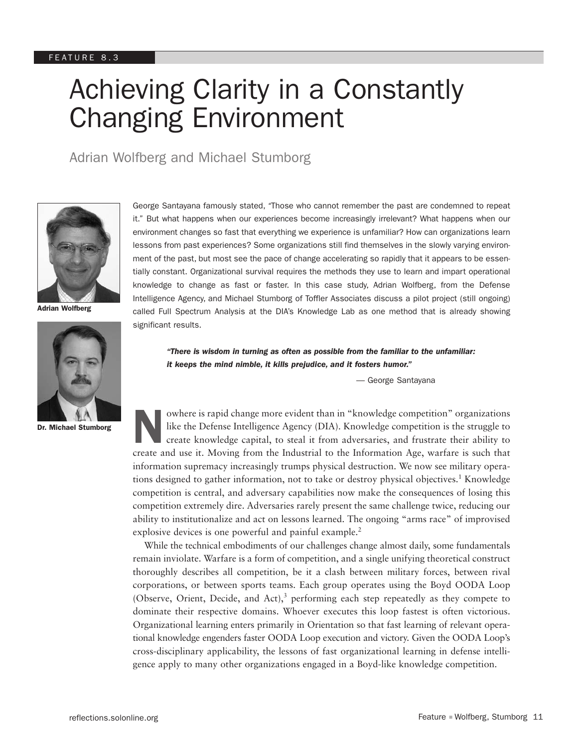FEATURE 8.3

# Achieving Clarity in a Constantly Changing Environment

Adrian Wolfberg and Michael Stumborg

**Adrian Wolfberg**

**Dr. Michael Stumborg**

George Santayana famously stated, "Those who cannot remember the past are condemned to repeat it." But what happens when our experiences become increasingly irrelevant? What happens when our environment changes so fast that everything we experience is unfamiliar? How can organizations learn lessons from past experiences? Some organizations still find themselves in the slowly varying environment of the past, but most see the pace of change accelerating so rapidly that it appears to be essentially constant. Organizational survival requires the methods they use to learn and impart operational knowledge to change as fast or faster. In this case study, Adrian Wolfberg, from the Defense Intelligence Agency, and Michael Stumborg of Toffler Associates discuss a pilot project (still ongoing) called Full Spectrum Analysis at the DIA's Knowledge Lab as one method that is already showing significant results.

> ***"There is wisdom in turning as often as possible from the familiar to the unfamiliar: it keeps the mind nimble, it kills prejudice, and it fosters humor."***
>
> — George Santayana

Nowhere is rapid change more evident than in "knowledge competition" organizations like the Defense Intelligence Agency (DIA). Knowledge competition is the struggle to create knowledge capital, to steal it from adversaries, and frustrate their ability to create and use it. Moving from the Industrial to the Information Age, warfare is such that information supremacy increasingly trumps physical destruction. We now see military operations designed to gather information, not to take or destroy physical objectives.[1] Knowledge competition is central, and adversary capabilities now make the consequences of losing this competition extremely dire. Adversaries rarely present the same challenge twice, reducing our ability to institutionalize and act on lessons learned. The ongoing "arms race" of improvised explosive devices is one powerful and painful example.[2]

While the technical embodiments of our challenges change almost daily, some fundamentals remain inviolate. Warfare is a form of competition, and a single unifying theoretical construct thoroughly describes all competition, be it a clash between military forces, between rival corporations, or between sports teams. Each group operates using the Boyd OODA Loop (Observe, Orient, Decide, and Act),[3] performing each step repeatedly as they compete to dominate their respective domains. Whoever executes this loop fastest is often victorious. Organizational learning enters primarily in Orientation so that fast learning of relevant operational knowledge engenders faster OODA Loop execution and victory. Given the OODA Loop's cross-disciplinary applicability, the lessons of fast organizational learning in defense intelligence apply to many other organizations engaged in a Boyd-like knowledge competition.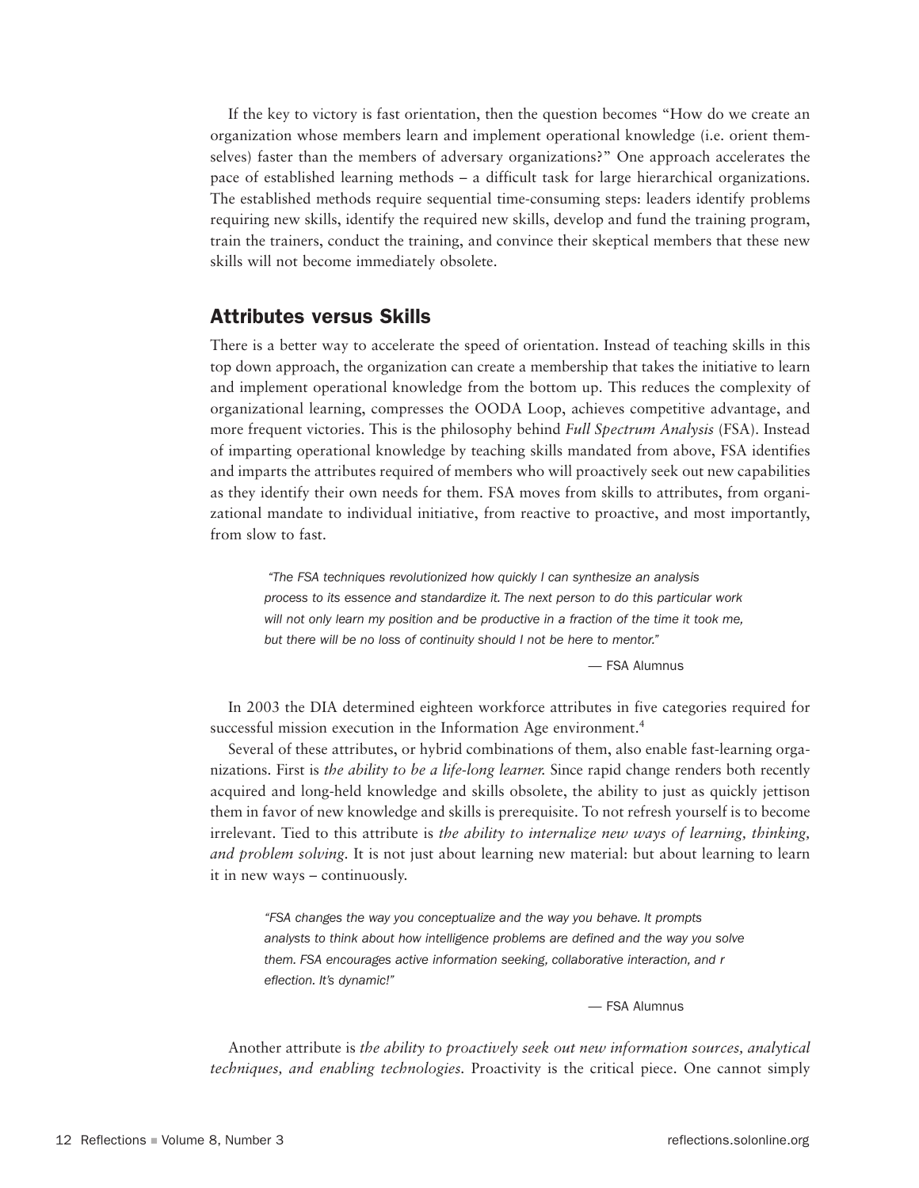If the key to victory is fast orientation, then the question becomes "How do we create an organization whose members learn and implement operational knowledge (i.e. orient themselves) faster than the members of adversary organizations?" One approach accelerates the pace of established learning methods – a difficult task for large hierarchical organizations. The established methods require sequential time-consuming steps: leaders identify problems requiring new skills, identify the required new skills, develop and fund the training program, train the trainers, conduct the training, and convince their skeptical members that these new skills will not become immediately obsolete.

## Attributes versus Skills

There is a better way to accelerate the speed of orientation. Instead of teaching skills in this top down approach, the organization can create a membership that takes the initiative to learn and implement operational knowledge from the bottom up. This reduces the complexity of organizational learning, compresses the OODA Loop, achieves competitive advantage, and more frequent victories. This is the philosophy behind *Full Spectrum Analysis* (FSA). Instead of imparting operational knowledge by teaching skills mandated from above, FSA identifies and imparts the attributes required of members who will proactively seek out new capabilities as they identify their own needs for them. FSA moves from skills to attributes, from organizational mandate to individual initiative, from reactive to proactive, and most importantly, from slow to fast.

> *"The FSA techniques revolutionized how quickly I can synthesize an analysis process to its essence and standardize it. The next person to do this particular work will not only learn my position and be productive in a fraction of the time it took me, but there will be no loss of continuity should I not be here to mentor."*
>
> — FSA Alumnus

In 2003 the DIA determined eighteen workforce attributes in five categories required for successful mission execution in the Information Age environment.[4]

Several of these attributes, or hybrid combinations of them, also enable fast-learning organizations. First is *the ability to be a life-long learner.* Since rapid change renders both recently acquired and long-held knowledge and skills obsolete, the ability to just as quickly jettison them in favor of new knowledge and skills is prerequisite. To not refresh yourself is to become irrelevant. Tied to this attribute is *the ability to internalize new ways of learning, thinking, and problem solving.* It is not just about learning new material: but about learning to learn it in new ways – continuously.

> *"FSA changes the way you conceptualize and the way you behave. It prompts analysts to think about how intelligence problems are defined and the way you solve them. FSA encourages active information seeking, collaborative interaction, and r eflection. It's dynamic!"*
>
> — FSA Alumnus

Another attribute is *the ability to proactively seek out new information sources, analytical techniques, and enabling technologies.* Proactivity is the critical piece. One cannot simply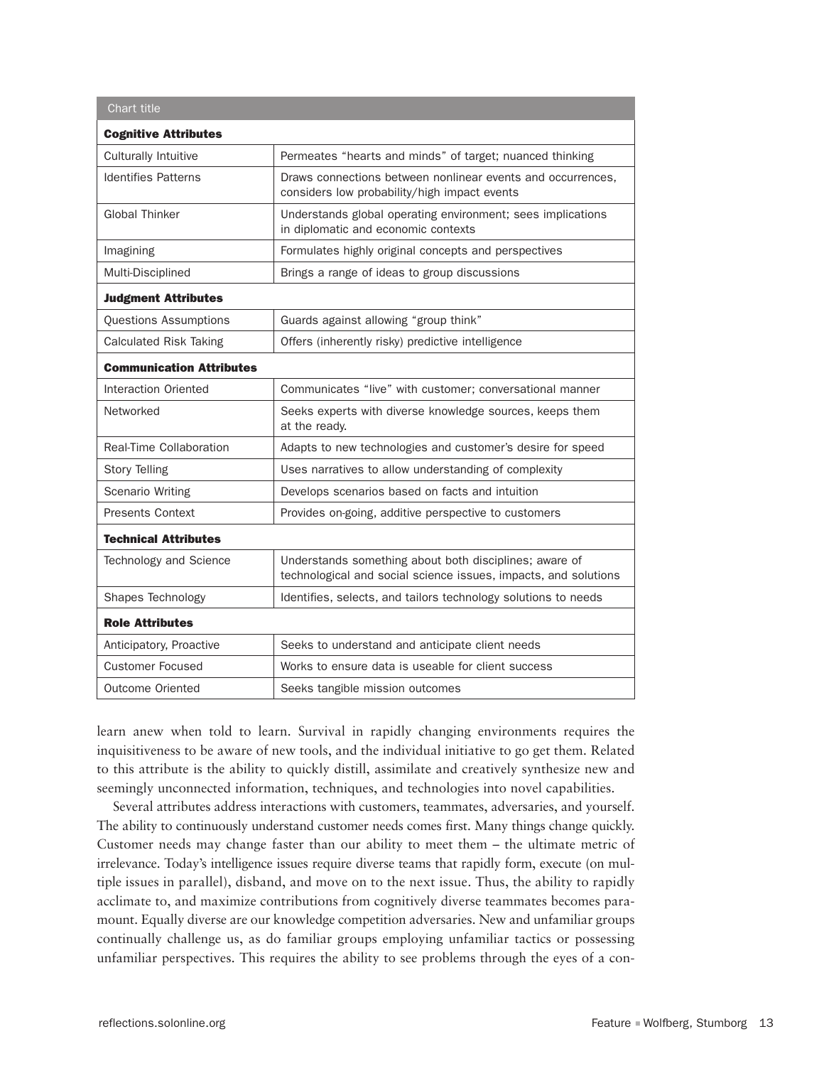| Chart title | |
|---|---|
| **Cognitive Attributes** | |
| Culturally Intuitive | Permeates "hearts and minds" of target; nuanced thinking |
| Identifies Patterns | Draws connections between nonlinear events and occurrences, considers low probability/high impact events |
| Global Thinker | Understands global operating environment; sees implications in diplomatic and economic contexts |
| Imagining | Formulates highly original concepts and perspectives |
| Multi-Disciplined | Brings a range of ideas to group discussions |
| **Judgment Attributes** | |
| Questions Assumptions | Guards against allowing "group think" |
| Calculated Risk Taking | Offers (inherently risky) predictive intelligence |
| **Communication Attributes** | |
| Interaction Oriented | Communicates "live" with customer; conversational manner |
| Networked | Seeks experts with diverse knowledge sources, keeps them at the ready. |
| Real-Time Collaboration | Adapts to new technologies and customer's desire for speed |
| Story Telling | Uses narratives to allow understanding of complexity |
| Scenario Writing | Develops scenarios based on facts and intuition |
| Presents Context | Provides on-going, additive perspective to customers |
| **Technical Attributes** | |
| Technology and Science | Understands something about both disciplines; aware of technological and social science issues, impacts, and solutions |
| Shapes Technology | Identifies, selects, and tailors technology solutions to needs |
| **Role Attributes** | |
| Anticipatory, Proactive | Seeks to understand and anticipate client needs |
| Customer Focused | Works to ensure data is useable for client success |
| Outcome Oriented | Seeks tangible mission outcomes |

learn anew when told to learn. Survival in rapidly changing environments requires the inquisitiveness to be aware of new tools, and the individual initiative to go get them. Related to this attribute is the ability to quickly distill, assimilate and creatively synthesize new and seemingly unconnected information, techniques, and technologies into novel capabilities.

Several attributes address interactions with customers, teammates, adversaries, and yourself. The ability to continuously understand customer needs comes first. Many things change quickly. Customer needs may change faster than our ability to meet them – the ultimate metric of irrelevance. Today's intelligence issues require diverse teams that rapidly form, execute (on multiple issues in parallel), disband, and move on to the next issue. Thus, the ability to rapidly acclimate to, and maximize contributions from cognitively diverse teammates becomes paramount. Equally diverse are our knowledge competition adversaries. New and unfamiliar groups continually challenge us, as do familiar groups employing unfamiliar tactics or possessing unfamiliar perspectives. This requires the ability to see problems through the eyes of a con-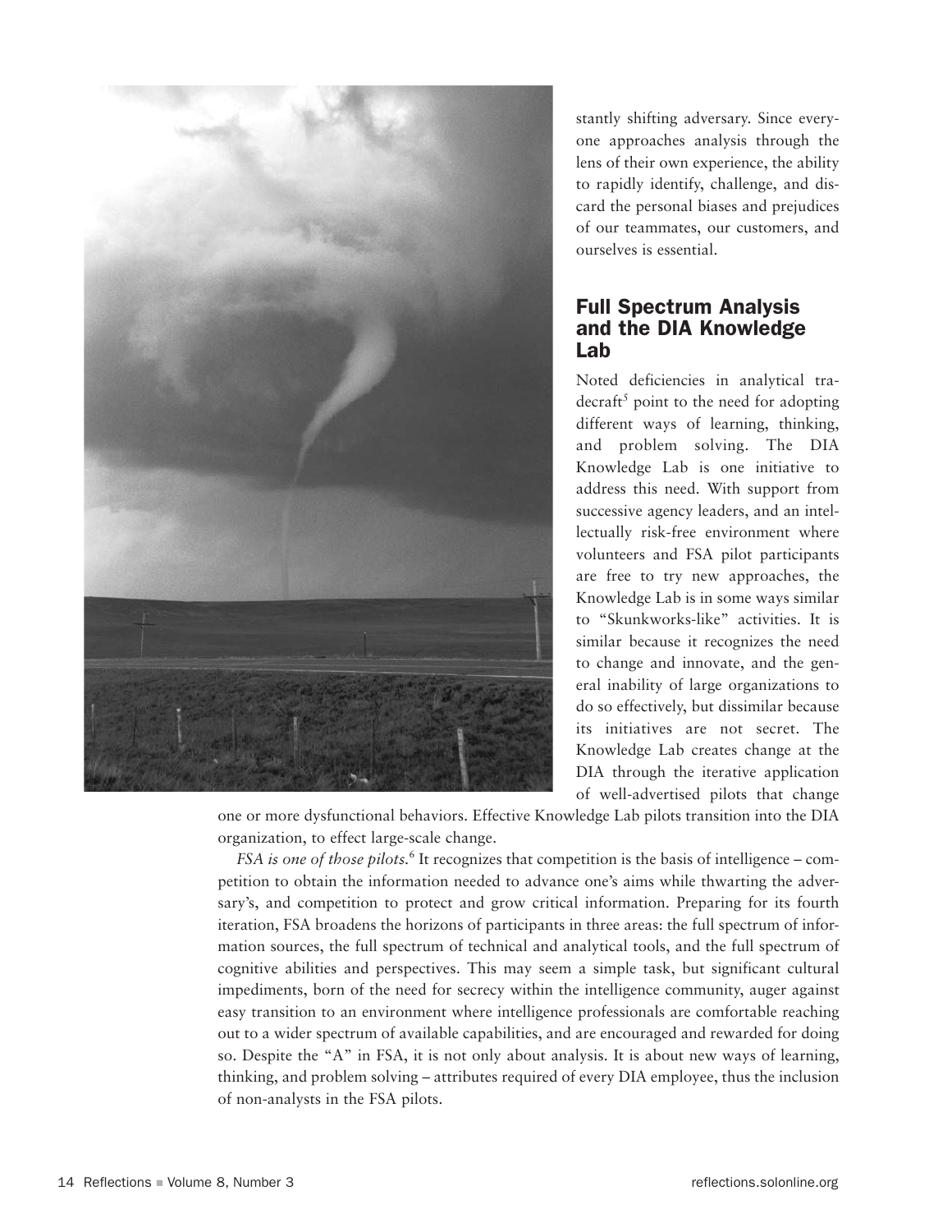stantly shifting adversary. Since everyone approaches analysis through the lens of their own experience, the ability to rapidly identify, challenge, and discard the personal biases and prejudices of our teammates, our customers, and ourselves is essential.

## Full Spectrum Analysis and the DIA Knowledge Lab

Noted deficiencies in analytical tradecraft[5] point to the need for adopting different ways of learning, thinking, and problem solving. The DIA Knowledge Lab is one initiative to address this need. With support from successive agency leaders, and an intellectually risk-free environment where volunteers and FSA pilot participants are free to try new approaches, the Knowledge Lab is in some ways similar to "Skunkworks-like" activities. It is similar because it recognizes the need to change and innovate, and the general inability of large organizations to do so effectively, but dissimilar because its initiatives are not secret. The Knowledge Lab creates change at the DIA through the iterative application of well-advertised pilots that change one or more dysfunctional behaviors. Effective Knowledge Lab pilots transition into the DIA organization, to effect large-scale change.

*FSA is one of those pilots.*[6] It recognizes that competition is the basis of intelligence – competition to obtain the information needed to advance one's aims while thwarting the adversary's, and competition to protect and grow critical information. Preparing for its fourth iteration, FSA broadens the horizons of participants in three areas: the full spectrum of information sources, the full spectrum of technical and analytical tools, and the full spectrum of cognitive abilities and perspectives. This may seem a simple task, but significant cultural impediments, born of the need for secrecy within the intelligence community, auger against easy transition to an environment where intelligence professionals are comfortable reaching out to a wider spectrum of available capabilities, and are encouraged and rewarded for doing so. Despite the "A" in FSA, it is not only about analysis. It is about new ways of learning, thinking, and problem solving – attributes required of every DIA employee, thus the inclusion of non-analysts in the FSA pilots.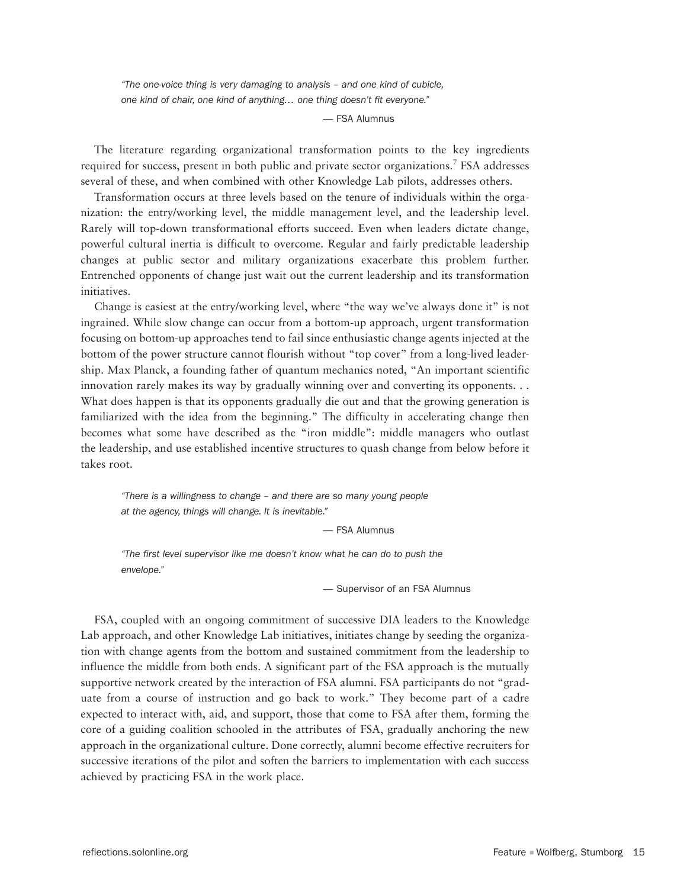> *"The one-voice thing is very damaging to analysis – and one kind of cubicle, one kind of chair, one kind of anything… one thing doesn't fit everyone."*
>
> — FSA Alumnus

The literature regarding organizational transformation points to the key ingredients required for success, present in both public and private sector organizations.[7] FSA addresses several of these, and when combined with other Knowledge Lab pilots, addresses others.

Transformation occurs at three levels based on the tenure of individuals within the organization: the entry/working level, the middle management level, and the leadership level. Rarely will top-down transformational efforts succeed. Even when leaders dictate change, powerful cultural inertia is difficult to overcome. Regular and fairly predictable leadership changes at public sector and military organizations exacerbate this problem further. Entrenched opponents of change just wait out the current leadership and its transformation initiatives.

Change is easiest at the entry/working level, where "the way we've always done it" is not ingrained. While slow change can occur from a bottom-up approach, urgent transformation focusing on bottom-up approaches tend to fail since enthusiastic change agents injected at the bottom of the power structure cannot flourish without "top cover" from a long-lived leadership. Max Planck, a founding father of quantum mechanics noted, "An important scientific innovation rarely makes its way by gradually winning over and converting its opponents. . . What does happen is that its opponents gradually die out and that the growing generation is familiarized with the idea from the beginning." The difficulty in accelerating change then becomes what some have described as the "iron middle": middle managers who outlast the leadership, and use established incentive structures to quash change from below before it takes root.

> *"There is a willingness to change – and there are so many young people at the agency, things will change. It is inevitable."*
>
> — FSA Alumnus

> *"The first level supervisor like me doesn't know what he can do to push the envelope."*
>
> — Supervisor of an FSA Alumnus

FSA, coupled with an ongoing commitment of successive DIA leaders to the Knowledge Lab approach, and other Knowledge Lab initiatives, initiates change by seeding the organization with change agents from the bottom and sustained commitment from the leadership to influence the middle from both ends. A significant part of the FSA approach is the mutually supportive network created by the interaction of FSA alumni. FSA participants do not "graduate from a course of instruction and go back to work." They become part of a cadre expected to interact with, aid, and support, those that come to FSA after them, forming the core of a guiding coalition schooled in the attributes of FSA, gradually anchoring the new approach in the organizational culture. Done correctly, alumni become effective recruiters for successive iterations of the pilot and soften the barriers to implementation with each success achieved by practicing FSA in the work place.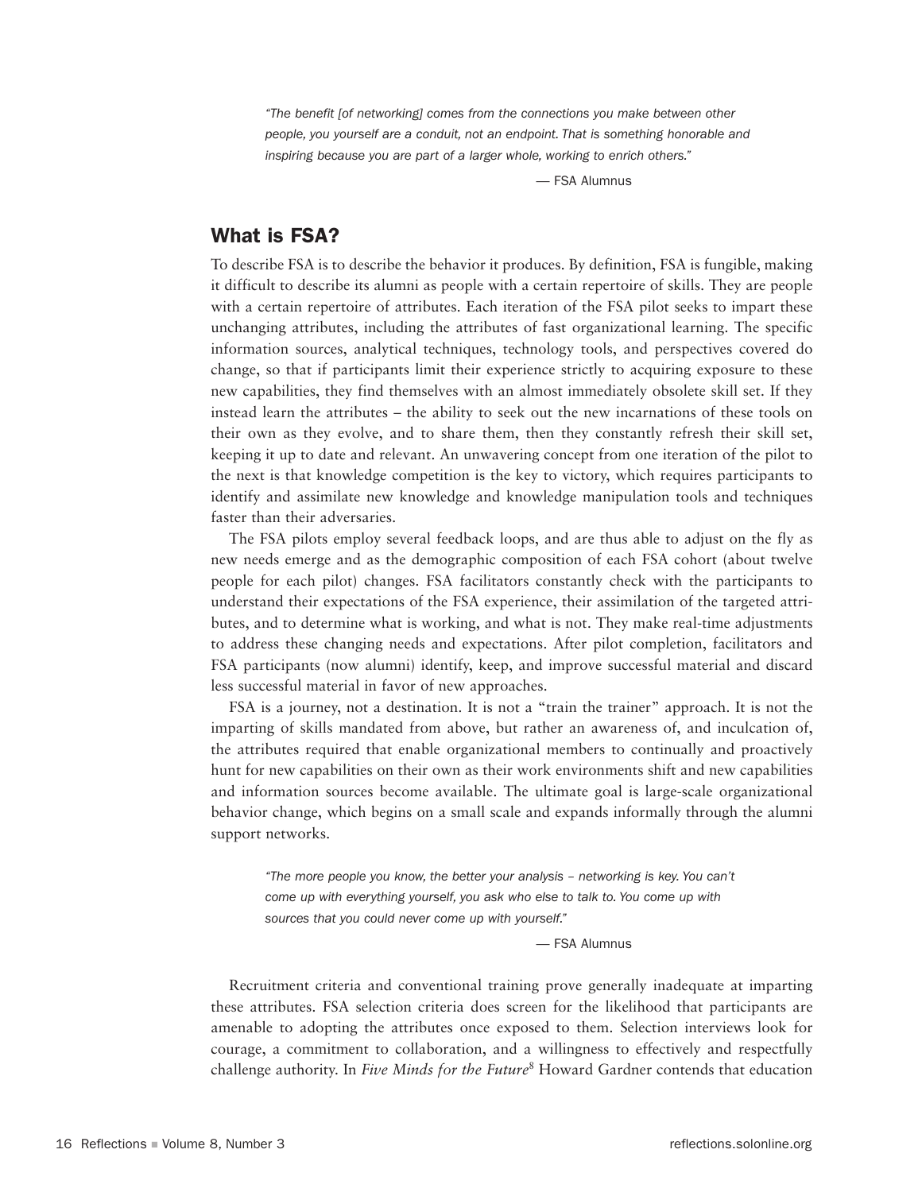*"The benefit [of networking] comes from the connections you make between other people, you yourself are a conduit, not an endpoint. That is something honorable and inspiring because you are part of a larger whole, working to enrich others."*

— FSA Alumnus

## What is FSA?

To describe FSA is to describe the behavior it produces. By definition, FSA is fungible, making it difficult to describe its alumni as people with a certain repertoire of skills. They are people with a certain repertoire of attributes. Each iteration of the FSA pilot seeks to impart these unchanging attributes, including the attributes of fast organizational learning. The specific information sources, analytical techniques, technology tools, and perspectives covered do change, so that if participants limit their experience strictly to acquiring exposure to these new capabilities, they find themselves with an almost immediately obsolete skill set. If they instead learn the attributes – the ability to seek out the new incarnations of these tools on their own as they evolve, and to share them, then they constantly refresh their skill set, keeping it up to date and relevant. An unwavering concept from one iteration of the pilot to the next is that knowledge competition is the key to victory, which requires participants to identify and assimilate new knowledge and knowledge manipulation tools and techniques faster than their adversaries.

The FSA pilots employ several feedback loops, and are thus able to adjust on the fly as new needs emerge and as the demographic composition of each FSA cohort (about twelve people for each pilot) changes. FSA facilitators constantly check with the participants to understand their expectations of the FSA experience, their assimilation of the targeted attributes, and to determine what is working, and what is not. They make real-time adjustments to address these changing needs and expectations. After pilot completion, facilitators and FSA participants (now alumni) identify, keep, and improve successful material and discard less successful material in favor of new approaches.

FSA is a journey, not a destination. It is not a "train the trainer" approach. It is not the imparting of skills mandated from above, but rather an awareness of, and inculcation of, the attributes required that enable organizational members to continually and proactively hunt for new capabilities on their own as their work environments shift and new capabilities and information sources become available. The ultimate goal is large-scale organizational behavior change, which begins on a small scale and expands informally through the alumni support networks.

*"The more people you know, the better your analysis – networking is key. You can't come up with everything yourself, you ask who else to talk to. You come up with sources that you could never come up with yourself."*

— FSA Alumnus

Recruitment criteria and conventional training prove generally inadequate at imparting these attributes. FSA selection criteria does screen for the likelihood that participants are amenable to adopting the attributes once exposed to them. Selection interviews look for courage, a commitment to collaboration, and a willingness to effectively and respectfully challenge authority. In *Five Minds for the Future*[8] Howard Gardner contends that education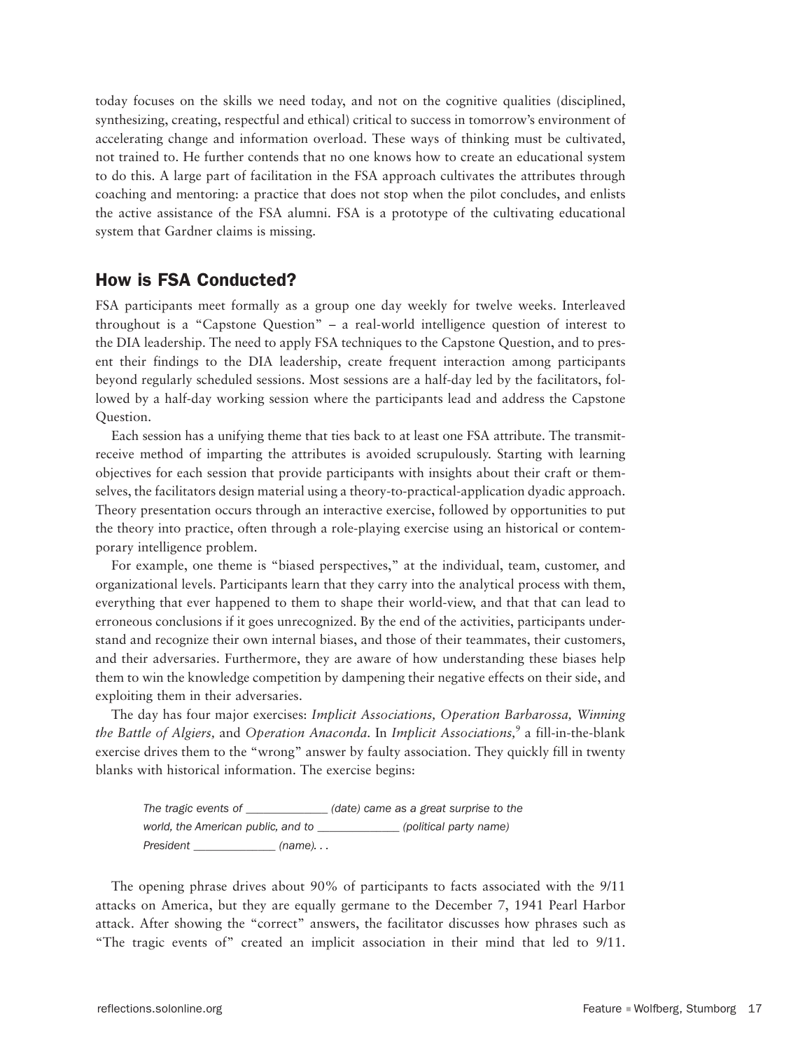today focuses on the skills we need today, and not on the cognitive qualities (disciplined, synthesizing, creating, respectful and ethical) critical to success in tomorrow's environment of accelerating change and information overload. These ways of thinking must be cultivated, not trained to. He further contends that no one knows how to create an educational system to do this. A large part of facilitation in the FSA approach cultivates the attributes through coaching and mentoring: a practice that does not stop when the pilot concludes, and enlists the active assistance of the FSA alumni. FSA is a prototype of the cultivating educational system that Gardner claims is missing.

## How is FSA Conducted?

FSA participants meet formally as a group one day weekly for twelve weeks. Interleaved throughout is a "Capstone Question" – a real-world intelligence question of interest to the DIA leadership. The need to apply FSA techniques to the Capstone Question, and to present their findings to the DIA leadership, create frequent interaction among participants beyond regularly scheduled sessions. Most sessions are a half-day led by the facilitators, followed by a half-day working session where the participants lead and address the Capstone Question.

Each session has a unifying theme that ties back to at least one FSA attribute. The transmit-receive method of imparting the attributes is avoided scrupulously. Starting with learning objectives for each session that provide participants with insights about their craft or themselves, the facilitators design material using a theory-to-practical-application dyadic approach. Theory presentation occurs through an interactive exercise, followed by opportunities to put the theory into practice, often through a role-playing exercise using an historical or contemporary intelligence problem.

For example, one theme is "biased perspectives," at the individual, team, customer, and organizational levels. Participants learn that they carry into the analytical process with them, everything that ever happened to them to shape their world-view, and that that can lead to erroneous conclusions if it goes unrecognized. By the end of the activities, participants understand and recognize their own internal biases, and those of their teammates, their customers, and their adversaries. Furthermore, they are aware of how understanding these biases help them to win the knowledge competition by dampening their negative effects on their side, and exploiting them in their adversaries.

The day has four major exercises: *Implicit Associations, Operation Barbarossa, Winning the Battle of Algiers,* and *Operation Anaconda.* In *Implicit Associations,*[9] a fill-in-the-blank exercise drives them to the "wrong" answer by faulty association. They quickly fill in twenty blanks with historical information. The exercise begins:

> *The tragic events of _____________ (date) came as a great surprise to the world, the American public, and to _____________ (political party name) President _____________ (name). . .*

The opening phrase drives about 90% of participants to facts associated with the 9/11 attacks on America, but they are equally germane to the December 7, 1941 Pearl Harbor attack. After showing the "correct" answers, the facilitator discusses how phrases such as "The tragic events of" created an implicit association in their mind that led to 9/11.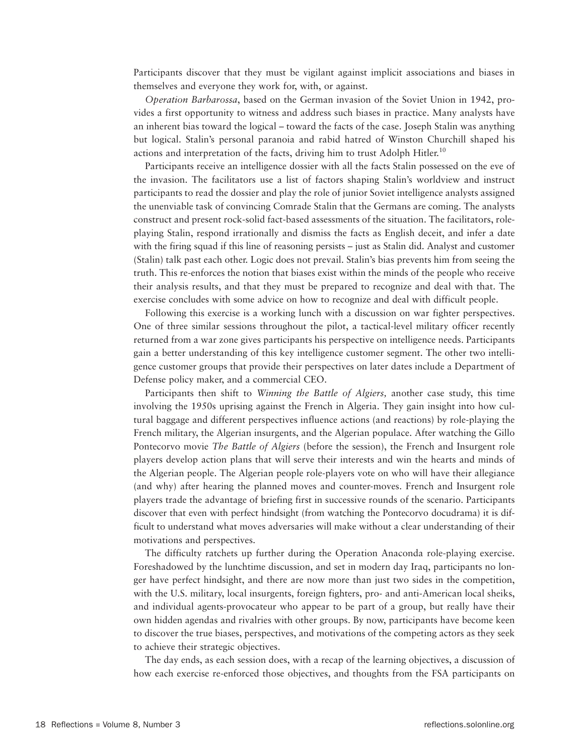Participants discover that they must be vigilant against implicit associations and biases in themselves and everyone they work for, with, or against.

*Operation Barbarossa*, based on the German invasion of the Soviet Union in 1942, provides a first opportunity to witness and address such biases in practice. Many analysts have an inherent bias toward the logical – toward the facts of the case. Joseph Stalin was anything but logical. Stalin's personal paranoia and rabid hatred of Winston Churchill shaped his actions and interpretation of the facts, driving him to trust Adolph Hitler.[10]

Participants receive an intelligence dossier with all the facts Stalin possessed on the eve of the invasion. The facilitators use a list of factors shaping Stalin's worldview and instruct participants to read the dossier and play the role of junior Soviet intelligence analysts assigned the unenviable task of convincing Comrade Stalin that the Germans are coming. The analysts construct and present rock-solid fact-based assessments of the situation. The facilitators, role-playing Stalin, respond irrationally and dismiss the facts as English deceit, and infer a date with the firing squad if this line of reasoning persists – just as Stalin did. Analyst and customer (Stalin) talk past each other. Logic does not prevail. Stalin's bias prevents him from seeing the truth. This re-enforces the notion that biases exist within the minds of the people who receive their analysis results, and that they must be prepared to recognize and deal with that. The exercise concludes with some advice on how to recognize and deal with difficult people.

Following this exercise is a working lunch with a discussion on war fighter perspectives. One of three similar sessions throughout the pilot, a tactical-level military officer recently returned from a war zone gives participants his perspective on intelligence needs. Participants gain a better understanding of this key intelligence customer segment. The other two intelligence customer groups that provide their perspectives on later dates include a Department of Defense policy maker, and a commercial CEO.

Participants then shift to *Winning the Battle of Algiers,* another case study, this time involving the 1950s uprising against the French in Algeria. They gain insight into how cultural baggage and different perspectives influence actions (and reactions) by role-playing the French military, the Algerian insurgents, and the Algerian populace. After watching the Gillo Pontecorvo movie *The Battle of Algiers* (before the session), the French and Insurgent role players develop action plans that will serve their interests and win the hearts and minds of the Algerian people. The Algerian people role-players vote on who will have their allegiance (and why) after hearing the planned moves and counter-moves. French and Insurgent role players trade the advantage of briefing first in successive rounds of the scenario. Participants discover that even with perfect hindsight (from watching the Pontecorvo docudrama) it is difficult to understand what moves adversaries will make without a clear understanding of their motivations and perspectives.

The difficulty ratchets up further during the Operation Anaconda role-playing exercise. Foreshadowed by the lunchtime discussion, and set in modern day Iraq, participants no longer have perfect hindsight, and there are now more than just two sides in the competition, with the U.S. military, local insurgents, foreign fighters, pro- and anti-American local sheiks, and individual agents-provocateur who appear to be part of a group, but really have their own hidden agendas and rivalries with other groups. By now, participants have become keen to discover the true biases, perspectives, and motivations of the competing actors as they seek to achieve their strategic objectives.

The day ends, as each session does, with a recap of the learning objectives, a discussion of how each exercise re-enforced those objectives, and thoughts from the FSA participants on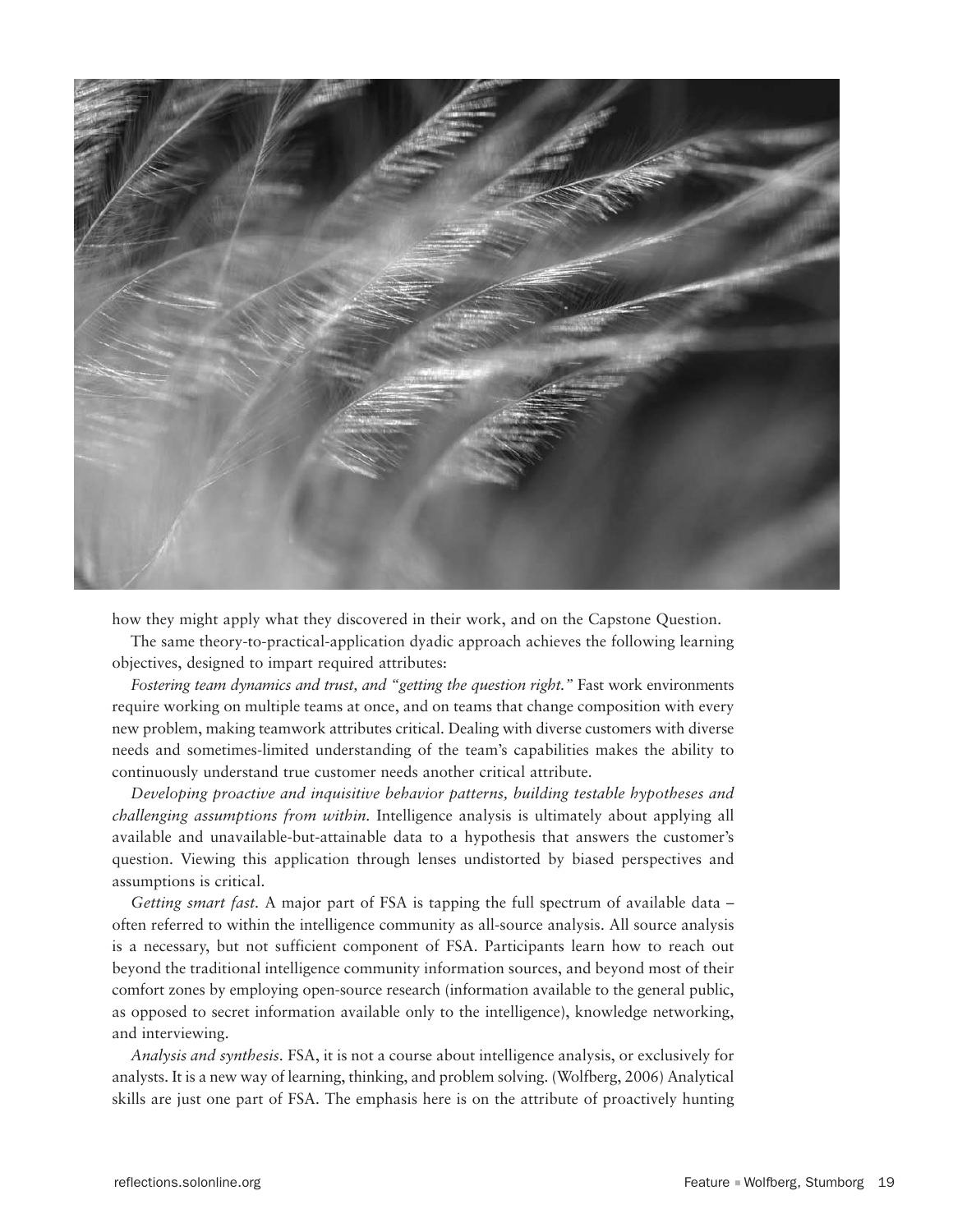how they might apply what they discovered in their work, and on the Capstone Question.

The same theory-to-practical-application dyadic approach achieves the following learning objectives, designed to impart required attributes:

*Fostering team dynamics and trust, and "getting the question right."* Fast work environments require working on multiple teams at once, and on teams that change composition with every new problem, making teamwork attributes critical. Dealing with diverse customers with diverse needs and sometimes-limited understanding of the team's capabilities makes the ability to continuously understand true customer needs another critical attribute.

*Developing proactive and inquisitive behavior patterns, building testable hypotheses and challenging assumptions from within.* Intelligence analysis is ultimately about applying all available and unavailable-but-attainable data to a hypothesis that answers the customer's question. Viewing this application through lenses undistorted by biased perspectives and assumptions is critical.

*Getting smart fast.* A major part of FSA is tapping the full spectrum of available data – often referred to within the intelligence community as all-source analysis. All source analysis is a necessary, but not sufficient component of FSA. Participants learn how to reach out beyond the traditional intelligence community information sources, and beyond most of their comfort zones by employing open-source research (information available to the general public, as opposed to secret information available only to the intelligence), knowledge networking, and interviewing.

*Analysis and synthesis.* FSA, it is not a course about intelligence analysis, or exclusively for analysts. It is a new way of learning, thinking, and problem solving. (Wolfberg, 2006) Analytical skills are just one part of FSA. The emphasis here is on the attribute of proactively hunting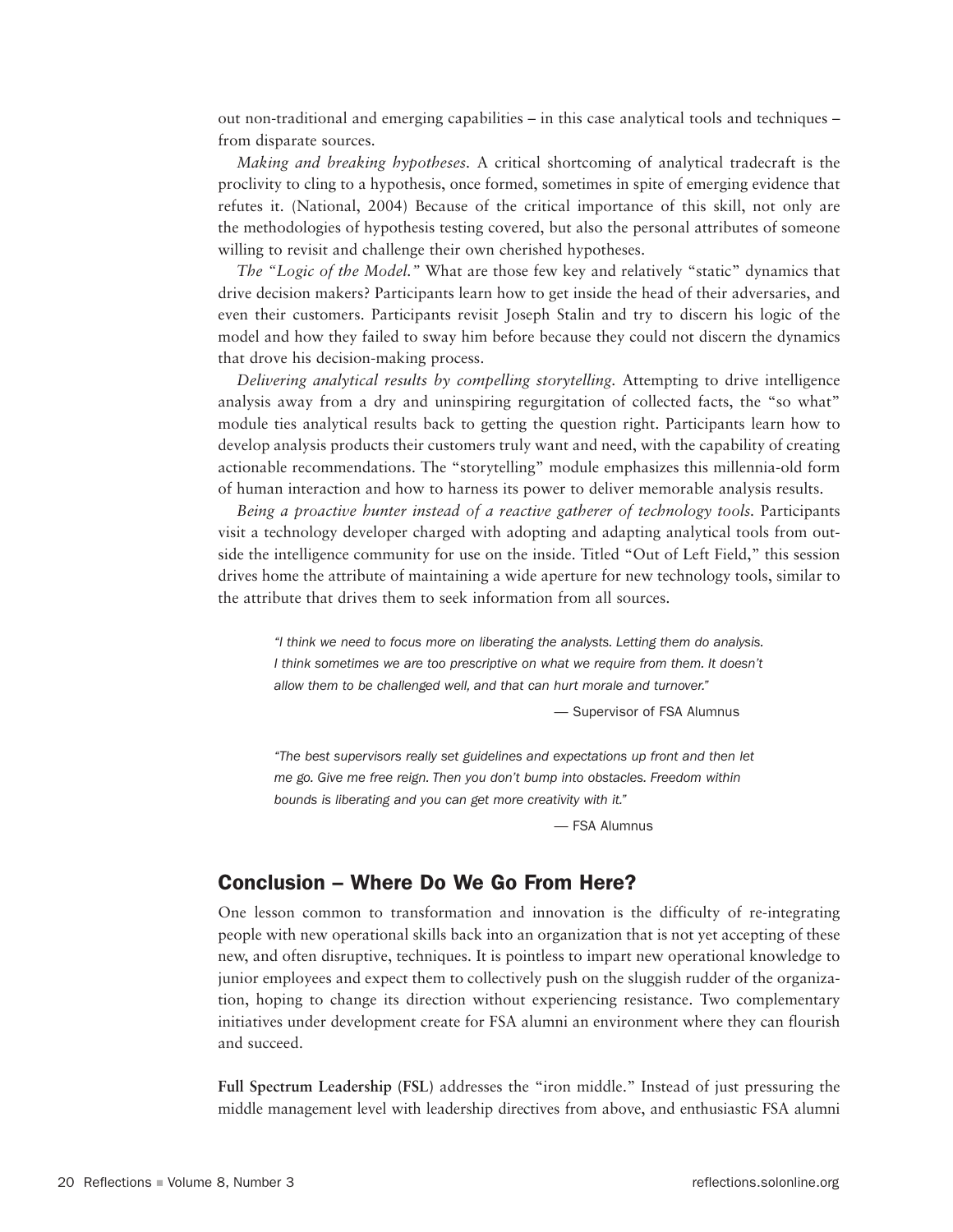out non-traditional and emerging capabilities – in this case analytical tools and techniques – from disparate sources.

*Making and breaking hypotheses.* A critical shortcoming of analytical tradecraft is the proclivity to cling to a hypothesis, once formed, sometimes in spite of emerging evidence that refutes it. (National, 2004) Because of the critical importance of this skill, not only are the methodologies of hypothesis testing covered, but also the personal attributes of someone willing to revisit and challenge their own cherished hypotheses.

*The "Logic of the Model."* What are those few key and relatively "static" dynamics that drive decision makers? Participants learn how to get inside the head of their adversaries, and even their customers. Participants revisit Joseph Stalin and try to discern his logic of the model and how they failed to sway him before because they could not discern the dynamics that drove his decision-making process.

*Delivering analytical results by compelling storytelling.* Attempting to drive intelligence analysis away from a dry and uninspiring regurgitation of collected facts, the "so what" module ties analytical results back to getting the question right. Participants learn how to develop analysis products their customers truly want and need, with the capability of creating actionable recommendations. The "storytelling" module emphasizes this millennia-old form of human interaction and how to harness its power to deliver memorable analysis results.

*Being a proactive hunter instead of a reactive gatherer of technology tools.* Participants visit a technology developer charged with adopting and adapting analytical tools from outside the intelligence community for use on the inside. Titled "Out of Left Field," this session drives home the attribute of maintaining a wide aperture for new technology tools, similar to the attribute that drives them to seek information from all sources.

> *"I think we need to focus more on liberating the analysts. Letting them do analysis. I think sometimes we are too prescriptive on what we require from them. It doesn't allow them to be challenged well, and that can hurt morale and turnover."*
>
> — Supervisor of FSA Alumnus

> *"The best supervisors really set guidelines and expectations up front and then let me go. Give me free reign. Then you don't bump into obstacles. Freedom within bounds is liberating and you can get more creativity with it."*
>
> — FSA Alumnus

## Conclusion – Where Do We Go From Here?

One lesson common to transformation and innovation is the difficulty of re-integrating people with new operational skills back into an organization that is not yet accepting of these new, and often disruptive, techniques. It is pointless to impart new operational knowledge to junior employees and expect them to collectively push on the sluggish rudder of the organization, hoping to change its direction without experiencing resistance. Two complementary initiatives under development create for FSA alumni an environment where they can flourish and succeed.

**Full Spectrum Leadership (FSL)** addresses the "iron middle." Instead of just pressuring the middle management level with leadership directives from above, and enthusiastic FSA alumni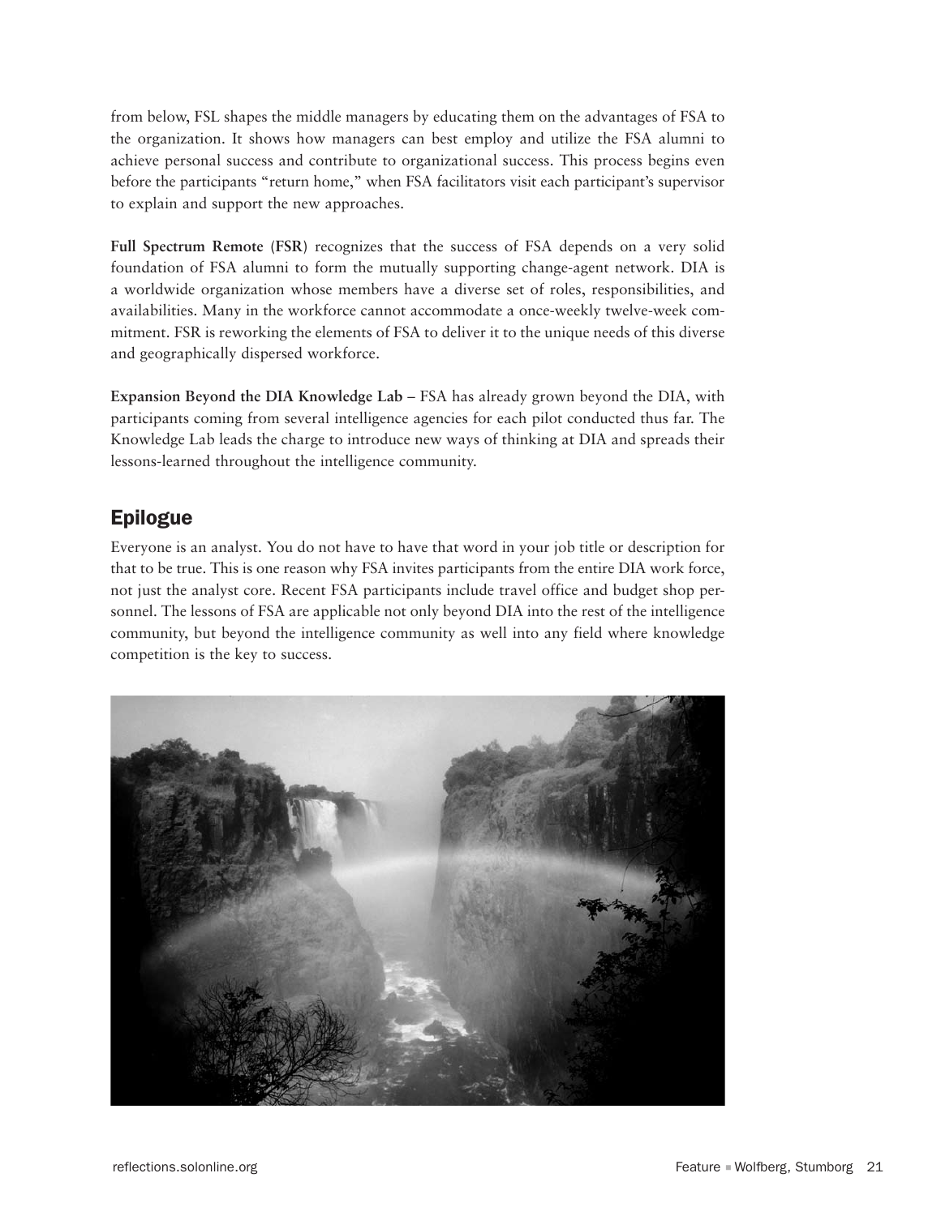from below, FSL shapes the middle managers by educating them on the advantages of FSA to the organization. It shows how managers can best employ and utilize the FSA alumni to achieve personal success and contribute to organizational success. This process begins even before the participants "return home," when FSA facilitators visit each participant's supervisor to explain and support the new approaches.

**Full Spectrum Remote (FSR)** recognizes that the success of FSA depends on a very solid foundation of FSA alumni to form the mutually supporting change-agent network. DIA is a worldwide organization whose members have a diverse set of roles, responsibilities, and availabilities. Many in the workforce cannot accommodate a once-weekly twelve-week commitment. FSR is reworking the elements of FSA to deliver it to the unique needs of this diverse and geographically dispersed workforce.

**Expansion Beyond the DIA Knowledge Lab** – FSA has already grown beyond the DIA, with participants coming from several intelligence agencies for each pilot conducted thus far. The Knowledge Lab leads the charge to introduce new ways of thinking at DIA and spreads their lessons-learned throughout the intelligence community.

## Epilogue

Everyone is an analyst. You do not have to have that word in your job title or description for that to be true. This is one reason why FSA invites participants from the entire DIA work force, not just the analyst core. Recent FSA participants include travel office and budget shop personnel. The lessons of FSA are applicable not only beyond DIA into the rest of the intelligence community, but beyond the intelligence community as well into any field where knowledge competition is the key to success.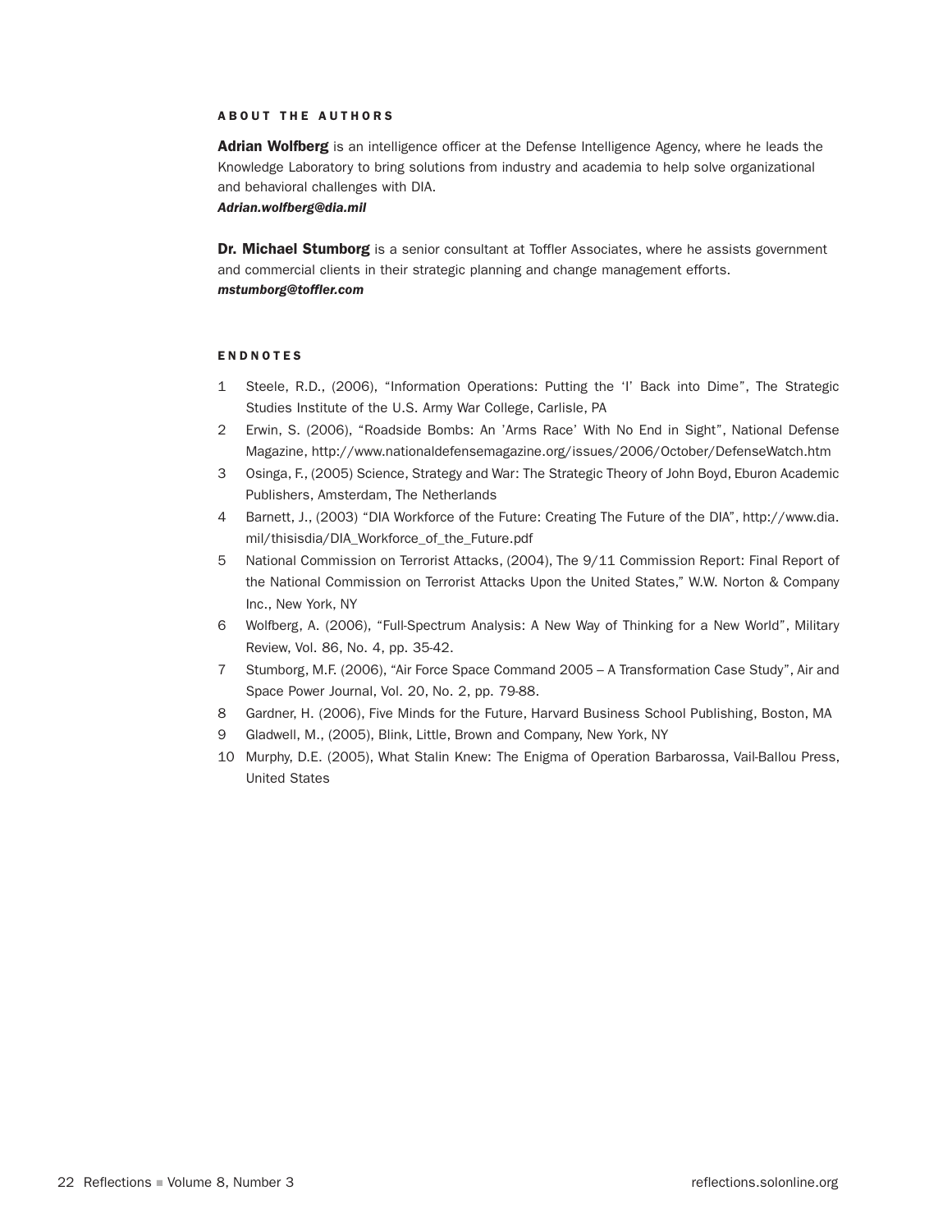## ABOUT THE AUTHORS

**Adrian Wolfberg** is an intelligence officer at the Defense Intelligence Agency, where he leads the Knowledge Laboratory to bring solutions from industry and academia to help solve organizational and behavioral challenges with DIA.
***Adrian.wolfberg@dia.mil***

**Dr. Michael Stumborg** is a senior consultant at Toffler Associates, where he assists government and commercial clients in their strategic planning and change management efforts.
***mstumborg@toffler.com***

## ENDNOTES

1. Steele, R.D., (2006), "Information Operations: Putting the 'I' Back into Dime", The Strategic Studies Institute of the U.S. Army War College, Carlisle, PA
2. Erwin, S. (2006), "Roadside Bombs: An 'Arms Race' With No End in Sight", National Defense Magazine, http://www.nationaldefensemagazine.org/issues/2006/October/DefenseWatch.htm
3. Osinga, F., (2005) Science, Strategy and War: The Strategic Theory of John Boyd, Eburon Academic Publishers, Amsterdam, The Netherlands
4. Barnett, J., (2003) "DIA Workforce of the Future: Creating The Future of the DIA", http://www.dia.mil/thisisdia/DIA_Workforce_of_the_Future.pdf
5. National Commission on Terrorist Attacks, (2004), The 9/11 Commission Report: Final Report of the National Commission on Terrorist Attacks Upon the United States," W.W. Norton & Company Inc., New York, NY
6. Wolfberg, A. (2006), "Full-Spectrum Analysis: A New Way of Thinking for a New World", Military Review, Vol. 86, No. 4, pp. 35-42.
7. Stumborg, M.F. (2006), "Air Force Space Command 2005 – A Transformation Case Study", Air and Space Power Journal, Vol. 20, No. 2, pp. 79-88.
8. Gardner, H. (2006), Five Minds for the Future, Harvard Business School Publishing, Boston, MA
9. Gladwell, M., (2005), Blink, Little, Brown and Company, New York, NY
10. Murphy, D.E. (2005), What Stalin Knew: The Enigma of Operation Barbarossa, Vail-Ballou Press, United States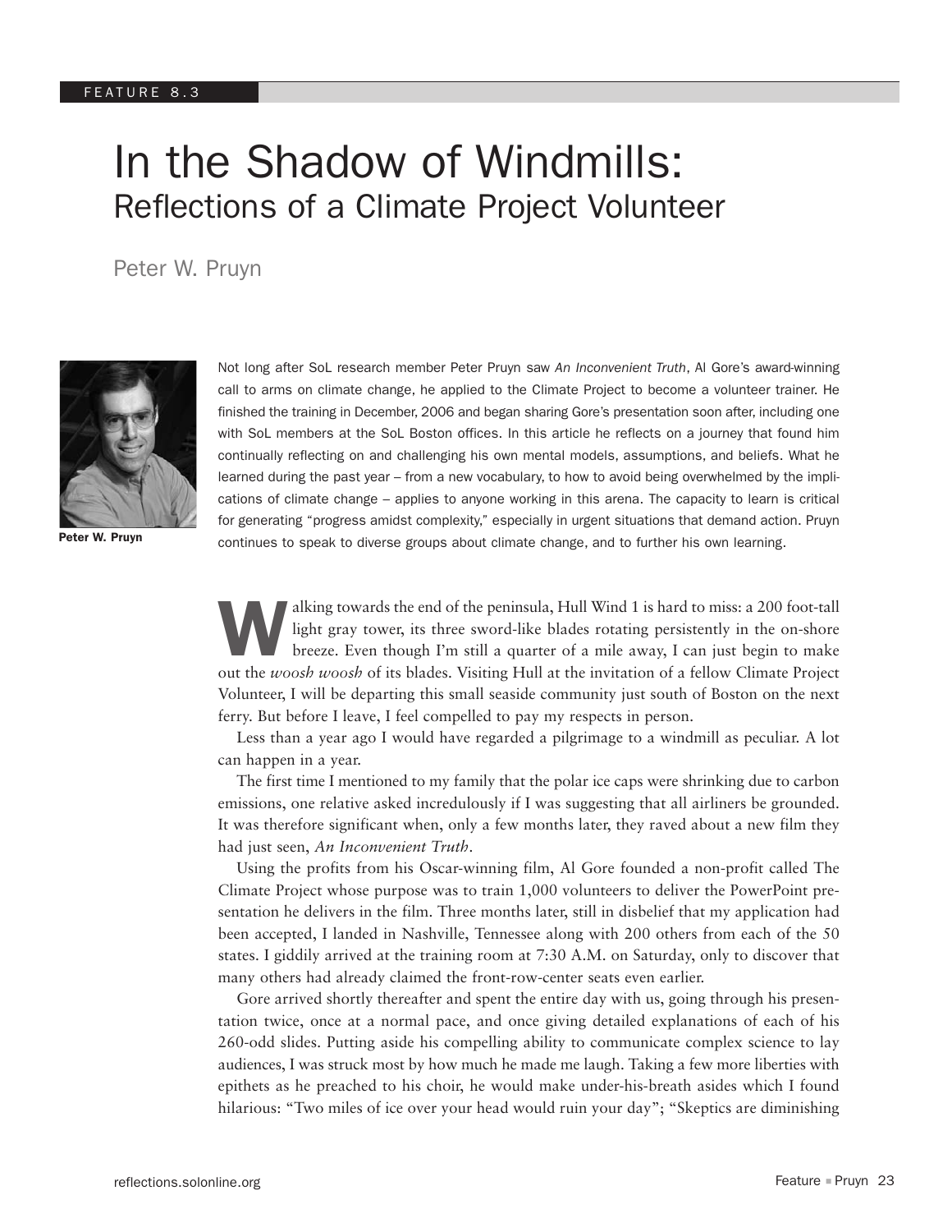FEATURE 8.3

# In the Shadow of Windmills:
## Reflections of a Climate Project Volunteer

Peter W. Pruyn

**Peter W. Pruyn**

Not long after SoL research member Peter Pruyn saw *An Inconvenient Truth*, Al Gore's award-winning call to arms on climate change, he applied to the Climate Project to become a volunteer trainer. He finished the training in December, 2006 and began sharing Gore's presentation soon after, including one with SoL members at the SoL Boston offices. In this article he reflects on a journey that found him continually reflecting on and challenging his own mental models, assumptions, and beliefs. What he learned during the past year – from a new vocabulary, to how to avoid being overwhelmed by the implications of climate change – applies to anyone working in this arena. The capacity to learn is critical for generating "progress amidst complexity," especially in urgent situations that demand action. Pruyn continues to speak to diverse groups about climate change, and to further his own learning.

Walking towards the end of the peninsula, Hull Wind 1 is hard to miss: a 200 foot-tall light gray tower, its three sword-like blades rotating persistently in the on-shore breeze. Even though I'm still a quarter of a mile away, I can just begin to make out the *woosh woosh* of its blades. Visiting Hull at the invitation of a fellow Climate Project Volunteer, I will be departing this small seaside community just south of Boston on the next ferry. But before I leave, I feel compelled to pay my respects in person.

Less than a year ago I would have regarded a pilgrimage to a windmill as peculiar. A lot can happen in a year.

The first time I mentioned to my family that the polar ice caps were shrinking due to carbon emissions, one relative asked incredulously if I was suggesting that all airliners be grounded. It was therefore significant when, only a few months later, they raved about a new film they had just seen, *An Inconvenient Truth*.

Using the profits from his Oscar-winning film, Al Gore founded a non-profit called The Climate Project whose purpose was to train 1,000 volunteers to deliver the PowerPoint presentation he delivers in the film. Three months later, still in disbelief that my application had been accepted, I landed in Nashville, Tennessee along with 200 others from each of the 50 states. I giddily arrived at the training room at 7:30 A.M. on Saturday, only to discover that many others had already claimed the front-row-center seats even earlier.

Gore arrived shortly thereafter and spent the entire day with us, going through his presentation twice, once at a normal pace, and once giving detailed explanations of each of his 260-odd slides. Putting aside his compelling ability to communicate complex science to lay audiences, I was struck most by how much he made me laugh. Taking a few more liberties with epithets as he preached to his choir, he would make under-his-breath asides which I found hilarious: "Two miles of ice over your head would ruin your day"; "Skeptics are diminishing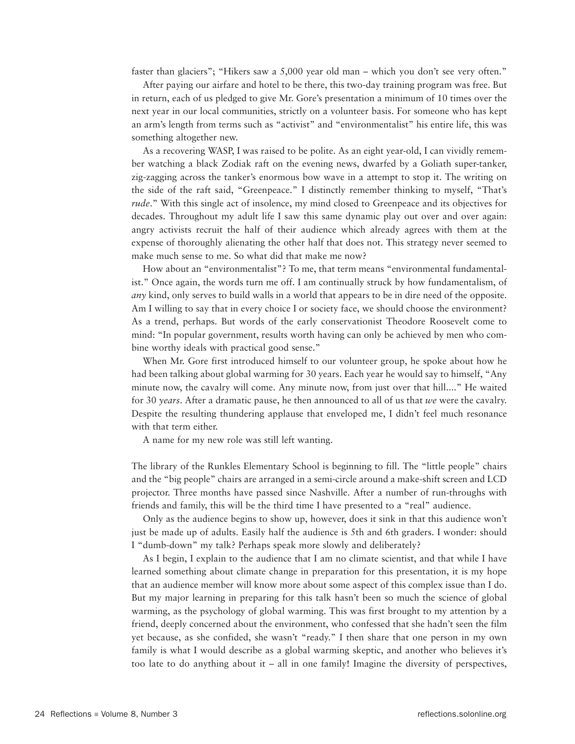faster than glaciers"; "Hikers saw a 5,000 year old man – which you don't see very often."

After paying our airfare and hotel to be there, this two-day training program was free. But in return, each of us pledged to give Mr. Gore's presentation a minimum of 10 times over the next year in our local communities, strictly on a volunteer basis. For someone who has kept an arm's length from terms such as "activist" and "environmentalist" his entire life, this was something altogether new.

As a recovering WASP, I was raised to be polite. As an eight year-old, I can vividly remember watching a black Zodiak raft on the evening news, dwarfed by a Goliath super-tanker, zig-zagging across the tanker's enormous bow wave in a attempt to stop it. The writing on the side of the raft said, "Greenpeace." I distinctly remember thinking to myself, "That's *rude*." With this single act of insolence, my mind closed to Greenpeace and its objectives for decades. Throughout my adult life I saw this same dynamic play out over and over again: angry activists recruit the half of their audience which already agrees with them at the expense of thoroughly alienating the other half that does not. This strategy never seemed to make much sense to me. So what did that make me now?

How about an "environmentalist"? To me, that term means "environmental fundamentalist." Once again, the words turn me off. I am continually struck by how fundamentalism, of *any* kind, only serves to build walls in a world that appears to be in dire need of the opposite. Am I willing to say that in every choice I or society face, we should choose the environment? As a trend, perhaps. But words of the early conservationist Theodore Roosevelt come to mind: "In popular government, results worth having can only be achieved by men who combine worthy ideals with practical good sense."

When Mr. Gore first introduced himself to our volunteer group, he spoke about how he had been talking about global warming for 30 years. Each year he would say to himself, "Any minute now, the cavalry will come. Any minute now, from just over that hill...." He waited for 30 *years*. After a dramatic pause, he then announced to all of us that *we* were the cavalry. Despite the resulting thundering applause that enveloped me, I didn't feel much resonance with that term either.

A name for my new role was still left wanting.

The library of the Runkles Elementary School is beginning to fill. The "little people" chairs and the "big people" chairs are arranged in a semi-circle around a make-shift screen and LCD projector. Three months have passed since Nashville. After a number of run-throughs with friends and family, this will be the third time I have presented to a "real" audience.

Only as the audience begins to show up, however, does it sink in that this audience won't just be made up of adults. Easily half the audience is 5th and 6th graders. I wonder: should I "dumb-down" my talk? Perhaps speak more slowly and deliberately?

As I begin, I explain to the audience that I am no climate scientist, and that while I have learned something about climate change in preparation for this presentation, it is my hope that an audience member will know more about some aspect of this complex issue than I do. But my major learning in preparing for this talk hasn't been so much the science of global warming, as the psychology of global warming. This was first brought to my attention by a friend, deeply concerned about the environment, who confessed that she hadn't seen the film yet because, as she confided, she wasn't "ready." I then share that one person in my own family is what I would describe as a global warming skeptic, and another who believes it's too late to do anything about it – all in one family! Imagine the diversity of perspectives,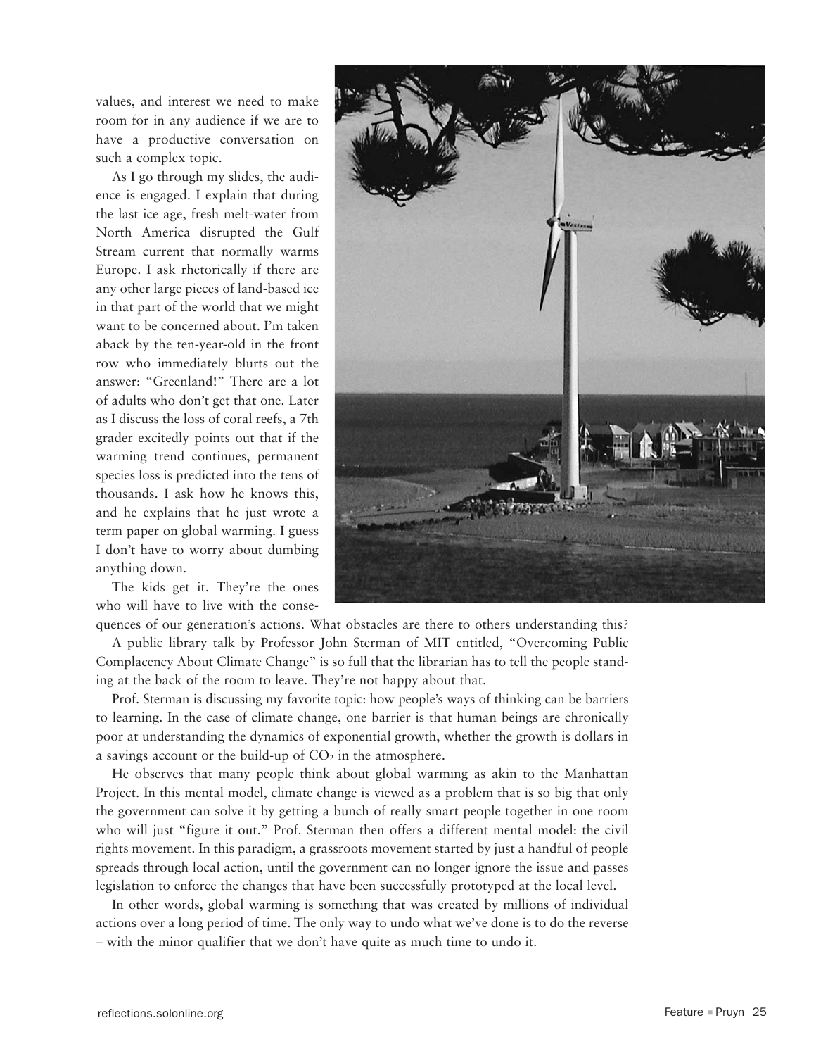values, and interest we need to make room for in any audience if we are to have a productive conversation on such a complex topic.

As I go through my slides, the audience is engaged. I explain that during the last ice age, fresh melt-water from North America disrupted the Gulf Stream current that normally warms Europe. I ask rhetorically if there are any other large pieces of land-based ice in that part of the world that we might want to be concerned about. I'm taken aback by the ten-year-old in the front row who immediately blurts out the answer: "Greenland!" There are a lot of adults who don't get that one. Later as I discuss the loss of coral reefs, a 7th grader excitedly points out that if the warming trend continues, permanent species loss is predicted into the tens of thousands. I ask how he knows this, and he explains that he just wrote a term paper on global warming. I guess I don't have to worry about dumbing anything down.

The kids get it. They're the ones who will have to live with the consequences of our generation's actions. What obstacles are there to others understanding this?

A public library talk by Professor John Sterman of MIT entitled, "Overcoming Public Complacency About Climate Change" is so full that the librarian has to tell the people standing at the back of the room to leave. They're not happy about that.

Prof. Sterman is discussing my favorite topic: how people's ways of thinking can be barriers to learning. In the case of climate change, one barrier is that human beings are chronically poor at understanding the dynamics of exponential growth, whether the growth is dollars in a savings account or the build-up of $CO_2$ in the atmosphere.

He observes that many people think about global warming as akin to the Manhattan Project. In this mental model, climate change is viewed as a problem that is so big that only the government can solve it by getting a bunch of really smart people together in one room who will just "figure it out." Prof. Sterman then offers a different mental model: the civil rights movement. In this paradigm, a grassroots movement started by just a handful of people spreads through local action, until the government can no longer ignore the issue and passes legislation to enforce the changes that have been successfully prototyped at the local level.

In other words, global warming is something that was created by millions of individual actions over a long period of time. The only way to undo what we've done is to do the reverse – with the minor qualifier that we don't have quite as much time to undo it.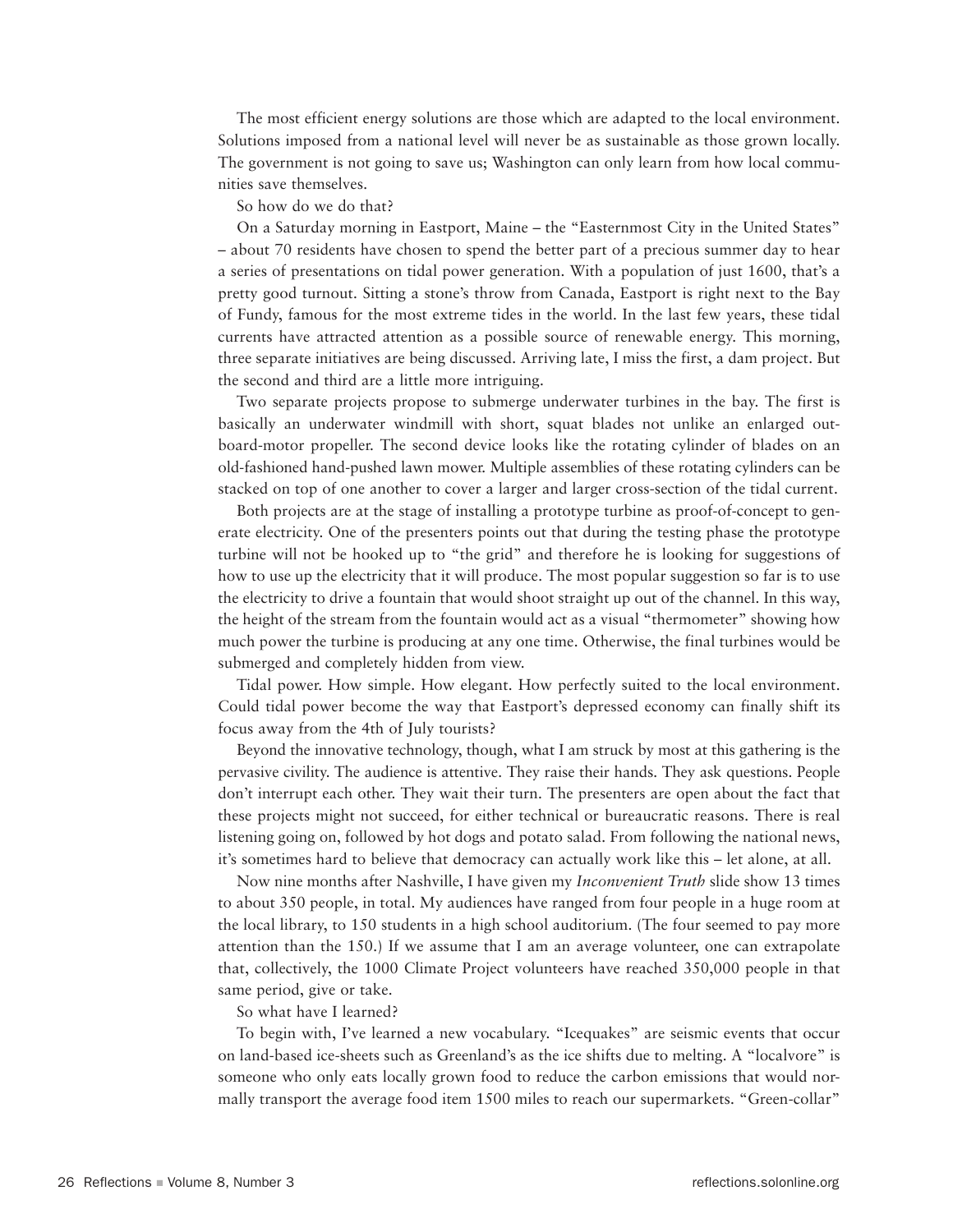The most efficient energy solutions are those which are adapted to the local environment. Solutions imposed from a national level will never be as sustainable as those grown locally. The government is not going to save us; Washington can only learn from how local communities save themselves.

So how do we do that?

On a Saturday morning in Eastport, Maine – the "Easternmost City in the United States" – about 70 residents have chosen to spend the better part of a precious summer day to hear a series of presentations on tidal power generation. With a population of just 1600, that's a pretty good turnout. Sitting a stone's throw from Canada, Eastport is right next to the Bay of Fundy, famous for the most extreme tides in the world. In the last few years, these tidal currents have attracted attention as a possible source of renewable energy. This morning, three separate initiatives are being discussed. Arriving late, I miss the first, a dam project. But the second and third are a little more intriguing.

Two separate projects propose to submerge underwater turbines in the bay. The first is basically an underwater windmill with short, squat blades not unlike an enlarged outboard-motor propeller. The second device looks like the rotating cylinder of blades on an old-fashioned hand-pushed lawn mower. Multiple assemblies of these rotating cylinders can be stacked on top of one another to cover a larger and larger cross-section of the tidal current.

Both projects are at the stage of installing a prototype turbine as proof-of-concept to generate electricity. One of the presenters points out that during the testing phase the prototype turbine will not be hooked up to "the grid" and therefore he is looking for suggestions of how to use up the electricity that it will produce. The most popular suggestion so far is to use the electricity to drive a fountain that would shoot straight up out of the channel. In this way, the height of the stream from the fountain would act as a visual "thermometer" showing how much power the turbine is producing at any one time. Otherwise, the final turbines would be submerged and completely hidden from view.

Tidal power. How simple. How elegant. How perfectly suited to the local environment. Could tidal power become the way that Eastport's depressed economy can finally shift its focus away from the 4th of July tourists?

Beyond the innovative technology, though, what I am struck by most at this gathering is the pervasive civility. The audience is attentive. They raise their hands. They ask questions. People don't interrupt each other. They wait their turn. The presenters are open about the fact that these projects might not succeed, for either technical or bureaucratic reasons. There is real listening going on, followed by hot dogs and potato salad. From following the national news, it's sometimes hard to believe that democracy can actually work like this – let alone, at all.

Now nine months after Nashville, I have given my *Inconvenient Truth* slide show 13 times to about 350 people, in total. My audiences have ranged from four people in a huge room at the local library, to 150 students in a high school auditorium. (The four seemed to pay more attention than the 150.) If we assume that I am an average volunteer, one can extrapolate that, collectively, the 1000 Climate Project volunteers have reached 350,000 people in that same period, give or take.

So what have I learned?

To begin with, I've learned a new vocabulary. "Icequakes" are seismic events that occur on land-based ice-sheets such as Greenland's as the ice shifts due to melting. A "localvore" is someone who only eats locally grown food to reduce the carbon emissions that would normally transport the average food item 1500 miles to reach our supermarkets. "Green-collar"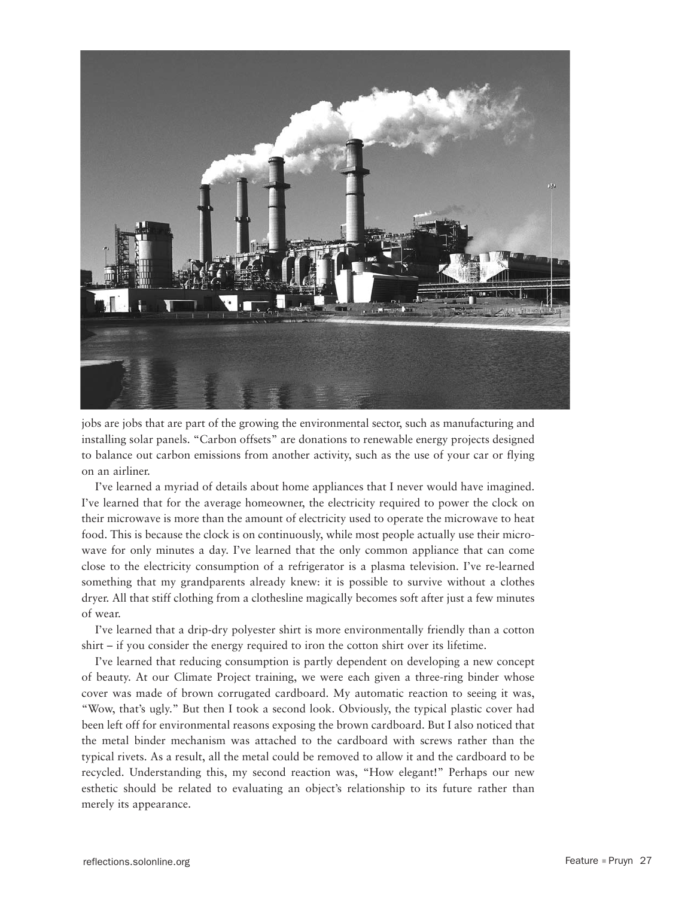jobs are jobs that are part of the growing the environmental sector, such as manufacturing and installing solar panels. "Carbon offsets" are donations to renewable energy projects designed to balance out carbon emissions from another activity, such as the use of your car or flying on an airliner.

I've learned a myriad of details about home appliances that I never would have imagined. I've learned that for the average homeowner, the electricity required to power the clock on their microwave is more than the amount of electricity used to operate the microwave to heat food. This is because the clock is on continuously, while most people actually use their microwave for only minutes a day. I've learned that the only common appliance that can come close to the electricity consumption of a refrigerator is a plasma television. I've re-learned something that my grandparents already knew: it is possible to survive without a clothes dryer. All that stiff clothing from a clothesline magically becomes soft after just a few minutes of wear.

I've learned that a drip-dry polyester shirt is more environmentally friendly than a cotton shirt – if you consider the energy required to iron the cotton shirt over its lifetime.

I've learned that reducing consumption is partly dependent on developing a new concept of beauty. At our Climate Project training, we were each given a three-ring binder whose cover was made of brown corrugated cardboard. My automatic reaction to seeing it was, "Wow, that's ugly." But then I took a second look. Obviously, the typical plastic cover had been left off for environmental reasons exposing the brown cardboard. But I also noticed that the metal binder mechanism was attached to the cardboard with screws rather than the typical rivets. As a result, all the metal could be removed to allow it and the cardboard to be recycled. Understanding this, my second reaction was, "How elegant!" Perhaps our new esthetic should be related to evaluating an object's relationship to its future rather than merely its appearance.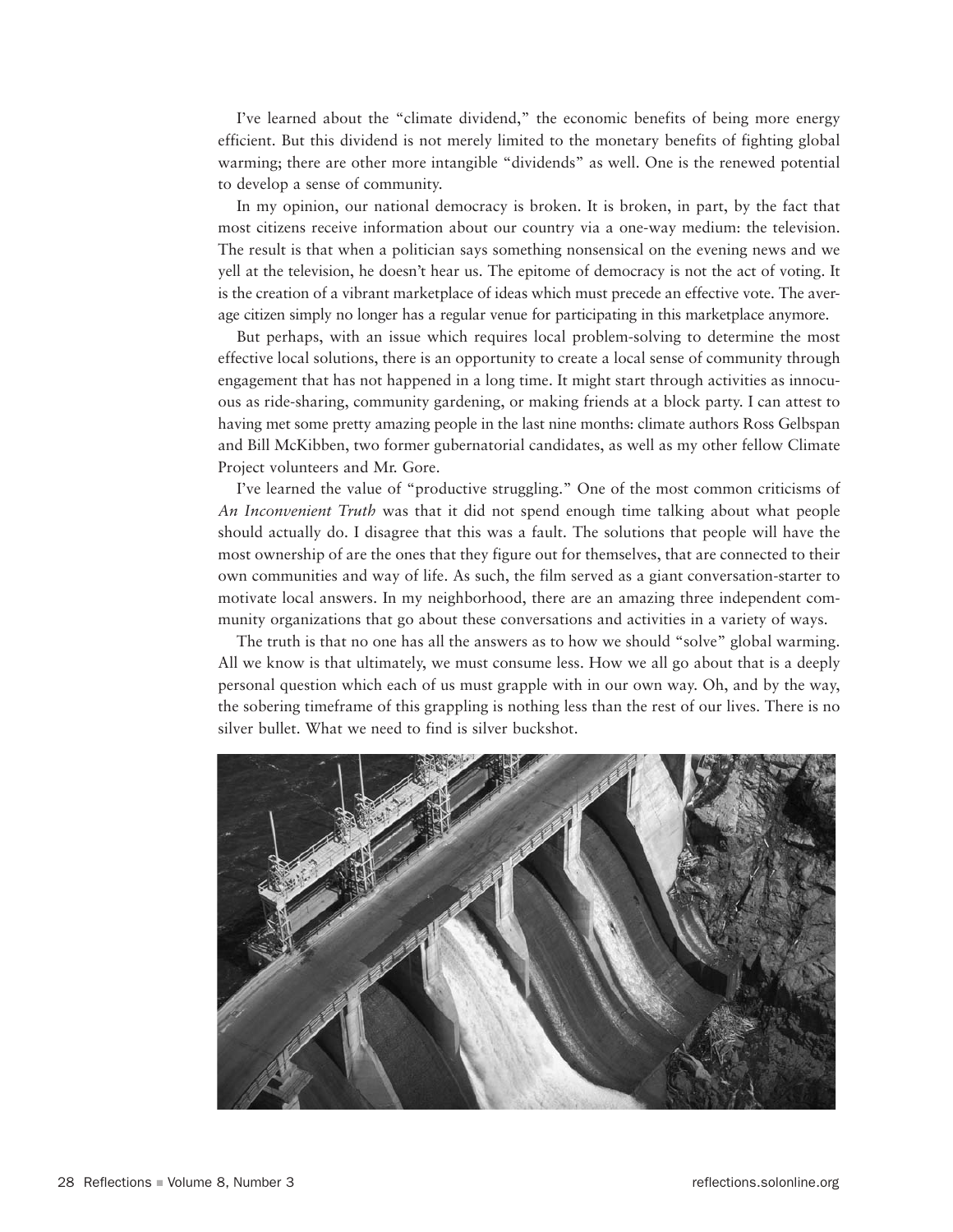I've learned about the "climate dividend," the economic benefits of being more energy efficient. But this dividend is not merely limited to the monetary benefits of fighting global warming; there are other more intangible "dividends" as well. One is the renewed potential to develop a sense of community.

In my opinion, our national democracy is broken. It is broken, in part, by the fact that most citizens receive information about our country via a one-way medium: the television. The result is that when a politician says something nonsensical on the evening news and we yell at the television, he doesn't hear us. The epitome of democracy is not the act of voting. It is the creation of a vibrant marketplace of ideas which must precede an effective vote. The average citizen simply no longer has a regular venue for participating in this marketplace anymore.

But perhaps, with an issue which requires local problem-solving to determine the most effective local solutions, there is an opportunity to create a local sense of community through engagement that has not happened in a long time. It might start through activities as innocuous as ride-sharing, community gardening, or making friends at a block party. I can attest to having met some pretty amazing people in the last nine months: climate authors Ross Gelbspan and Bill McKibben, two former gubernatorial candidates, as well as my other fellow Climate Project volunteers and Mr. Gore.

I've learned the value of "productive struggling." One of the most common criticisms of *An Inconvenient Truth* was that it did not spend enough time talking about what people should actually do. I disagree that this was a fault. The solutions that people will have the most ownership of are the ones that they figure out for themselves, that are connected to their own communities and way of life. As such, the film served as a giant conversation-starter to motivate local answers. In my neighborhood, there are an amazing three independent community organizations that go about these conversations and activities in a variety of ways.

The truth is that no one has all the answers as to how we should "solve" global warming. All we know is that ultimately, we must consume less. How we all go about that is a deeply personal question which each of us must grapple with in our own way. Oh, and by the way, the sobering timeframe of this grappling is nothing less than the rest of our lives. There is no silver bullet. What we need to find is silver buckshot.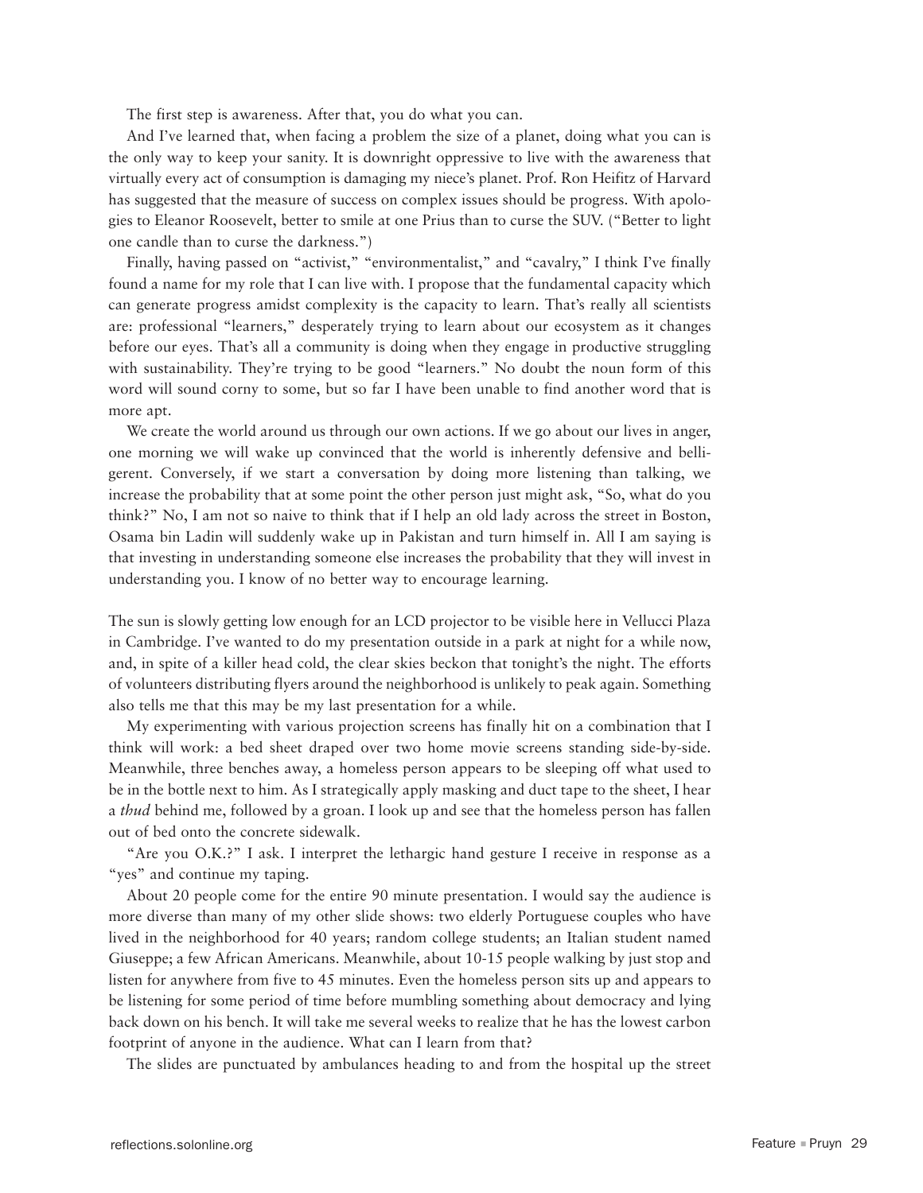The first step is awareness. After that, you do what you can.

And I've learned that, when facing a problem the size of a planet, doing what you can is the only way to keep your sanity. It is downright oppressive to live with the awareness that virtually every act of consumption is damaging my niece's planet. Prof. Ron Heifitz of Harvard has suggested that the measure of success on complex issues should be progress. With apologies to Eleanor Roosevelt, better to smile at one Prius than to curse the SUV. ("Better to light one candle than to curse the darkness.")

Finally, having passed on "activist," "environmentalist," and "cavalry," I think I've finally found a name for my role that I can live with. I propose that the fundamental capacity which can generate progress amidst complexity is the capacity to learn. That's really all scientists are: professional "learners," desperately trying to learn about our ecosystem as it changes before our eyes. That's all a community is doing when they engage in productive struggling with sustainability. They're trying to be good "learners." No doubt the noun form of this word will sound corny to some, but so far I have been unable to find another word that is more apt.

We create the world around us through our own actions. If we go about our lives in anger, one morning we will wake up convinced that the world is inherently defensive and belligerent. Conversely, if we start a conversation by doing more listening than talking, we increase the probability that at some point the other person just might ask, "So, what do you think?" No, I am not so naive to think that if I help an old lady across the street in Boston, Osama bin Ladin will suddenly wake up in Pakistan and turn himself in. All I am saying is that investing in understanding someone else increases the probability that they will invest in understanding you. I know of no better way to encourage learning.

The sun is slowly getting low enough for an LCD projector to be visible here in Vellucci Plaza in Cambridge. I've wanted to do my presentation outside in a park at night for a while now, and, in spite of a killer head cold, the clear skies beckon that tonight's the night. The efforts of volunteers distributing flyers around the neighborhood is unlikely to peak again. Something also tells me that this may be my last presentation for a while.

My experimenting with various projection screens has finally hit on a combination that I think will work: a bed sheet draped over two home movie screens standing side-by-side. Meanwhile, three benches away, a homeless person appears to be sleeping off what used to be in the bottle next to him. As I strategically apply masking and duct tape to the sheet, I hear a *thud* behind me, followed by a groan. I look up and see that the homeless person has fallen out of bed onto the concrete sidewalk.

"Are you O.K.?" I ask. I interpret the lethargic hand gesture I receive in response as a "yes" and continue my taping.

About 20 people come for the entire 90 minute presentation. I would say the audience is more diverse than many of my other slide shows: two elderly Portuguese couples who have lived in the neighborhood for 40 years; random college students; an Italian student named Giuseppe; a few African Americans. Meanwhile, about 10-15 people walking by just stop and listen for anywhere from five to 45 minutes. Even the homeless person sits up and appears to be listening for some period of time before mumbling something about democracy and lying back down on his bench. It will take me several weeks to realize that he has the lowest carbon footprint of anyone in the audience. What can I learn from that?

The slides are punctuated by ambulances heading to and from the hospital up the street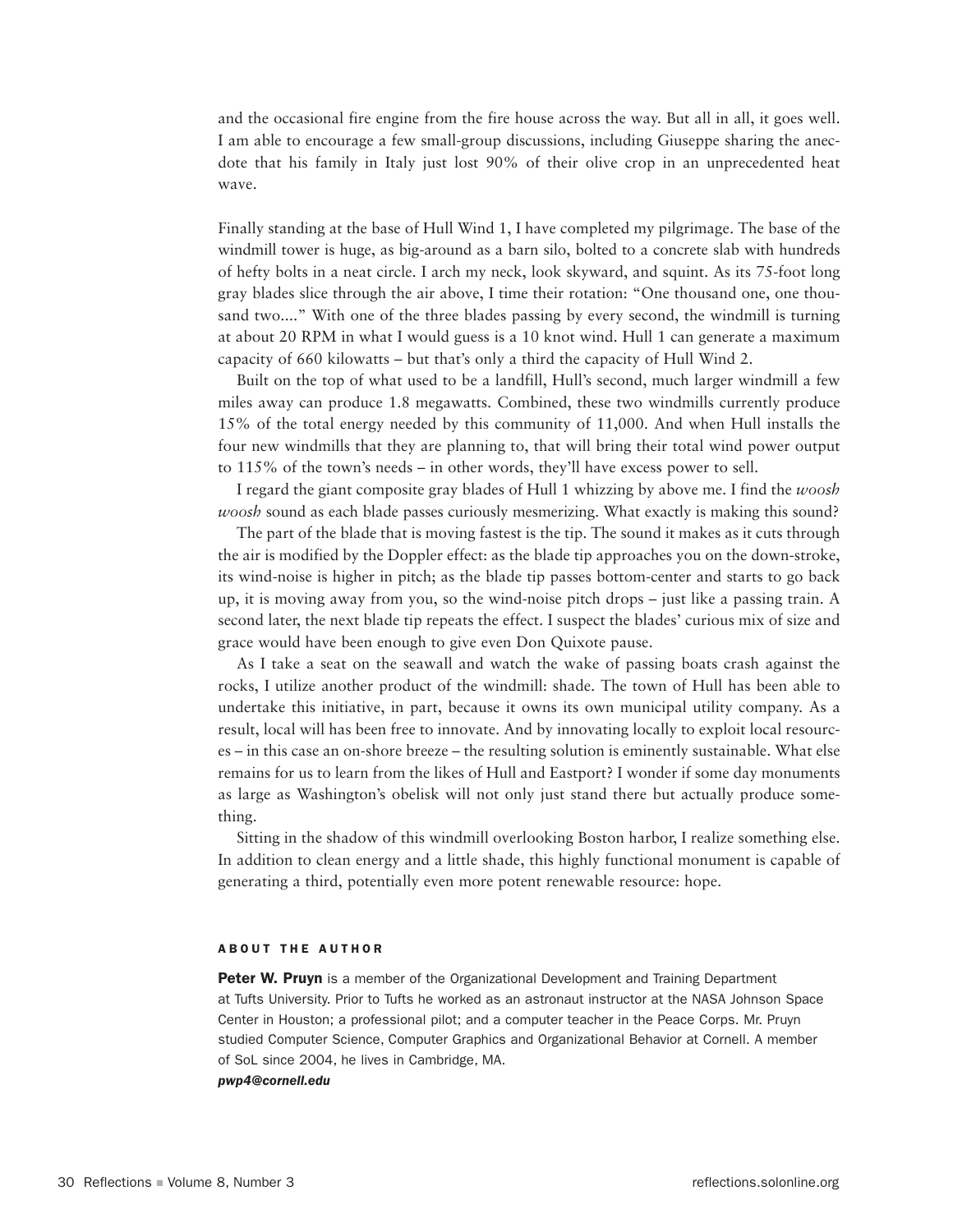and the occasional fire engine from the fire house across the way. But all in all, it goes well. I am able to encourage a few small-group discussions, including Giuseppe sharing the anecdote that his family in Italy just lost 90% of their olive crop in an unprecedented heat wave.

Finally standing at the base of Hull Wind 1, I have completed my pilgrimage. The base of the windmill tower is huge, as big-around as a barn silo, bolted to a concrete slab with hundreds of hefty bolts in a neat circle. I arch my neck, look skyward, and squint. As its 75-foot long gray blades slice through the air above, I time their rotation: "One thousand one, one thousand two...." With one of the three blades passing by every second, the windmill is turning at about 20 RPM in what I would guess is a 10 knot wind. Hull 1 can generate a maximum capacity of 660 kilowatts – but that's only a third the capacity of Hull Wind 2.

Built on the top of what used to be a landfill, Hull's second, much larger windmill a few miles away can produce 1.8 megawatts. Combined, these two windmills currently produce 15% of the total energy needed by this community of 11,000. And when Hull installs the four new windmills that they are planning to, that will bring their total wind power output to 115% of the town's needs – in other words, they'll have excess power to sell.

I regard the giant composite gray blades of Hull 1 whizzing by above me. I find the *woosh woosh* sound as each blade passes curiously mesmerizing. What exactly is making this sound?

The part of the blade that is moving fastest is the tip. The sound it makes as it cuts through the air is modified by the Doppler effect: as the blade tip approaches you on the down-stroke, its wind-noise is higher in pitch; as the blade tip passes bottom-center and starts to go back up, it is moving away from you, so the wind-noise pitch drops – just like a passing train. A second later, the next blade tip repeats the effect. I suspect the blades' curious mix of size and grace would have been enough to give even Don Quixote pause.

As I take a seat on the seawall and watch the wake of passing boats crash against the rocks, I utilize another product of the windmill: shade. The town of Hull has been able to undertake this initiative, in part, because it owns its own municipal utility company. As a result, local will has been free to innovate. And by innovating locally to exploit local resources – in this case an on-shore breeze – the resulting solution is eminently sustainable. What else remains for us to learn from the likes of Hull and Eastport? I wonder if some day monuments as large as Washington's obelisk will not only just stand there but actually produce something.

Sitting in the shadow of this windmill overlooking Boston harbor, I realize something else. In addition to clean energy and a little shade, this highly functional monument is capable of generating a third, potentially even more potent renewable resource: hope.

#### ABOUT THE AUTHOR

**Peter W. Pruyn** is a member of the Organizational Development and Training Department at Tufts University. Prior to Tufts he worked as an astronaut instructor at the NASA Johnson Space Center in Houston; a professional pilot; and a computer teacher in the Peace Corps. Mr. Pruyn studied Computer Science, Computer Graphics and Organizational Behavior at Cornell. A member of SoL since 2004, he lives in Cambridge, MA.

***pwp4@cornell.edu***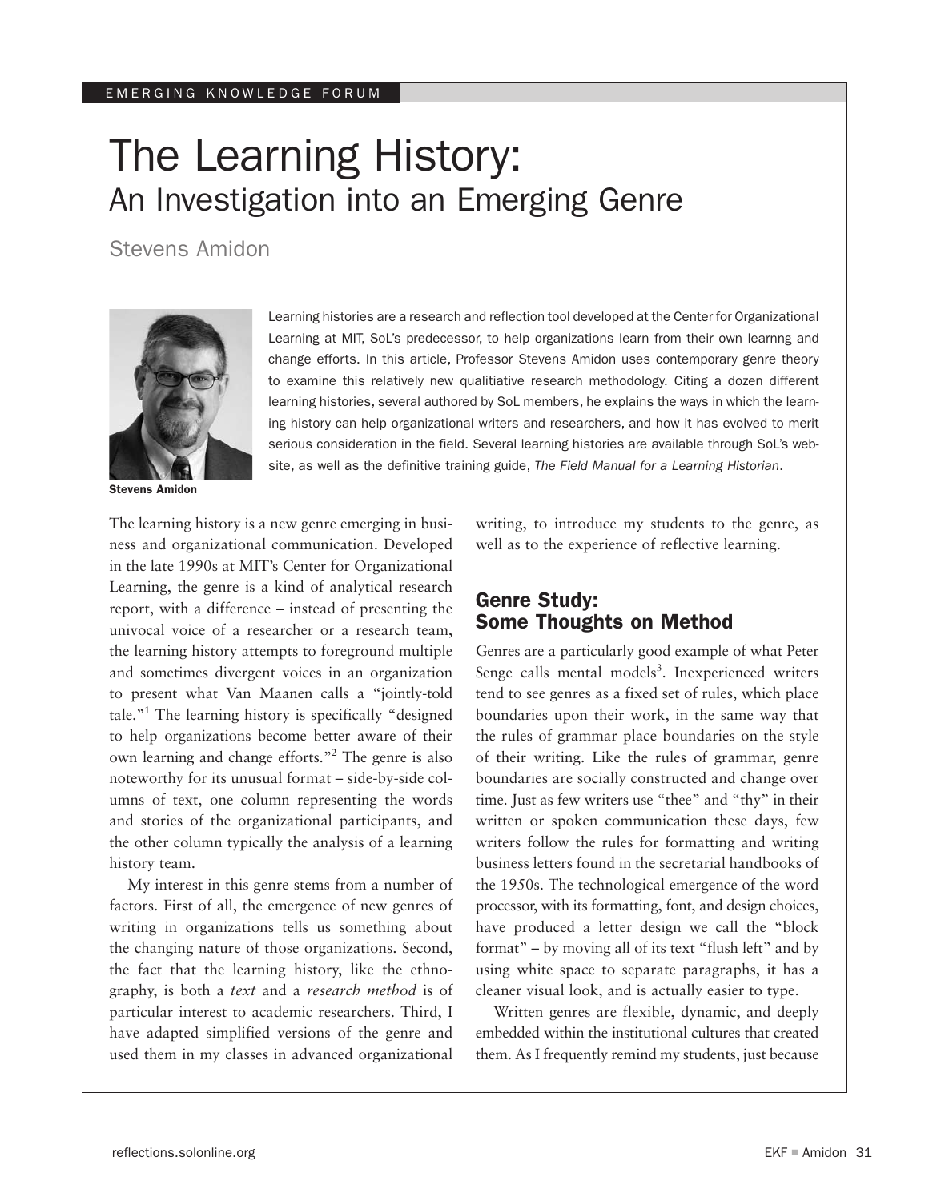EMERGING KNOWLEDGE FORUM

# The Learning History: An Investigation into an Emerging Genre

Stevens Amidon

Stevens Amidon

Learning histories are a research and reflection tool developed at the Center for Organizational Learning at MIT, SoL's predecessor, to help organizations learn from their own learnng and change efforts. In this article, Professor Stevens Amidon uses contemporary genre theory to examine this relatively new qualitiative research methodology. Citing a dozen different learning histories, several authored by SoL members, he explains the ways in which the learning history can help organizational writers and researchers, and how it has evolved to merit serious consideration in the field. Several learning histories are available through SoL's website, as well as the definitive training guide, *The Field Manual for a Learning Historian*.

The learning history is a new genre emerging in business and organizational communication. Developed in the late 1990s at MIT's Center for Organizational Learning, the genre is a kind of analytical research report, with a difference – instead of presenting the univocal voice of a researcher or a research team, the learning history attempts to foreground multiple and sometimes divergent voices in an organization to present what Van Maanen calls a "jointly-told tale."[1] The learning history is specifically "designed to help organizations become better aware of their own learning and change efforts."[2] The genre is also noteworthy for its unusual format – side-by-side columns of text, one column representing the words and stories of the organizational participants, and the other column typically the analysis of a learning history team.

My interest in this genre stems from a number of factors. First of all, the emergence of new genres of writing in organizations tells us something about the changing nature of those organizations. Second, the fact that the learning history, like the ethnography, is both a *text* and a *research method* is of particular interest to academic researchers. Third, I have adapted simplified versions of the genre and used them in my classes in advanced organizational writing, to introduce my students to the genre, as well as to the experience of reflective learning.

## Genre Study: Some Thoughts on Method

Genres are a particularly good example of what Peter Senge calls mental models[3]. Inexperienced writers tend to see genres as a fixed set of rules, which place boundaries upon their work, in the same way that the rules of grammar place boundaries on the style of their writing. Like the rules of grammar, genre boundaries are socially constructed and change over time. Just as few writers use "thee" and "thy" in their written or spoken communication these days, few writers follow the rules for formatting and writing business letters found in the secretarial handbooks of the 1950s. The technological emergence of the word processor, with its formatting, font, and design choices, have produced a letter design we call the "block format" – by moving all of its text "flush left" and by using white space to separate paragraphs, it has a cleaner visual look, and is actually easier to type.

Written genres are flexible, dynamic, and deeply embedded within the institutional cultures that created them. As I frequently remind my students, just because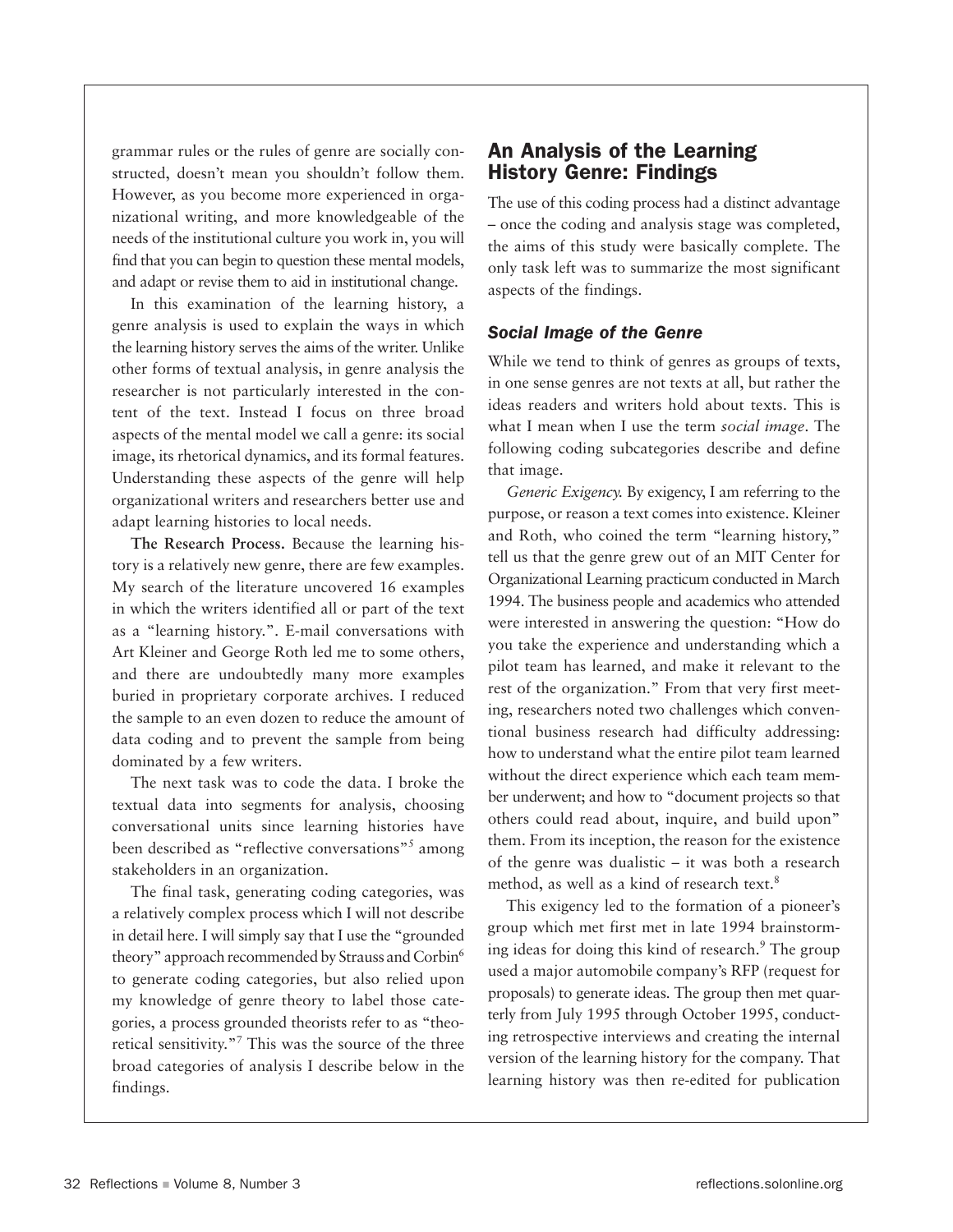grammar rules or the rules of genre are socially constructed, doesn't mean you shouldn't follow them. However, as you become more experienced in organizational writing, and more knowledgeable of the needs of the institutional culture you work in, you will find that you can begin to question these mental models, and adapt or revise them to aid in institutional change.

In this examination of the learning history, a genre analysis is used to explain the ways in which the learning history serves the aims of the writer. Unlike other forms of textual analysis, in genre analysis the researcher is not particularly interested in the content of the text. Instead I focus on three broad aspects of the mental model we call a genre: its social image, its rhetorical dynamics, and its formal features. Understanding these aspects of the genre will help organizational writers and researchers better use and adapt learning histories to local needs.

**The Research Process.** Because the learning history is a relatively new genre, there are few examples. My search of the literature uncovered 16 examples in which the writers identified all or part of the text as a "learning history.". E-mail conversations with Art Kleiner and George Roth led me to some others, and there are undoubtedly many more examples buried in proprietary corporate archives. I reduced the sample to an even dozen to reduce the amount of data coding and to prevent the sample from being dominated by a few writers.

The next task was to code the data. I broke the textual data into segments for analysis, choosing conversational units since learning histories have been described as "reflective conversations"[5] among stakeholders in an organization.

The final task, generating coding categories, was a relatively complex process which I will not describe in detail here. I will simply say that I use the "grounded theory" approach recommended by Strauss and Corbin[6] to generate coding categories, but also relied upon my knowledge of genre theory to label those categories, a process grounded theorists refer to as "theoretical sensitivity."[7] This was the source of the three broad categories of analysis I describe below in the findings.

## An Analysis of the Learning History Genre: Findings

The use of this coding process had a distinct advantage – once the coding and analysis stage was completed, the aims of this study were basically complete. The only task left was to summarize the most significant aspects of the findings.

### *Social Image of the Genre*

While we tend to think of genres as groups of texts, in one sense genres are not texts at all, but rather the ideas readers and writers hold about texts. This is what I mean when I use the term *social image*. The following coding subcategories describe and define that image.

*Generic Exigency.* By exigency, I am referring to the purpose, or reason a text comes into existence. Kleiner and Roth, who coined the term "learning history," tell us that the genre grew out of an MIT Center for Organizational Learning practicum conducted in March 1994. The business people and academics who attended were interested in answering the question: "How do you take the experience and understanding which a pilot team has learned, and make it relevant to the rest of the organization." From that very first meeting, researchers noted two challenges which conventional business research had difficulty addressing: how to understand what the entire pilot team learned without the direct experience which each team member underwent; and how to "document projects so that others could read about, inquire, and build upon" them. From its inception, the reason for the existence of the genre was dualistic – it was both a research method, as well as a kind of research text.[8]

This exigency led to the formation of a pioneer's group which met first met in late 1994 brainstorming ideas for doing this kind of research.[9] The group used a major automobile company's RFP (request for proposals) to generate ideas. The group then met quarterly from July 1995 through October 1995, conducting retrospective interviews and creating the internal version of the learning history for the company. That learning history was then re-edited for publication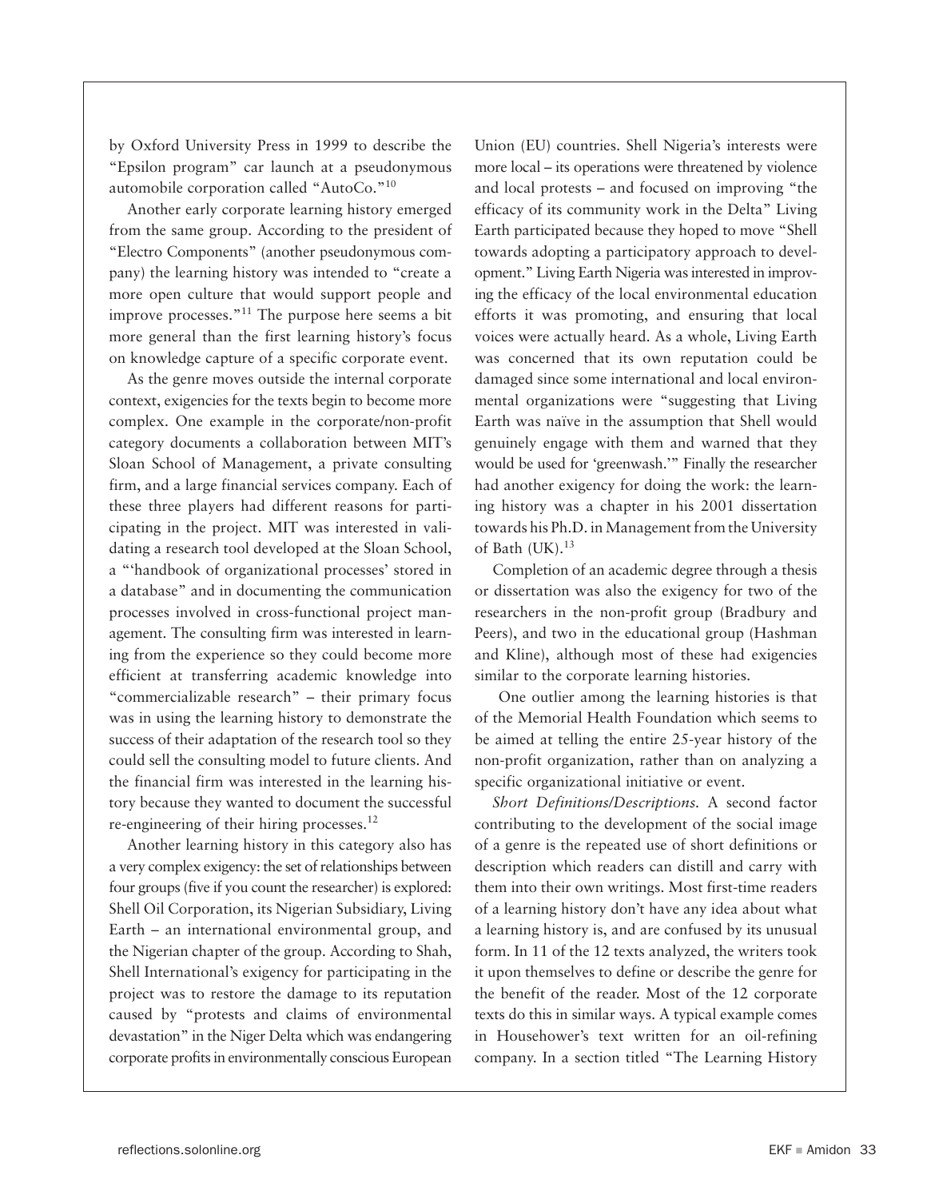by Oxford University Press in 1999 to describe the "Epsilon program" car launch at a pseudonymous automobile corporation called "AutoCo."[10]

Another early corporate learning history emerged from the same group. According to the president of "Electro Components" (another pseudonymous company) the learning history was intended to "create a more open culture that would support people and improve processes."[11] The purpose here seems a bit more general than the first learning history's focus on knowledge capture of a specific corporate event.

As the genre moves outside the internal corporate context, exigencies for the texts begin to become more complex. One example in the corporate/non-profit category documents a collaboration between MIT's Sloan School of Management, a private consulting firm, and a large financial services company. Each of these three players had different reasons for participating in the project. MIT was interested in validating a research tool developed at the Sloan School, a "'handbook of organizational processes' stored in a database" and in documenting the communication processes involved in cross-functional project management. The consulting firm was interested in learning from the experience so they could become more efficient at transferring academic knowledge into "commercializable research" – their primary focus was in using the learning history to demonstrate the success of their adaptation of the research tool so they could sell the consulting model to future clients. And the financial firm was interested in the learning history because they wanted to document the successful re-engineering of their hiring processes.[12]

Another learning history in this category also has a very complex exigency: the set of relationships between four groups (five if you count the researcher) is explored: Shell Oil Corporation, its Nigerian Subsidiary, Living Earth – an international environmental group, and the Nigerian chapter of the group. According to Shah, Shell International's exigency for participating in the project was to restore the damage to its reputation caused by "protests and claims of environmental devastation" in the Niger Delta which was endangering corporate profits in environmentally conscious European Union (EU) countries. Shell Nigeria's interests were more local – its operations were threatened by violence and local protests – and focused on improving "the efficacy of its community work in the Delta" Living Earth participated because they hoped to move "Shell towards adopting a participatory approach to development." Living Earth Nigeria was interested in improving the efficacy of the local environmental education efforts it was promoting, and ensuring that local voices were actually heard. As a whole, Living Earth was concerned that its own reputation could be damaged since some international and local environmental organizations were "suggesting that Living Earth was naïve in the assumption that Shell would genuinely engage with them and warned that they would be used for 'greenwash.'" Finally the researcher had another exigency for doing the work: the learning history was a chapter in his 2001 dissertation towards his Ph.D. in Management from the University of Bath (UK).[13]

Completion of an academic degree through a thesis or dissertation was also the exigency for two of the researchers in the non-profit group (Bradbury and Peers), and two in the educational group (Hashman and Kline), although most of these had exigencies similar to the corporate learning histories.

One outlier among the learning histories is that of the Memorial Health Foundation which seems to be aimed at telling the entire 25-year history of the non-profit organization, rather than on analyzing a specific organizational initiative or event.

*Short Definitions/Descriptions.* A second factor contributing to the development of the social image of a genre is the repeated use of short definitions or description which readers can distill and carry with them into their own writings. Most first-time readers of a learning history don't have any idea about what a learning history is, and are confused by its unusual form. In 11 of the 12 texts analyzed, the writers took it upon themselves to define or describe the genre for the benefit of the reader. Most of the 12 corporate texts do this in similar ways. A typical example comes in Househower's text written for an oil-refining company. In a section titled "The Learning History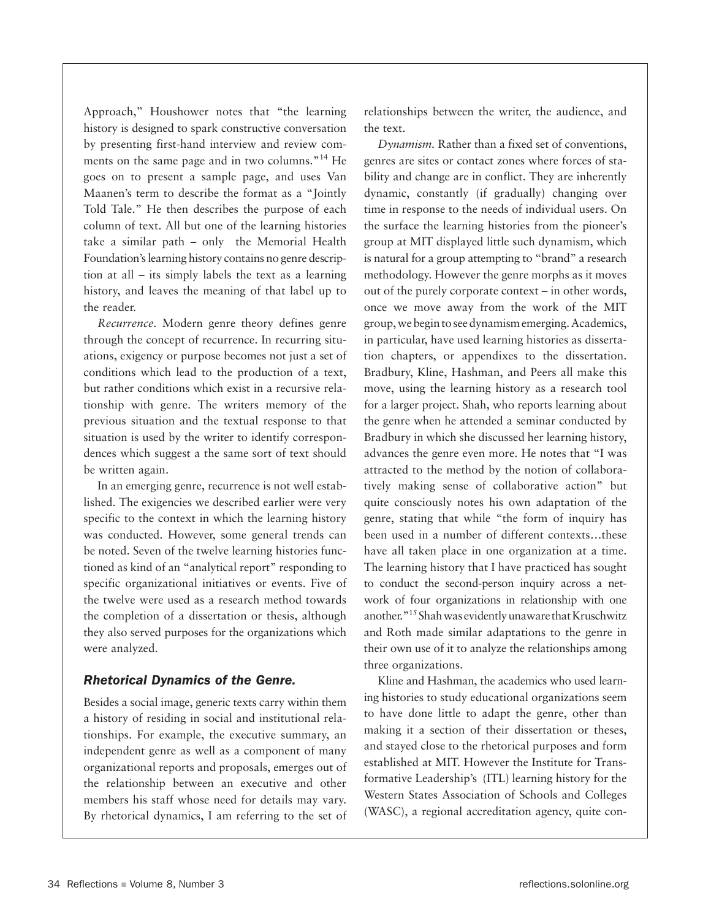Approach," Houshower notes that "the learning history is designed to spark constructive conversation by presenting first-hand interview and review comments on the same page and in two columns."[14] He goes on to present a sample page, and uses Van Maanen's term to describe the format as a "Jointly Told Tale." He then describes the purpose of each column of text. All but one of the learning histories take a similar path – only the Memorial Health Foundation's learning history contains no genre description at all – its simply labels the text as a learning history, and leaves the meaning of that label up to the reader.

*Recurrence.* Modern genre theory defines genre through the concept of recurrence. In recurring situations, exigency or purpose becomes not just a set of conditions which lead to the production of a text, but rather conditions which exist in a recursive relationship with genre. The writers memory of the previous situation and the textual response to that situation is used by the writer to identify correspondences which suggest a the same sort of text should be written again.

In an emerging genre, recurrence is not well established. The exigencies we described earlier were very specific to the context in which the learning history was conducted. However, some general trends can be noted. Seven of the twelve learning histories functioned as kind of an "analytical report" responding to specific organizational initiatives or events. Five of the twelve were used as a research method towards the completion of a dissertation or thesis, although they also served purposes for the organizations which were analyzed.

### *Rhetorical Dynamics of the Genre.*

Besides a social image, generic texts carry within them a history of residing in social and institutional relationships. For example, the executive summary, an independent genre as well as a component of many organizational reports and proposals, emerges out of the relationship between an executive and other members his staff whose need for details may vary. By rhetorical dynamics, I am referring to the set of relationships between the writer, the audience, and the text.

*Dynamism.* Rather than a fixed set of conventions, genres are sites or contact zones where forces of stability and change are in conflict. They are inherently dynamic, constantly (if gradually) changing over time in response to the needs of individual users. On the surface the learning histories from the pioneer's group at MIT displayed little such dynamism, which is natural for a group attempting to "brand" a research methodology. However the genre morphs as it moves out of the purely corporate context – in other words, once we move away from the work of the MIT group, we begin to see dynamism emerging. Academics, in particular, have used learning histories as dissertation chapters, or appendixes to the dissertation. Bradbury, Kline, Hashman, and Peers all make this move, using the learning history as a research tool for a larger project. Shah, who reports learning about the genre when he attended a seminar conducted by Bradbury in which she discussed her learning history, advances the genre even more. He notes that "I was attracted to the method by the notion of collaboratively making sense of collaborative action" but quite consciously notes his own adaptation of the genre, stating that while "the form of inquiry has been used in a number of different contexts…these have all taken place in one organization at a time. The learning history that I have practiced has sought to conduct the second-person inquiry across a network of four organizations in relationship with one another."[15] Shah was evidently unaware that Kruschwitz and Roth made similar adaptations to the genre in their own use of it to analyze the relationships among three organizations.

Kline and Hashman, the academics who used learning histories to study educational organizations seem to have done little to adapt the genre, other than making it a section of their dissertation or theses, and stayed close to the rhetorical purposes and form established at MIT. However the Institute for Transformative Leadership's (ITL) learning history for the Western States Association of Schools and Colleges (WASC), a regional accreditation agency, quite con-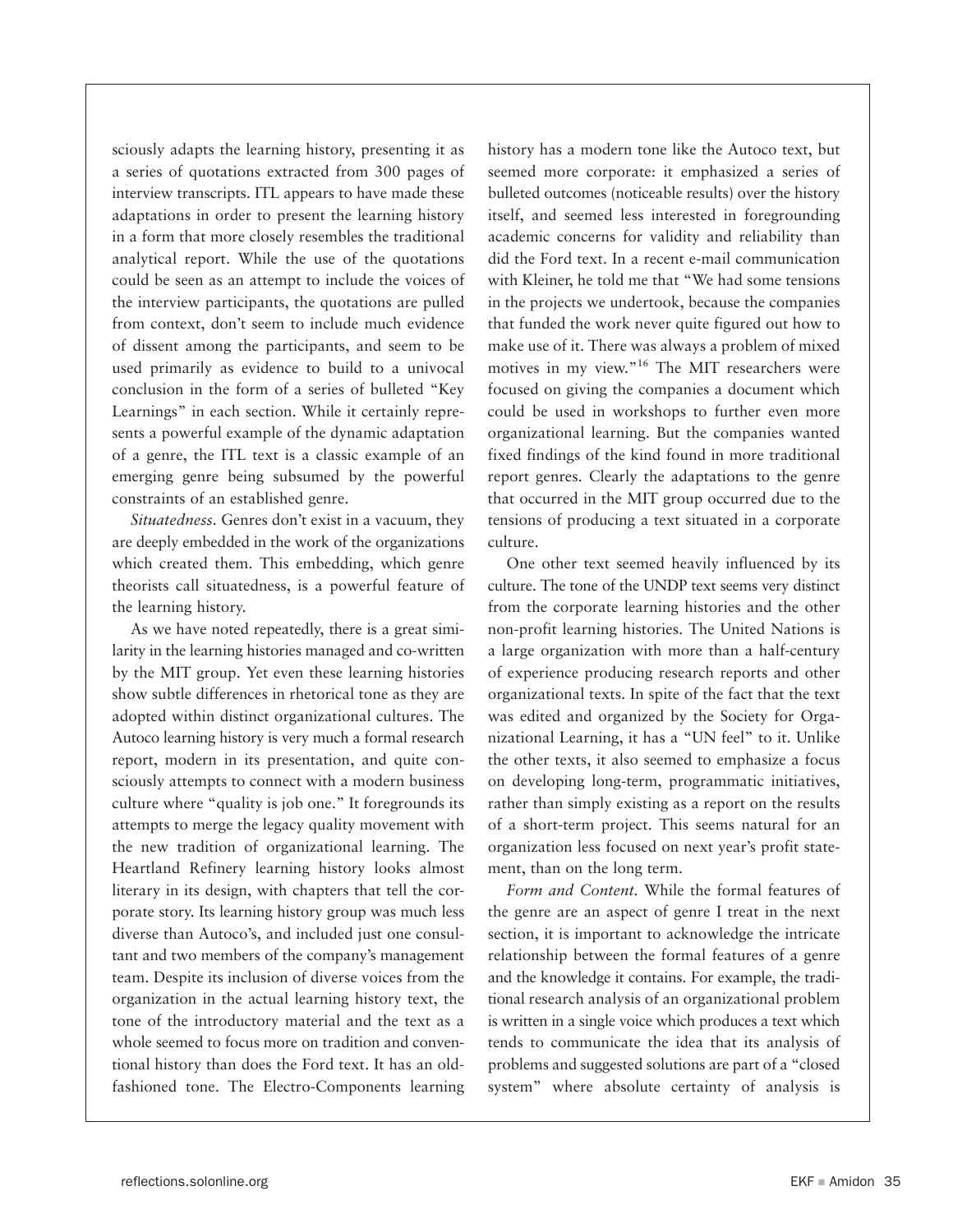sciously adapts the learning history, presenting it as a series of quotations extracted from 300 pages of interview transcripts. ITL appears to have made these adaptations in order to present the learning history in a form that more closely resembles the traditional analytical report. While the use of the quotations could be seen as an attempt to include the voices of the interview participants, the quotations are pulled from context, don't seem to include much evidence of dissent among the participants, and seem to be used primarily as evidence to build to a univocal conclusion in the form of a series of bulleted "Key Learnings" in each section. While it certainly represents a powerful example of the dynamic adaptation of a genre, the ITL text is a classic example of an emerging genre being subsumed by the powerful constraints of an established genre.

*Situatedness.* Genres don't exist in a vacuum, they are deeply embedded in the work of the organizations which created them. This embedding, which genre theorists call situatedness, is a powerful feature of the learning history.

As we have noted repeatedly, there is a great similarity in the learning histories managed and co-written by the MIT group. Yet even these learning histories show subtle differences in rhetorical tone as they are adopted within distinct organizational cultures. The Autoco learning history is very much a formal research report, modern in its presentation, and quite consciously attempts to connect with a modern business culture where "quality is job one." It foregrounds its attempts to merge the legacy quality movement with the new tradition of organizational learning. The Heartland Refinery learning history looks almost literary in its design, with chapters that tell the corporate story. Its learning history group was much less diverse than Autoco's, and included just one consultant and two members of the company's management team. Despite its inclusion of diverse voices from the organization in the actual learning history text, the tone of the introductory material and the text as a whole seemed to focus more on tradition and conventional history than does the Ford text. It has an old-fashioned tone. The Electro-Components learning history has a modern tone like the Autoco text, but seemed more corporate: it emphasized a series of bulleted outcomes (noticeable results) over the history itself, and seemed less interested in foregrounding academic concerns for validity and reliability than did the Ford text. In a recent e-mail communication with Kleiner, he told me that "We had some tensions in the projects we undertook, because the companies that funded the work never quite figured out how to make use of it. There was always a problem of mixed motives in my view."[16] The MIT researchers were focused on giving the companies a document which could be used in workshops to further even more organizational learning. But the companies wanted fixed findings of the kind found in more traditional report genres. Clearly the adaptations to the genre that occurred in the MIT group occurred due to the tensions of producing a text situated in a corporate culture.

One other text seemed heavily influenced by its culture. The tone of the UNDP text seems very distinct from the corporate learning histories and the other non-profit learning histories. The United Nations is a large organization with more than a half-century of experience producing research reports and other organizational texts. In spite of the fact that the text was edited and organized by the Society for Organizational Learning, it has a "UN feel" to it. Unlike the other texts, it also seemed to emphasize a focus on developing long-term, programmatic initiatives, rather than simply existing as a report on the results of a short-term project. This seems natural for an organization less focused on next year's profit statement, than on the long term.

*Form and Content.* While the formal features of the genre are an aspect of genre I treat in the next section, it is important to acknowledge the intricate relationship between the formal features of a genre and the knowledge it contains. For example, the traditional research analysis of an organizational problem is written in a single voice which produces a text which tends to communicate the idea that its analysis of problems and suggested solutions are part of a "closed system" where absolute certainty of analysis is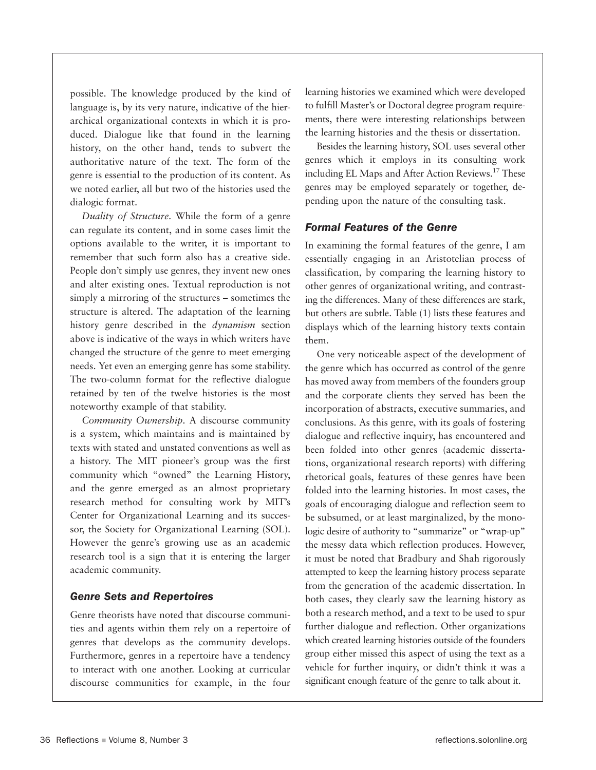possible. The knowledge produced by the kind of language is, by its very nature, indicative of the hierarchical organizational contexts in which it is produced. Dialogue like that found in the learning history, on the other hand, tends to subvert the authoritative nature of the text. The form of the genre is essential to the production of its content. As we noted earlier, all but two of the histories used the dialogic format.

*Duality of Structure*. While the form of a genre can regulate its content, and in some cases limit the options available to the writer, it is important to remember that such form also has a creative side. People don't simply use genres, they invent new ones and alter existing ones. Textual reproduction is not simply a mirroring of the structures – sometimes the structure is altered. The adaptation of the learning history genre described in the *dynamism* section above is indicative of the ways in which writers have changed the structure of the genre to meet emerging needs. Yet even an emerging genre has some stability. The two-column format for the reflective dialogue retained by ten of the twelve histories is the most noteworthy example of that stability.

*Community Ownership*. A discourse community is a system, which maintains and is maintained by texts with stated and unstated conventions as well as a history. The MIT pioneer's group was the first community which "owned" the Learning History, and the genre emerged as an almost proprietary research method for consulting work by MIT's Center for Organizational Learning and its successor, the Society for Organizational Learning (SOL). However the genre's growing use as an academic research tool is a sign that it is entering the larger academic community.

### Genre Sets and Repertoires

Genre theorists have noted that discourse communities and agents within them rely on a repertoire of genres that develops as the community develops. Furthermore, genres in a repertoire have a tendency to interact with one another. Looking at curricular discourse communities for example, in the four learning histories we examined which were developed to fulfill Master's or Doctoral degree program requirements, there were interesting relationships between the learning histories and the thesis or dissertation.

Besides the learning history, SOL uses several other genres which it employs in its consulting work including EL Maps and After Action Reviews.[17] These genres may be employed separately or together, depending upon the nature of the consulting task.

### Formal Features of the Genre

In examining the formal features of the genre, I am essentially engaging in an Aristotelian process of classification, by comparing the learning history to other genres of organizational writing, and contrasting the differences. Many of these differences are stark, but others are subtle. Table (1) lists these features and displays which of the learning history texts contain them.

One very noticeable aspect of the development of the genre which has occurred as control of the genre has moved away from members of the founders group and the corporate clients they served has been the incorporation of abstracts, executive summaries, and conclusions. As this genre, with its goals of fostering dialogue and reflective inquiry, has encountered and been folded into other genres (academic dissertations, organizational research reports) with differing rhetorical goals, features of these genres have been folded into the learning histories. In most cases, the goals of encouraging dialogue and reflection seem to be subsumed, or at least marginalized, by the monologic desire of authority to "summarize" or "wrap-up" the messy data which reflection produces. However, it must be noted that Bradbury and Shah rigorously attempted to keep the learning history process separate from the generation of the academic dissertation. In both cases, they clearly saw the learning history as both a research method, and a text to be used to spur further dialogue and reflection. Other organizations which created learning histories outside of the founders group either missed this aspect of using the text as a vehicle for further inquiry, or didn't think it was a significant enough feature of the genre to talk about it.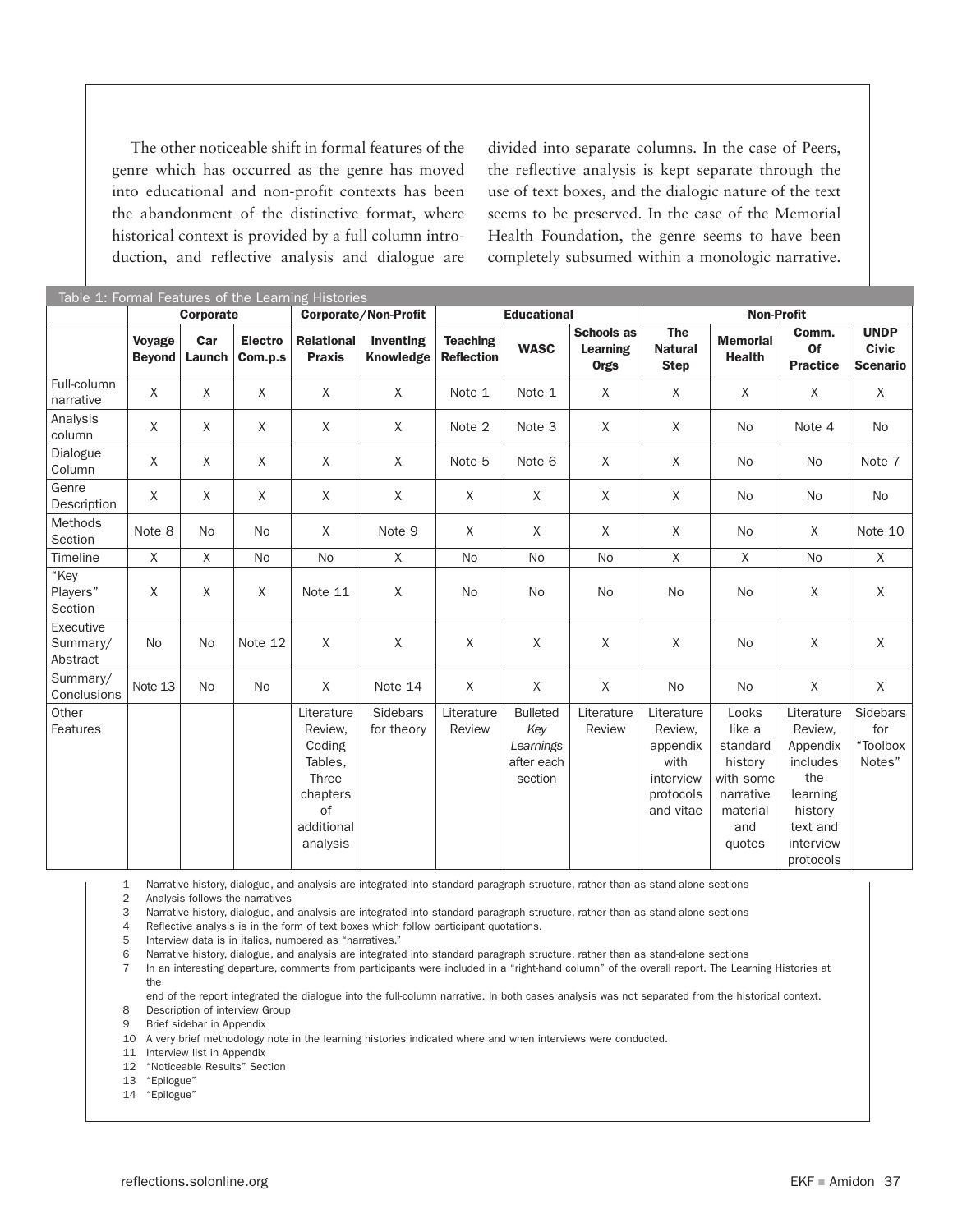The other noticeable shift in formal features of the genre which has occurred as the genre has moved into educational and non-profit contexts has been the abandonment of the distinctive format, where historical context is provided by a full column introduction, and reflective analysis and dialogue are divided into separate columns. In the case of Peers, the reflective analysis is kept separate through the use of text boxes, and the dialogic nature of the text seems to be preserved. In the case of the Memorial Health Foundation, the genre seems to have been completely subsumed within a monologic narrative.

Table 1: Formal Features of the Learning Histories

| | Corporate | | | Corporate/Non-Profit | | Educational | | | Non-Profit | | | |
|---|---|---|---|---|---|---|---|---|---|---|---|---|
| | **Voyage Beyond** | **Car Launch** | **Electro Com.p.s** | **Relational Praxis** | **Inventing Knowledge** | **Teaching Reflection** | **WASC** | **Schools as Learning Orgs** | **The Natural Step** | **Memorial Health** | **Comm. Of Practice** | **UNDP Civic Scenario** |
| Full-column narrative | X | X | X | X | X | Note 1 | Note 1 | X | X | X | X | X |
| Analysis column | X | X | X | X | X | Note 2 | Note 3 | X | X | No | Note 4 | No |
| Dialogue Column | X | X | X | X | X | Note 5 | Note 6 | X | X | No | No | Note 7 |
| Genre Description | X | X | X | X | X | X | X | X | X | No | No | No |
| Methods Section | Note 8 | No | No | X | Note 9 | X | X | X | X | No | X | Note 10 |
| Timeline | X | X | No | No | X | No | No | No | X | X | No | X |
| "Key Players" Section | X | X | X | Note 11 | X | No | No | No | No | No | X | X |
| Executive Summary/ Abstract | No | No | Note 12 | X | X | X | X | X | X | No | X | X |
| Summary/ Conclusions | Note 13 | No | No | X | Note 14 | X | X | X | No | No | X | X |
| Other Features | | | | Literature Review, Coding Tables, Three chapters of additional analysis | Sidebars for theory | Literature Review | Bulleted *Key Learnings* after each section | Literature Review | Literature Review, appendix with interview protocols and vitae | Looks like a standard history with some narrative material and quotes | Literature Review, Appendix includes the learning history text and interview protocols | Sidebars for "Toolbox Notes" |

1 Narrative history, dialogue, and analysis are integrated into standard paragraph structure, rather than as stand-alone sections
2 Analysis follows the narratives
3 Narrative history, dialogue, and analysis are integrated into standard paragraph structure, rather than as stand-alone sections
4 Reflective analysis is in the form of text boxes which follow participant quotations.
5 Interview data is in italics, numbered as "narratives."
6 Narrative history, dialogue, and analysis are integrated into standard paragraph structure, rather than as stand-alone sections
7 In an interesting departure, comments from participants were included in a "right-hand column" of the overall report. The Learning Histories at the end of the report integrated the dialogue into the full-column narrative. In both cases analysis was not separated from the historical context.
8 Description of interview Group
9 Brief sidebar in Appendix
10 A very brief methodology note in the learning histories indicated where and when interviews were conducted.
11 Interview list in Appendix
12 "Noticeable Results" Section
13 "Epilogue"
14 "Epilogue"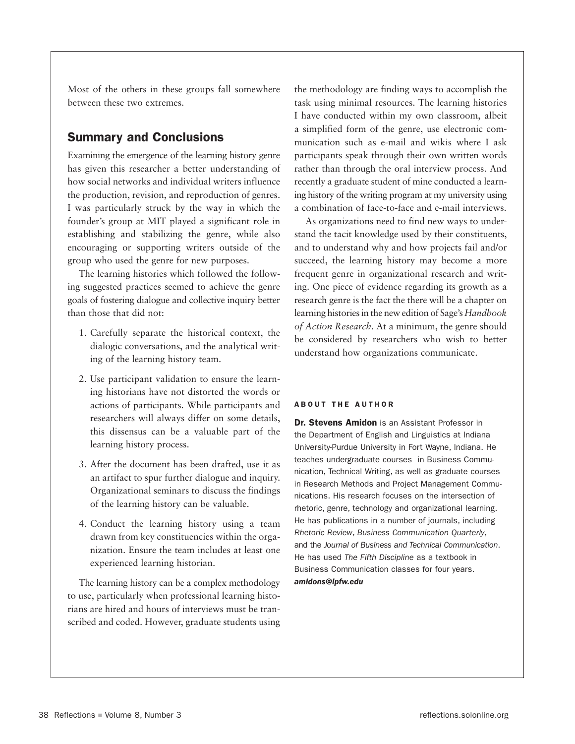Most of the others in these groups fall somewhere between these two extremes.

## Summary and Conclusions

Examining the emergence of the learning history genre has given this researcher a better understanding of how social networks and individual writers influence the production, revision, and reproduction of genres. I was particularly struck by the way in which the founder's group at MIT played a significant role in establishing and stabilizing the genre, while also encouraging or supporting writers outside of the group who used the genre for new purposes.

The learning histories which followed the following suggested practices seemed to achieve the genre goals of fostering dialogue and collective inquiry better than those that did not:

1. Carefully separate the historical context, the dialogic conversations, and the analytical writing of the learning history team.
2. Use participant validation to ensure the learning historians have not distorted the words or actions of participants. While participants and researchers will always differ on some details, this dissensus can be a valuable part of the learning history process.
3. After the document has been drafted, use it as an artifact to spur further dialogue and inquiry. Organizational seminars to discuss the findings of the learning history can be valuable.
4. Conduct the learning history using a team drawn from key constituencies within the organization. Ensure the team includes at least one experienced learning historian.

The learning history can be a complex methodology to use, particularly when professional learning historians are hired and hours of interviews must be transcribed and coded. However, graduate students using the methodology are finding ways to accomplish the task using minimal resources. The learning histories I have conducted within my own classroom, albeit a simplified form of the genre, use electronic communication such as e-mail and wikis where I ask participants speak through their own written words rather than through the oral interview process. And recently a graduate student of mine conducted a learning history of the writing program at my university using a combination of face-to-face and e-mail interviews.

As organizations need to find new ways to understand the tacit knowledge used by their constituents, and to understand why and how projects fail and/or succeed, the learning history may become a more frequent genre in organizational research and writing. One piece of evidence regarding its growth as a research genre is the fact the there will be a chapter on learning histories in the new edition of Sage's *Handbook of Action Research*. At a minimum, the genre should be considered by researchers who wish to better understand how organizations communicate.

#### ABOUT THE AUTHOR

**Dr. Stevens Amidon** is an Assistant Professor in the Department of English and Linguistics at Indiana University-Purdue University in Fort Wayne, Indiana. He teaches undergraduate courses in Business Communication, Technical Writing, as well as graduate courses in Research Methods and Project Management Communications. His research focuses on the intersection of rhetoric, genre, technology and organizational learning. He has publications in a number of journals, including *Rhetoric Review*, *Business Communication Quarterly*, and the *Journal of Business and Technical Communication*. He has used *The Fifth Discipline* as a textbook in Business Communication classes for four years.
***amidons@ipfw.edu***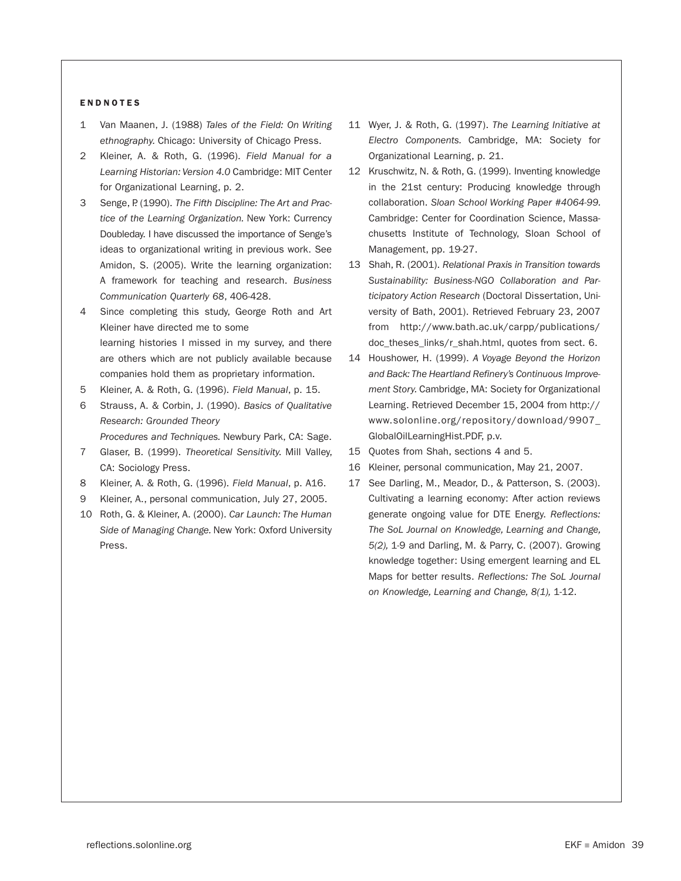#### ENDNOTES

1. Van Maanen, J. (1988) *Tales of the Field: On Writing ethnography*. Chicago: University of Chicago Press.
2. Kleiner, A. & Roth, G. (1996). *Field Manual for a Learning Historian: Version 4.0* Cambridge: MIT Center for Organizational Learning, p. 2.
3. Senge, P. (1990). *The Fifth Discipline: The Art and Practice of the Learning Organization.* New York: Currency Doubleday. I have discussed the importance of Senge's ideas to organizational writing in previous work. See Amidon, S. (2005). Write the learning organization: A framework for teaching and research. *Business Communication Quarterly 68*, 406-428.
4. Since completing this study, George Roth and Art Kleiner have directed me to some learning histories I missed in my survey, and there are others which are not publicly available because companies hold them as proprietary information.
5. Kleiner, A. & Roth, G. (1996). *Field Manual*, p. 15.
6. Strauss, A. & Corbin, J. (1990). *Basics of Qualitative Research: Grounded Theory Procedures and Techniques.* Newbury Park, CA: Sage.
7. Glaser, B. (1999). *Theoretical Sensitivity.* Mill Valley, CA: Sociology Press.
8. Kleiner, A. & Roth, G. (1996). *Field Manual*, p. A16.
9. Kleiner, A., personal communication, July 27, 2005.
10. Roth, G. & Kleiner, A. (2000). *Car Launch: The Human Side of Managing Change.* New York: Oxford University Press.
11. Wyer, J. & Roth, G. (1997). *The Learning Initiative at Electro Components.* Cambridge, MA: Society for Organizational Learning, p. 21.
12. Kruschwitz, N. & Roth, G. (1999). Inventing knowledge in the 21st century: Producing knowledge through collaboration. *Sloan School Working Paper #4064-99.* Cambridge: Center for Coordination Science, Massachusetts Institute of Technology, Sloan School of Management, pp. 19-27.
13. Shah, R. (2001). *Relational Praxis in Transition towards Sustainability: Business-NGO Collaboration and Participatory Action Research* (Doctoral Dissertation, University of Bath, 2001). Retrieved February 23, 2007 from http://www.bath.ac.uk/carpp/publications/doc_theses_links/r_shah.html, quotes from sect. 6.
14. Houshower, H. (1999). *A Voyage Beyond the Horizon and Back: The Heartland Refinery's Continuous Improvement Story.* Cambridge, MA: Society for Organizational Learning. Retrieved December 15, 2004 from http://www.solonline.org/repository/download/9907_GlobalOilLearningHist.PDF, p.v.
15. Quotes from Shah, sections 4 and 5.
16. Kleiner, personal communication, May 21, 2007.
17. See Darling, M., Meador, D., & Patterson, S. (2003). Cultivating a learning economy: After action reviews generate ongoing value for DTE Energy. *Reflections: The SoL Journal on Knowledge, Learning and Change, 5(2),* 1-9 and Darling, M. & Parry, C. (2007). Growing knowledge together: Using emergent learning and EL Maps for better results. *Reflections: The SoL Journal on Knowledge, Learning and Change, 8(1),* 1-12.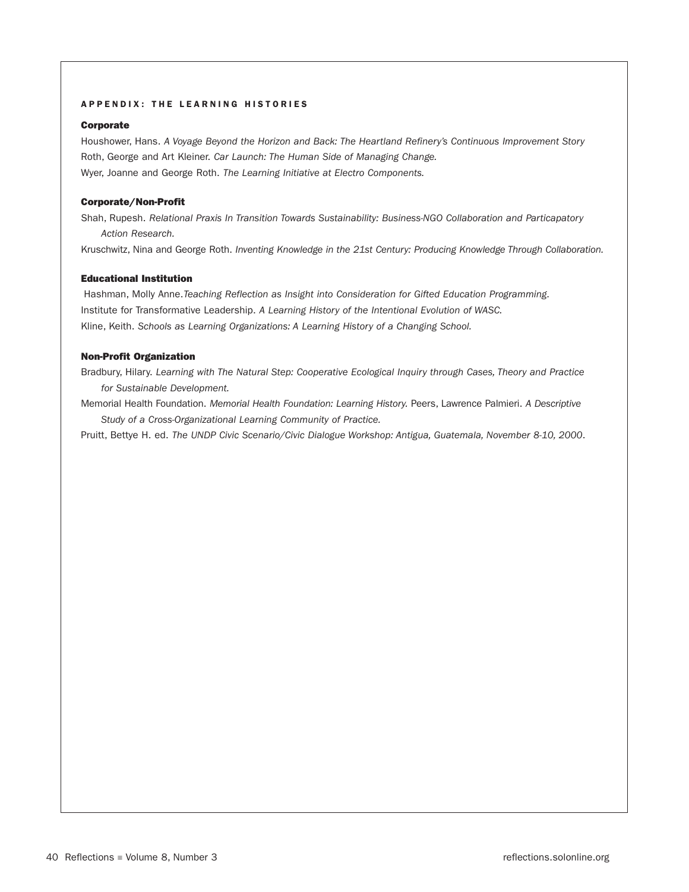## APPENDIX: THE LEARNING HISTORIES

### Corporate

Houshower, Hans. *A Voyage Beyond the Horizon and Back: The Heartland Refinery's Continuous Improvement Story*

Roth, George and Art Kleiner. *Car Launch: The Human Side of Managing Change.*

Wyer, Joanne and George Roth. *The Learning Initiative at Electro Components.*

### Corporate/Non-Profit

Shah, Rupesh. *Relational Praxis In Transition Towards Sustainability: Business-NGO Collaboration and Particapatory Action Research.*

Kruschwitz, Nina and George Roth. *Inventing Knowledge in the 21st Century: Producing Knowledge Through Collaboration.*

### Educational Institution

Hashman, Molly Anne. *Teaching Reflection as Insight into Consideration for Gifted Education Programming.*

Institute for Transformative Leadership. *A Learning History of the Intentional Evolution of WASC.*

Kline, Keith. *Schools as Learning Organizations: A Learning History of a Changing School.*

### Non-Profit Organization

Bradbury, Hilary. *Learning with The Natural Step: Cooperative Ecological Inquiry through Cases, Theory and Practice for Sustainable Development.*

Memorial Health Foundation. *Memorial Health Foundation: Learning History.* Peers, Lawrence Palmieri. *A Descriptive Study of a Cross-Organizational Learning Community of Practice.*

Pruitt, Bettye H. ed. *The UNDP Civic Scenario/Civic Dialogue Workshop: Antigua, Guatemala, November 8-10, 2000*.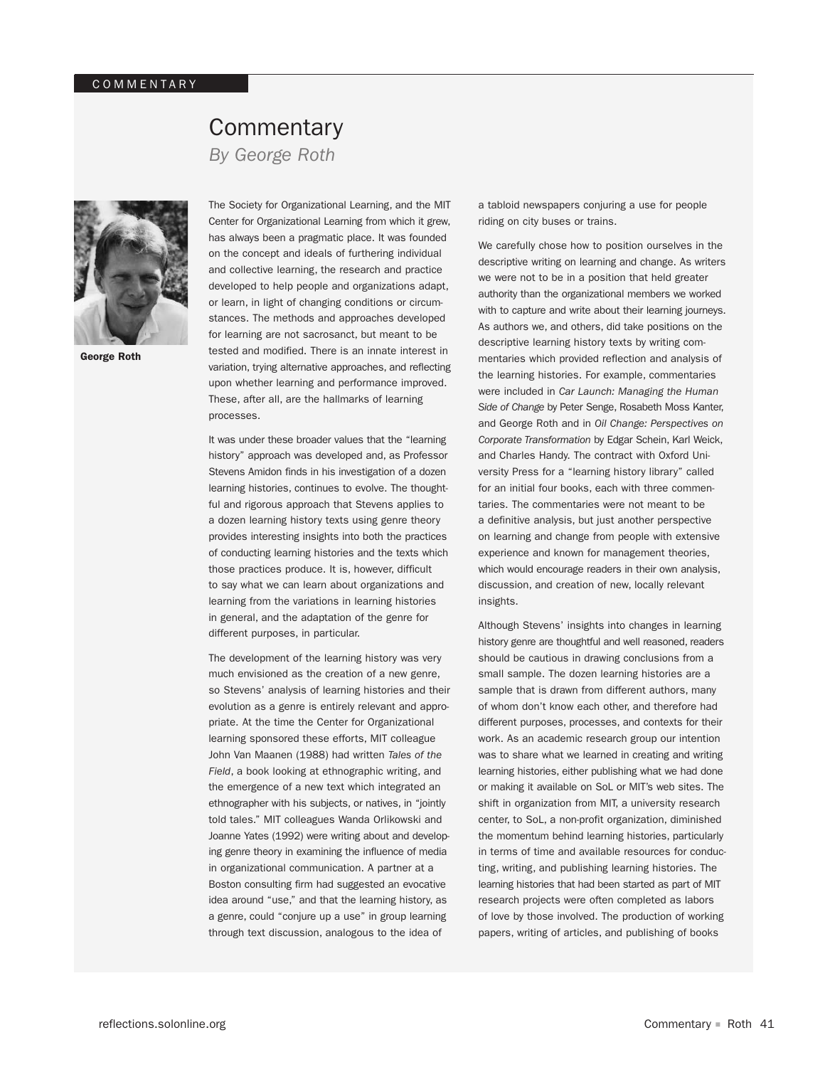# Commentary

*By George Roth*

**George Roth**

The Society for Organizational Learning, and the MIT Center for Organizational Learning from which it grew, has always been a pragmatic place. It was founded on the concept and ideals of furthering individual and collective learning, the research and practice developed to help people and organizations adapt, or learn, in light of changing conditions or circumstances. The methods and approaches developed for learning are not sacrosanct, but meant to be tested and modified. There is an innate interest in variation, trying alternative approaches, and reflecting upon whether learning and performance improved. These, after all, are the hallmarks of learning processes.

It was under these broader values that the "learning history" approach was developed and, as Professor Stevens Amidon finds in his investigation of a dozen learning histories, continues to evolve. The thoughtful and rigorous approach that Stevens applies to a dozen learning history texts using genre theory provides interesting insights into both the practices of conducting learning histories and the texts which those practices produce. It is, however, difficult to say what we can learn about organizations and learning from the variations in learning histories in general, and the adaptation of the genre for different purposes, in particular.

The development of the learning history was very much envisioned as the creation of a new genre, so Stevens' analysis of learning histories and their evolution as a genre is entirely relevant and appropriate. At the time the Center for Organizational learning sponsored these efforts, MIT colleague John Van Maanen (1988) had written *Tales of the Field*, a book looking at ethnographic writing, and the emergence of a new text which integrated an ethnographer with his subjects, or natives, in "jointly told tales." MIT colleagues Wanda Orlikowski and Joanne Yates (1992) were writing about and developing genre theory in examining the influence of media in organizational communication. A partner at a Boston consulting firm had suggested an evocative idea around "use," and that the learning history, as a genre, could "conjure up a use" in group learning through text discussion, analogous to the idea of a tabloid newspapers conjuring a use for people riding on city buses or trains.

We carefully chose how to position ourselves in the descriptive writing on learning and change. As writers we were not to be in a position that held greater authority than the organizational members we worked with to capture and write about their learning journeys. As authors we, and others, did take positions on the descriptive learning history texts by writing commentaries which provided reflection and analysis of the learning histories. For example, commentaries were included in *Car Launch: Managing the Human Side of Change* by Peter Senge, Rosabeth Moss Kanter, and George Roth and in *Oil Change: Perspectives on Corporate Transformation* by Edgar Schein, Karl Weick, and Charles Handy. The contract with Oxford University Press for a "learning history library" called for an initial four books, each with three commentaries. The commentaries were not meant to be a definitive analysis, but just another perspective on learning and change from people with extensive experience and known for management theories, which would encourage readers in their own analysis, discussion, and creation of new, locally relevant insights.

Although Stevens' insights into changes in learning history genre are thoughtful and well reasoned, readers should be cautious in drawing conclusions from a small sample. The dozen learning histories are a sample that is drawn from different authors, many of whom don't know each other, and therefore had different purposes, processes, and contexts for their work. As an academic research group our intention was to share what we learned in creating and writing learning histories, either publishing what we had done or making it available on SoL or MIT's web sites. The shift in organization from MIT, a university research center, to SoL, a non-profit organization, diminished the momentum behind learning histories, particularly in terms of time and available resources for conducting, writing, and publishing learning histories. The learning histories that had been started as part of MIT research projects were often completed as labors of love by those involved. The production of working papers, writing of articles, and publishing of books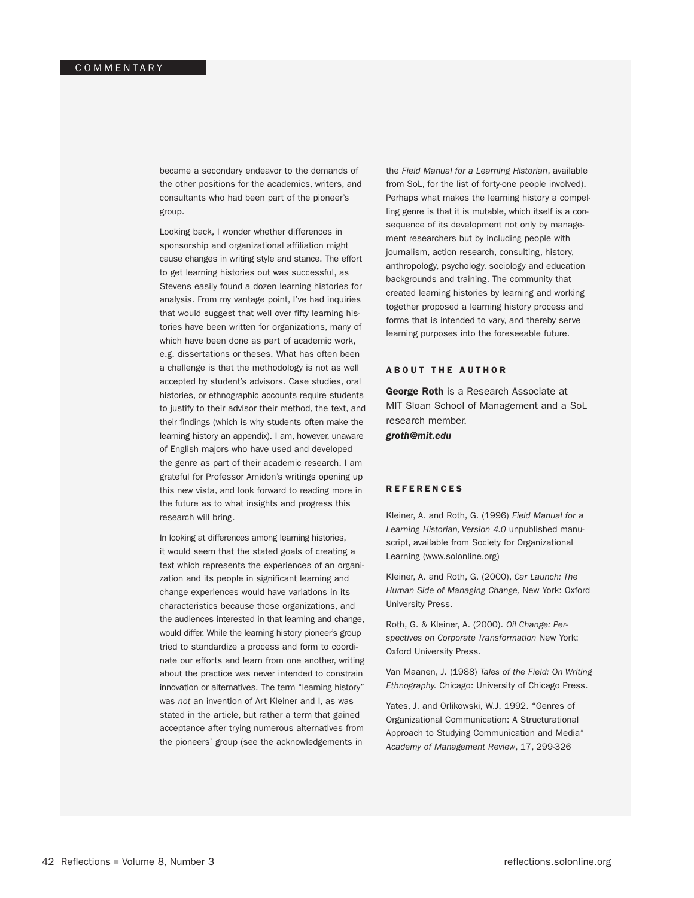became a secondary endeavor to the demands of the other positions for the academics, writers, and consultants who had been part of the pioneer's group.

Looking back, I wonder whether differences in sponsorship and organizational affiliation might cause changes in writing style and stance. The effort to get learning histories out was successful, as Stevens easily found a dozen learning histories for analysis. From my vantage point, I've had inquiries that would suggest that well over fifty learning histories have been written for organizations, many of which have been done as part of academic work, e.g. dissertations or theses. What has often been a challenge is that the methodology is not as well accepted by student's advisors. Case studies, oral histories, or ethnographic accounts require students to justify to their advisor their method, the text, and their findings (which is why students often make the learning history an appendix). I am, however, unaware of English majors who have used and developed the genre as part of their academic research. I am grateful for Professor Amidon's writings opening up this new vista, and look forward to reading more in the future as to what insights and progress this research will bring.

In looking at differences among learning histories, it would seem that the stated goals of creating a text which represents the experiences of an organization and its people in significant learning and change experiences would have variations in its characteristics because those organizations, and the audiences interested in that learning and change, would differ. While the learning history pioneer's group tried to standardize a process and form to coordinate our efforts and learn from one another, writing about the practice was never intended to constrain innovation or alternatives. The term "learning history" was *not* an invention of Art Kleiner and I, as was stated in the article, but rather a term that gained acceptance after trying numerous alternatives from the pioneers' group (see the acknowledgements in the *Field Manual for a Learning Historian*, available from SoL, for the list of forty-one people involved). Perhaps what makes the learning history a compelling genre is that it is mutable, which itself is a consequence of its development not only by management researchers but by including people with journalism, action research, consulting, history, anthropology, psychology, sociology and education backgrounds and training. The community that created learning histories by learning and working together proposed a learning history process and forms that is intended to vary, and thereby serve learning purposes into the foreseeable future.

## ABOUT THE AUTHOR

**George Roth** is a Research Associate at MIT Sloan School of Management and a SoL research member.
***groth@mit.edu***

## REFERENCES

Kleiner, A. and Roth, G. (1996) *Field Manual for a Learning Historian, Version 4.0* unpublished manuscript, available from Society for Organizational Learning (www.solonline.org)

Kleiner, A. and Roth, G. (2000), *Car Launch: The Human Side of Managing Change,* New York: Oxford University Press.

Roth, G. & Kleiner, A. (2000). *Oil Change: Perspectives on Corporate Transformation* New York: Oxford University Press.

Van Maanen, J. (1988) *Tales of the Field: On Writing Ethnography.* Chicago: University of Chicago Press.

Yates, J. and Orlikowski, W.J. 1992. "Genres of Organizational Communication: A Structurational Approach to Studying Communication and Media" *Academy of Management Review*, 17, 299-326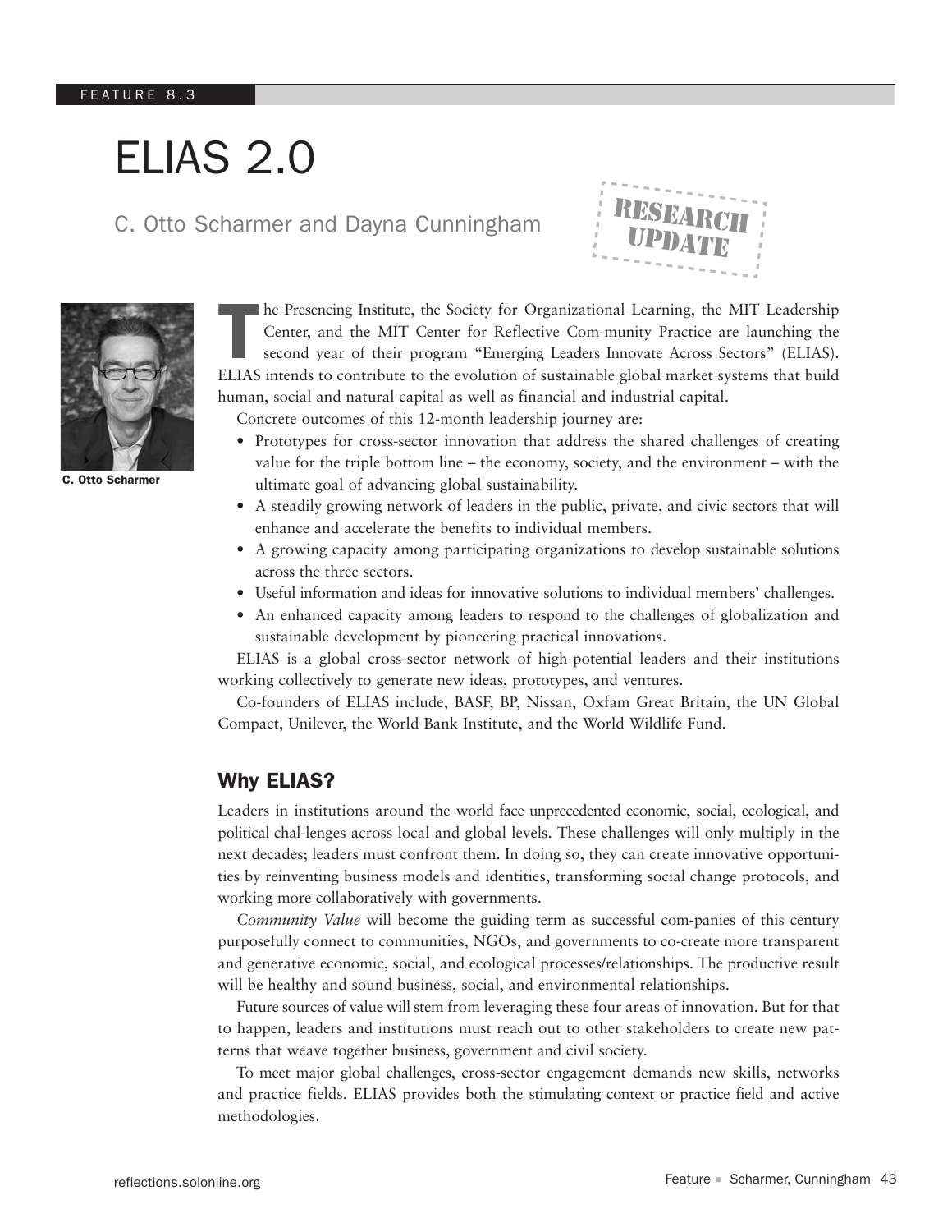FEATURE 8.3

# ELIAS 2.0

## C. Otto Scharmer and Dayna Cunningham

RESEARCH UPDATE

C. Otto Scharmer

The Presencing Institute, the Society for Organizational Learning, the MIT Leadership Center, and the MIT Center for Reflective Com-munity Practice are launching the second year of their program "Emerging Leaders Innovate Across Sectors" (ELIAS). ELIAS intends to contribute to the evolution of sustainable global market systems that build human, social and natural capital as well as financial and industrial capital.

Concrete outcomes of this 12-month leadership journey are:

- Prototypes for cross-sector innovation that address the shared challenges of creating value for the triple bottom line – the economy, society, and the environment – with the ultimate goal of advancing global sustainability.
- A steadily growing network of leaders in the public, private, and civic sectors that will enhance and accelerate the benefits to individual members.
- A growing capacity among participating organizations to develop sustainable solutions across the three sectors.
- Useful information and ideas for innovative solutions to individual members' challenges.
- An enhanced capacity among leaders to respond to the challenges of globalization and sustainable development by pioneering practical innovations.

ELIAS is a global cross-sector network of high-potential leaders and their institutions working collectively to generate new ideas, prototypes, and ventures.

Co-founders of ELIAS include, BASF, BP, Nissan, Oxfam Great Britain, the UN Global Compact, Unilever, the World Bank Institute, and the World Wildlife Fund.

### Why ELIAS?

Leaders in institutions around the world face unprecedented economic, social, ecological, and political chal-lenges across local and global levels. These challenges will only multiply in the next decades; leaders must confront them. In doing so, they can create innovative opportunities by reinventing business models and identities, transforming social change protocols, and working more collaboratively with governments.

*Community Value* will become the guiding term as successful com-panies of this century purposefully connect to communities, NGOs, and governments to co-create more transparent and generative economic, social, and ecological processes/relationships. The productive result will be healthy and sound business, social, and environmental relationships.

Future sources of value will stem from leveraging these four areas of innovation. But for that to happen, leaders and institutions must reach out to other stakeholders to create new patterns that weave together business, government and civil society.

To meet major global challenges, cross-sector engagement demands new skills, networks and practice fields. ELIAS provides both the stimulating context or practice field and active methodologies.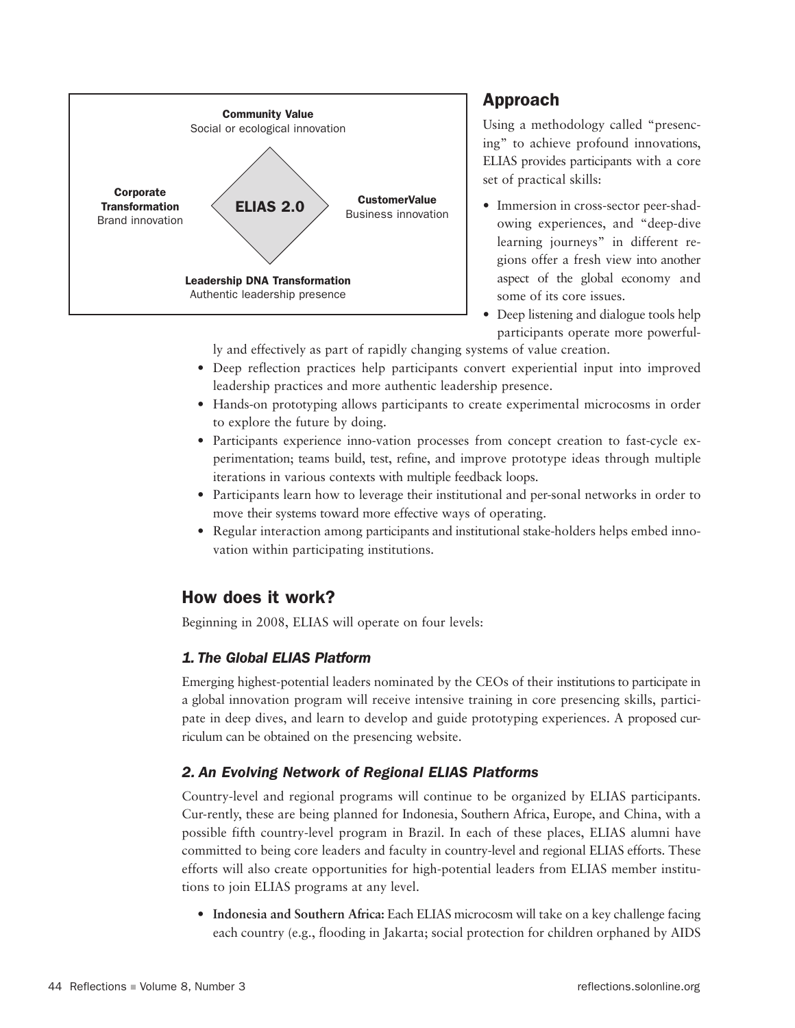**Community Value**
Social or ecological innovation

**Corporate Transformation**
Brand innovation

**ELIAS 2.0**

**CustomerValue**
Business innovation

**Leadership DNA Transformation**
Authentic leadership presence

## Approach

Using a methodology called "presencing" to achieve profound innovations, ELIAS provides participants with a core set of practical skills:

- Immersion in cross-sector peer-shadowing experiences, and "deep-dive learning journeys" in different regions offer a fresh view into another aspect of the global economy and some of its core issues.
- Deep listening and dialogue tools help participants operate more powerfully and effectively as part of rapidly changing systems of value creation.
- Deep reflection practices help participants convert experiential input into improved leadership practices and more authentic leadership presence.
- Hands-on prototyping allows participants to create experimental microcosms in order to explore the future by doing.
- Participants experience inno-vation processes from concept creation to fast-cycle experimentation; teams build, test, refine, and improve prototype ideas through multiple iterations in various contexts with multiple feedback loops.
- Participants learn how to leverage their institutional and per-sonal networks in order to move their systems toward more effective ways of operating.
- Regular interaction among participants and institutional stake-holders helps embed innovation within participating institutions.

## How does it work?

Beginning in 2008, ELIAS will operate on four levels:

### *1. The Global ELIAS Platform*

Emerging highest-potential leaders nominated by the CEOs of their institutions to participate in a global innovation program will receive intensive training in core presencing skills, participate in deep dives, and learn to develop and guide prototyping experiences. A proposed curriculum can be obtained on the presencing website.

### *2. An Evolving Network of Regional ELIAS Platforms*

Country-level and regional programs will continue to be organized by ELIAS participants. Cur-rently, these are being planned for Indonesia, Southern Africa, Europe, and China, with a possible fifth country-level program in Brazil. In each of these places, ELIAS alumni have committed to being core leaders and faculty in country-level and regional ELIAS efforts. These efforts will also create opportunities for high-potential leaders from ELIAS member institutions to join ELIAS programs at any level.

- **Indonesia and Southern Africa:** Each ELIAS microcosm will take on a key challenge facing each country (e.g., flooding in Jakarta; social protection for children orphaned by AIDS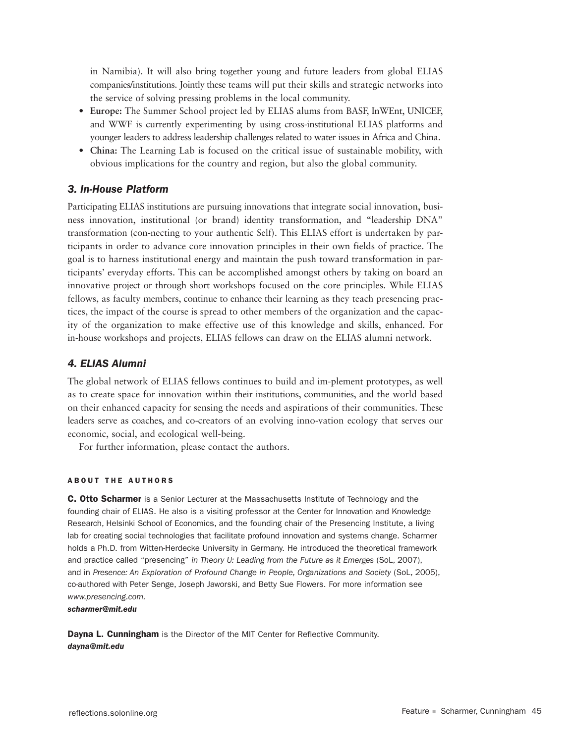in Namibia). It will also bring together young and future leaders from global ELIAS companies/institutions. Jointly these teams will put their skills and strategic networks into the service of solving pressing problems in the local community.

- **Europe:** The Summer School project led by ELIAS alums from BASF, InWEnt, UNICEF, and WWF is currently experimenting by using cross-institutional ELIAS platforms and younger leaders to address leadership challenges related to water issues in Africa and China.
- **China:** The Learning Lab is focused on the critical issue of sustainable mobility, with obvious implications for the country and region, but also the global community.

### *3. In-House Platform*

Participating ELIAS institutions are pursuing innovations that integrate social innovation, business innovation, institutional (or brand) identity transformation, and "leadership DNA" transformation (con-necting to your authentic Self). This ELIAS effort is undertaken by participants in order to advance core innovation principles in their own fields of practice. The goal is to harness institutional energy and maintain the push toward transformation in participants' everyday efforts. This can be accomplished amongst others by taking on board an innovative project or through short workshops focused on the core principles. While ELIAS fellows, as faculty members, continue to enhance their learning as they teach presencing practices, the impact of the course is spread to other members of the organization and the capacity of the organization to make effective use of this knowledge and skills, enhanced. For in-house workshops and projects, ELIAS fellows can draw on the ELIAS alumni network.

### *4. ELIAS Alumni*

The global network of ELIAS fellows continues to build and im-plement prototypes, as well as to create space for innovation within their institutions, communities, and the world based on their enhanced capacity for sensing the needs and aspirations of their communities. These leaders serve as coaches, and co-creators of an evolving inno-vation ecology that serves our economic, social, and ecological well-being.

For further information, please contact the authors.

#### ABOUT THE AUTHORS

**C. Otto Scharmer** is a Senior Lecturer at the Massachusetts Institute of Technology and the founding chair of ELIAS. He also is a visiting professor at the Center for Innovation and Knowledge Research, Helsinki School of Economics, and the founding chair of the Presencing Institute, a living lab for creating social technologies that facilitate profound innovation and systems change. Scharmer holds a Ph.D. from Witten-Herdecke University in Germany. He introduced the theoretical framework and practice called "presencing" *in Theory U: Leading from the Future as it Emerges* (SoL, 2007), and in *Presence: An Exploration of Profound Change in People, Organizations and Society* (SoL, 2005), co-authored with Peter Senge, Joseph Jaworski, and Betty Sue Flowers. For more information see *www.presencing.com.*
***scharmer@mit.edu***

**Dayna L. Cunningham** is the Director of the MIT Center for Reflective Community.
***dayna@mit.edu***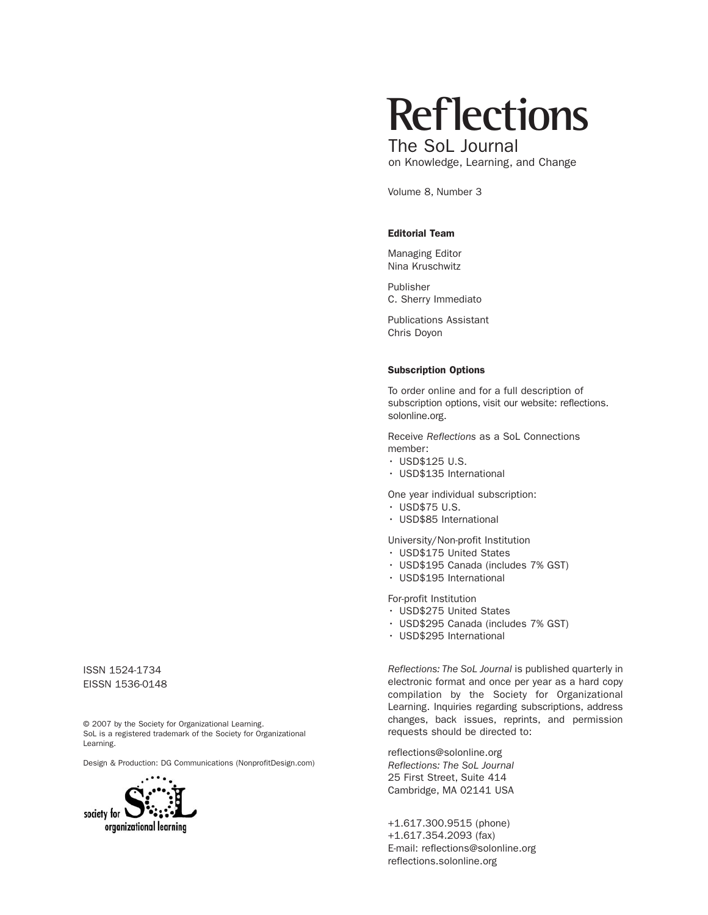# Reflections

## The SoL Journal

on Knowledge, Learning, and Change

Volume 8, Number 3

**Editorial Team**

Managing Editor
Nina Kruschwitz

Publisher
C. Sherry Immediato

Publications Assistant
Chris Doyon

**Subscription Options**

To order online and for a full description of subscription options, visit our website: reflections.solonline.org.

Receive *Reflections* as a SoL Connections member:
- USD$125 U.S.
- USD$135 International

One year individual subscription:
- USD$75 U.S.
- USD$85 International

University/Non-profit Institution
- USD$175 United States
- USD$195 Canada (includes 7% GST)
- USD$195 International

For-profit Institution
- USD$275 United States
- USD$295 Canada (includes 7% GST)
- USD$295 International

*Reflections: The SoL Journal* is published quarterly in electronic format and once per year as a hard copy compilation by the Society for Organizational Learning. Inquiries regarding subscriptions, address changes, back issues, reprints, and permission requests should be directed to:

reflections@solonline.org
*Reflections: The SoL Journal*
25 First Street, Suite 414
Cambridge, MA 02141 USA

+1.617.300.9515 (phone)
+1.617.354.2093 (fax)
E-mail: reflections@solonline.org
reflections.solonline.org

ISSN 1524-1734
EISSN 1536-0148

© 2007 by the Society for Organizational Learning.
SoL is a registered trademark of the Society for Organizational Learning.

Design & Production: DG Communications (NonprofitDesign.com)

society for SoL organizational learning